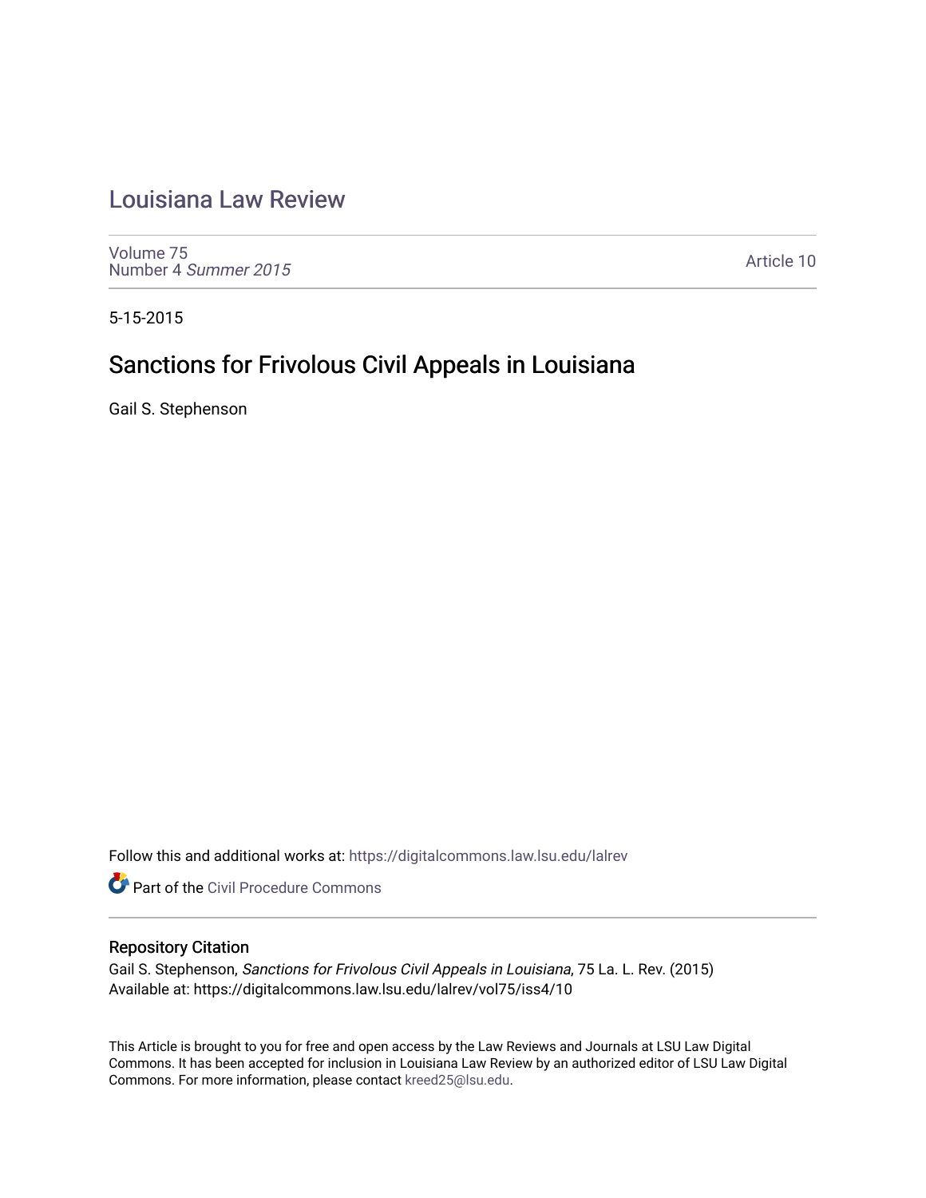# Louisiana Law Review

Volume 75
Number 4 *Summer 2015*

Article 10

5-15-2015

## Sanctions for Frivolous Civil Appeals in Louisiana

Gail S. Stephenson

Follow this and additional works at: https://digitalcommons.law.lsu.edu/lalrev

Part of the Civil Procedure Commons

### Repository Citation

Gail S. Stephenson, *Sanctions for Frivolous Civil Appeals in Louisiana*, 75 La. L. Rev. (2015)
Available at: https://digitalcommons.law.lsu.edu/lalrev/vol75/iss4/10

This Article is brought to you for free and open access by the Law Reviews and Journals at LSU Law Digital Commons. It has been accepted for inclusion in Louisiana Law Review by an authorized editor of LSU Law Digital Commons. For more information, please contact kreed25@lsu.edu.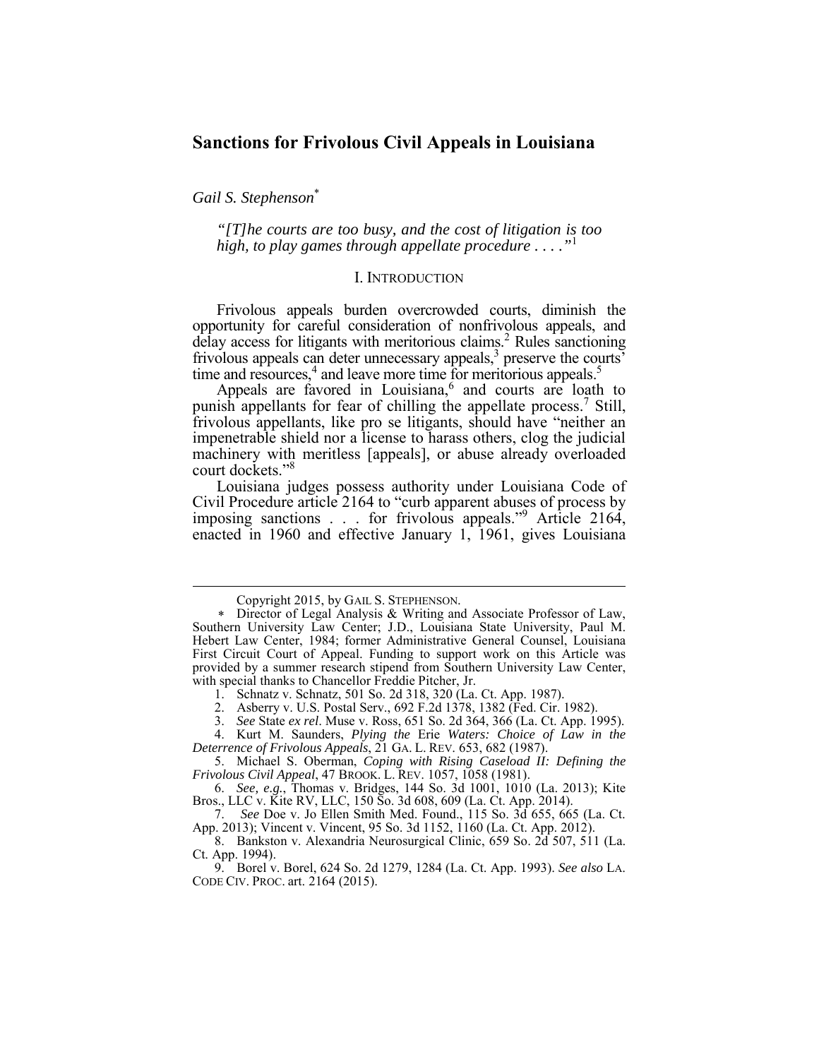# Sanctions for Frivolous Civil Appeals in Louisiana

*Gail S. Stephenson*[*]

> *"[T]he courts are too busy, and the cost of litigation is too high, to play games through appellate procedure . . . ."*[1]

## I. Introduction

Frivolous appeals burden overcrowded courts, diminish the opportunity for careful consideration of nonfrivolous appeals, and delay access for litigants with meritorious claims.[2] Rules sanctioning frivolous appeals can deter unnecessary appeals,[3] preserve the courts' time and resources,[4] and leave more time for meritorious appeals.[5]

Appeals are favored in Louisiana,[6] and courts are loath to punish appellants for fear of chilling the appellate process.[7] Still, frivolous appellants, like pro se litigants, should have "neither an impenetrable shield nor a license to harass others, clog the judicial machinery with meritless [appeals], or abuse already overloaded court dockets."[8]

Louisiana judges possess authority under Louisiana Code of Civil Procedure article 2164 to "curb apparent abuses of process by imposing sanctions . . . for frivolous appeals."[9] Article 2164, enacted in 1960 and effective January 1, 1961, gives Louisiana

---

Copyright 2015, by Gail S. Stephenson.

\* Director of Legal Analysis & Writing and Associate Professor of Law, Southern University Law Center; J.D., Louisiana State University, Paul M. Hebert Law Center, 1984; former Administrative General Counsel, Louisiana First Circuit Court of Appeal. Funding to support work on this Article was provided by a summer research stipend from Southern University Law Center, with special thanks to Chancellor Freddie Pitcher, Jr.

1. Schnatz v. Schnatz, 501 So. 2d 318, 320 (La. Ct. App. 1987).

2. Asberry v. U.S. Postal Serv., 692 F.2d 1378, 1382 (Fed. Cir. 1982).

3. *See* State *ex rel*. Muse v. Ross, 651 So. 2d 364, 366 (La. Ct. App. 1995).

4. Kurt M. Saunders, *Plying the* Erie *Waters: Choice of Law in the Deterrence of Frivolous Appeals*, 21 Ga. L. Rev. 653, 682 (1987).

5. Michael S. Oberman, *Coping with Rising Caseload II: Defining the Frivolous Civil Appeal*, 47 Brook. L. Rev. 1057, 1058 (1981).

6. *See, e.g.*, Thomas v. Bridges, 144 So. 3d 1001, 1010 (La. 2013); Kite Bros., LLC v. Kite RV, LLC, 150 So. 3d 608, 609 (La. Ct. App. 2014).

7. *See* Doe v. Jo Ellen Smith Med. Found., 115 So. 3d 655, 665 (La. Ct. App. 2013); Vincent v. Vincent, 95 So. 3d 1152, 1160 (La. Ct. App. 2012).

8. Bankston v. Alexandria Neurosurgical Clinic, 659 So. 2d 507, 511 (La. Ct. App. 1994).

9. Borel v. Borel, 624 So. 2d 1279, 1284 (La. Ct. App. 1993). *See also* La. Code Civ. Proc. art. 2164 (2015).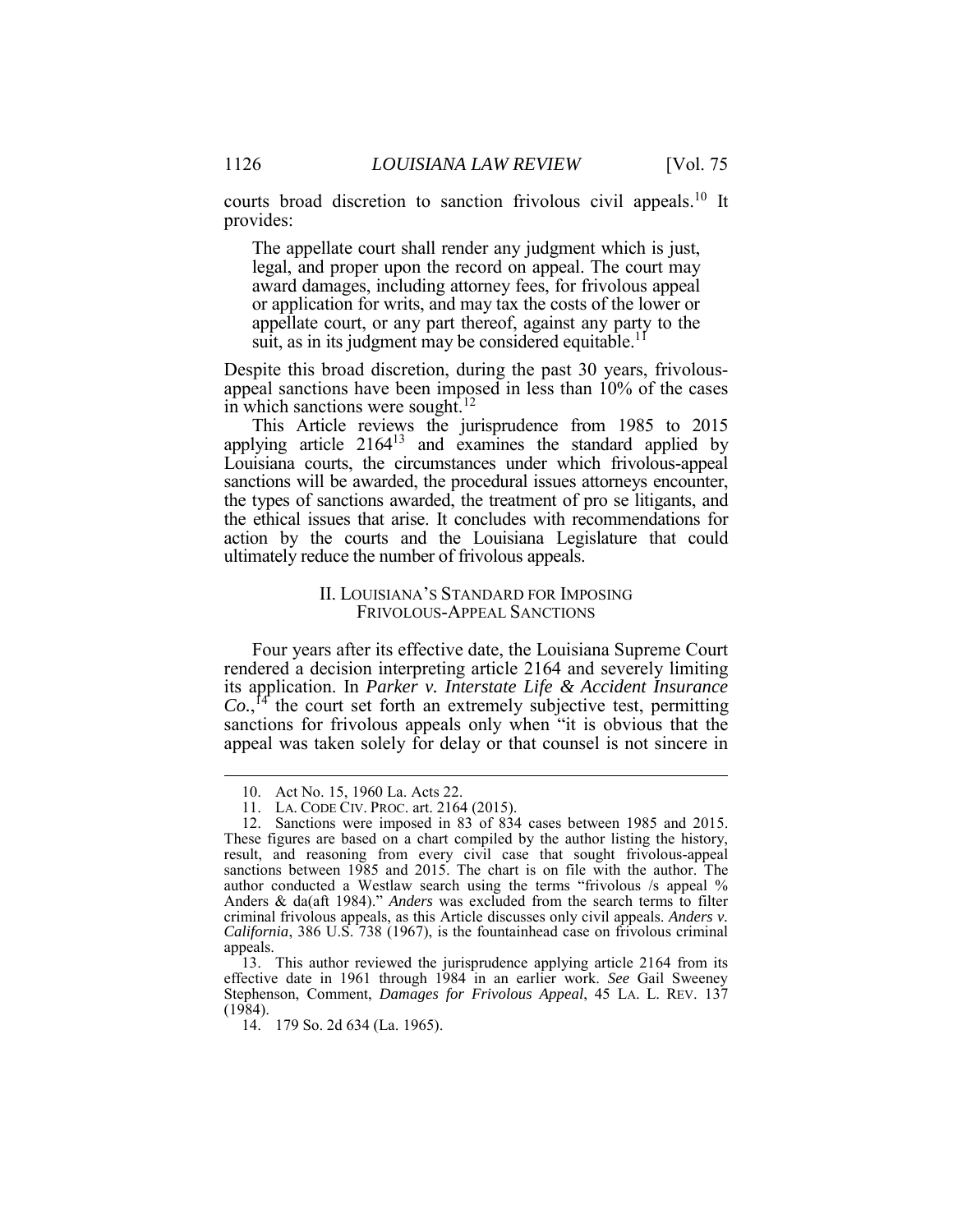courts broad discretion to sanction frivolous civil appeals.[10] It provides:

> The appellate court shall render any judgment which is just, legal, and proper upon the record on appeal. The court may award damages, including attorney fees, for frivolous appeal or application for writs, and may tax the costs of the lower or appellate court, or any part thereof, against any party to the suit, as in its judgment may be considered equitable.[11]

Despite this broad discretion, during the past 30 years, frivolous-appeal sanctions have been imposed in less than 10% of the cases in which sanctions were sought.[12]

This Article reviews the jurisprudence from 1985 to 2015 applying article 2164[13] and examines the standard applied by Louisiana courts, the circumstances under which frivolous-appeal sanctions will be awarded, the procedural issues attorneys encounter, the types of sanctions awarded, the treatment of pro se litigants, and the ethical issues that arise. It concludes with recommendations for action by the courts and the Louisiana Legislature that could ultimately reduce the number of frivolous appeals.

## II. LOUISIANA'S STANDARD FOR IMPOSING FRIVOLOUS-APPEAL SANCTIONS

Four years after its effective date, the Louisiana Supreme Court rendered a decision interpreting article 2164 and severely limiting its application. In *Parker v. Interstate Life & Accident Insurance Co.*,[14] the court set forth an extremely subjective test, permitting sanctions for frivolous appeals only when "it is obvious that the appeal was taken solely for delay or that counsel is not sincere in

---

10. Act No. 15, 1960 La. Acts 22.

11. LA. CODE CIV. PROC. art. 2164 (2015).

12. Sanctions were imposed in 83 of 834 cases between 1985 and 2015. These figures are based on a chart compiled by the author listing the history, result, and reasoning from every civil case that sought frivolous-appeal sanctions between 1985 and 2015. The chart is on file with the author. The author conducted a Westlaw search using the terms "frivolous /s appeal % Anders & da(aft 1984)." *Anders* was excluded from the search terms to filter criminal frivolous appeals, as this Article discusses only civil appeals. *Anders v. California*, 386 U.S. 738 (1967), is the fountainhead case on frivolous criminal appeals.

13. This author reviewed the jurisprudence applying article 2164 from its effective date in 1961 through 1984 in an earlier work. *See* Gail Sweeney Stephenson, Comment, *Damages for Frivolous Appeal*, 45 LA. L. REV. 137 (1984).

14. 179 So. 2d 634 (La. 1965).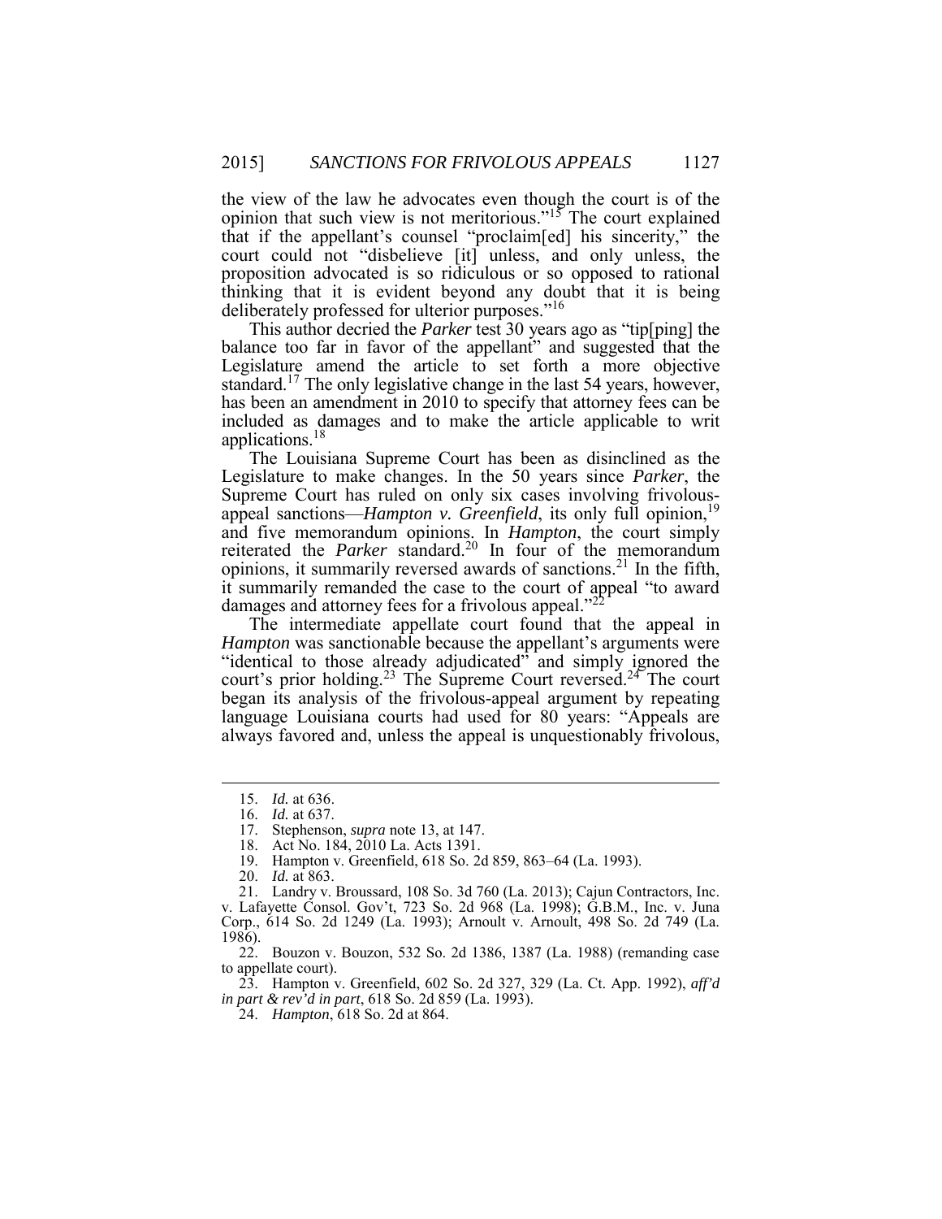the view of the law he advocates even though the court is of the opinion that such view is not meritorious."[15] The court explained that if the appellant's counsel "proclaim[ed] his sincerity," the court could not "disbelieve [it] unless, and only unless, the proposition advocated is so ridiculous or so opposed to rational thinking that it is evident beyond any doubt that it is being deliberately professed for ulterior purposes."[16]

This author decried the *Parker* test 30 years ago as "tip[ping] the balance too far in favor of the appellant" and suggested that the Legislature amend the article to set forth a more objective standard.[17] The only legislative change in the last 54 years, however, has been an amendment in 2010 to specify that attorney fees can be included as damages and to make the article applicable to writ applications.[18]

The Louisiana Supreme Court has been as disinclined as the Legislature to make changes. In the 50 years since *Parker*, the Supreme Court has ruled on only six cases involving frivolous-appeal sanctions—*Hampton v. Greenfield*, its only full opinion,[19] and five memorandum opinions. In *Hampton*, the court simply reiterated the *Parker* standard.[20] In four of the memorandum opinions, it summarily reversed awards of sanctions.[21] In the fifth, it summarily remanded the case to the court of appeal "to award damages and attorney fees for a frivolous appeal."[22]

The intermediate appellate court found that the appeal in *Hampton* was sanctionable because the appellant's arguments were "identical to those already adjudicated" and simply ignored the court's prior holding.[23] The Supreme Court reversed.[24] The court began its analysis of the frivolous-appeal argument by repeating language Louisiana courts had used for 80 years: "Appeals are always favored and, unless the appeal is unquestionably frivolous,

---

15. *Id.* at 636.
16. *Id.* at 637.
17. Stephenson, *supra* note 13, at 147.
18. Act No. 184, 2010 La. Acts 1391.
19. Hampton v. Greenfield, 618 So. 2d 859, 863–64 (La. 1993).
20. *Id.* at 863.
21. Landry v. Broussard, 108 So. 3d 760 (La. 2013); Cajun Contractors, Inc. v. Lafayette Consol. Gov't, 723 So. 2d 968 (La. 1998); G.B.M., Inc. v. Juna Corp., 614 So. 2d 1249 (La. 1993); Arnoult v. Arnoult, 498 So. 2d 749 (La. 1986).
22. Bouzon v. Bouzon, 532 So. 2d 1386, 1387 (La. 1988) (remanding case to appellate court).
23. Hampton v. Greenfield, 602 So. 2d 327, 329 (La. Ct. App. 1992), *aff'd in part & rev'd in part*, 618 So. 2d 859 (La. 1993).
24. *Hampton*, 618 So. 2d at 864.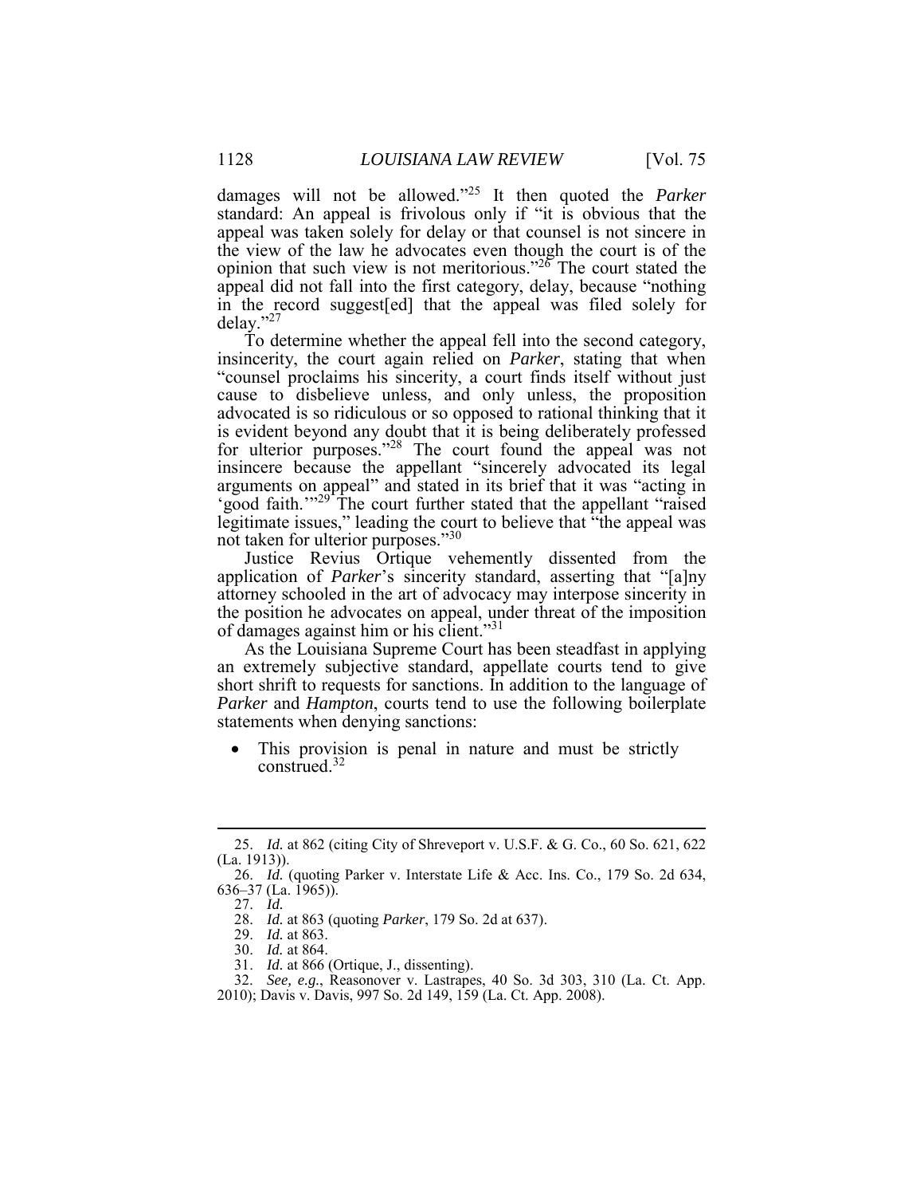damages will not be allowed."[25] It then quoted the *Parker* standard: An appeal is frivolous only if "it is obvious that the appeal was taken solely for delay or that counsel is not sincere in the view of the law he advocates even though the court is of the opinion that such view is not meritorious."[26] The court stated the appeal did not fall into the first category, delay, because "nothing in the record suggest[ed] that the appeal was filed solely for delay."[27]

To determine whether the appeal fell into the second category, insincerity, the court again relied on *Parker*, stating that when "counsel proclaims his sincerity, a court finds itself without just cause to disbelieve unless, and only unless, the proposition advocated is so ridiculous or so opposed to rational thinking that it is evident beyond any doubt that it is being deliberately professed for ulterior purposes."[28] The court found the appeal was not insincere because the appellant "sincerely advocated its legal arguments on appeal" and stated in its brief that it was "acting in 'good faith.'"[29] The court further stated that the appellant "raised legitimate issues," leading the court to believe that "the appeal was not taken for ulterior purposes."[30]

Justice Revius Ortique vehemently dissented from the application of *Parker*'s sincerity standard, asserting that "[a]ny attorney schooled in the art of advocacy may interpose sincerity in the position he advocates on appeal, under threat of the imposition of damages against him or his client."[31]

As the Louisiana Supreme Court has been steadfast in applying an extremely subjective standard, appellate courts tend to give short shrift to requests for sanctions. In addition to the language of *Parker* and *Hampton*, courts tend to use the following boilerplate statements when denying sanctions:

- This provision is penal in nature and must be strictly construed.[32]

---

25. *Id.* at 862 (citing City of Shreveport v. U.S.F. & G. Co., 60 So. 621, 622 (La. 1913)).
26. *Id.* (quoting Parker v. Interstate Life & Acc. Ins. Co., 179 So. 2d 634, 636–37 (La. 1965)).
27. *Id.*
28. *Id.* at 863 (quoting *Parker*, 179 So. 2d at 637).
29. *Id.* at 863.
30. *Id.* at 864.
31. *Id.* at 866 (Ortique, J., dissenting).
32. *See, e.g.*, Reasonover v. Lastrapes, 40 So. 3d 303, 310 (La. Ct. App. 2010); Davis v. Davis, 997 So. 2d 149, 159 (La. Ct. App. 2008).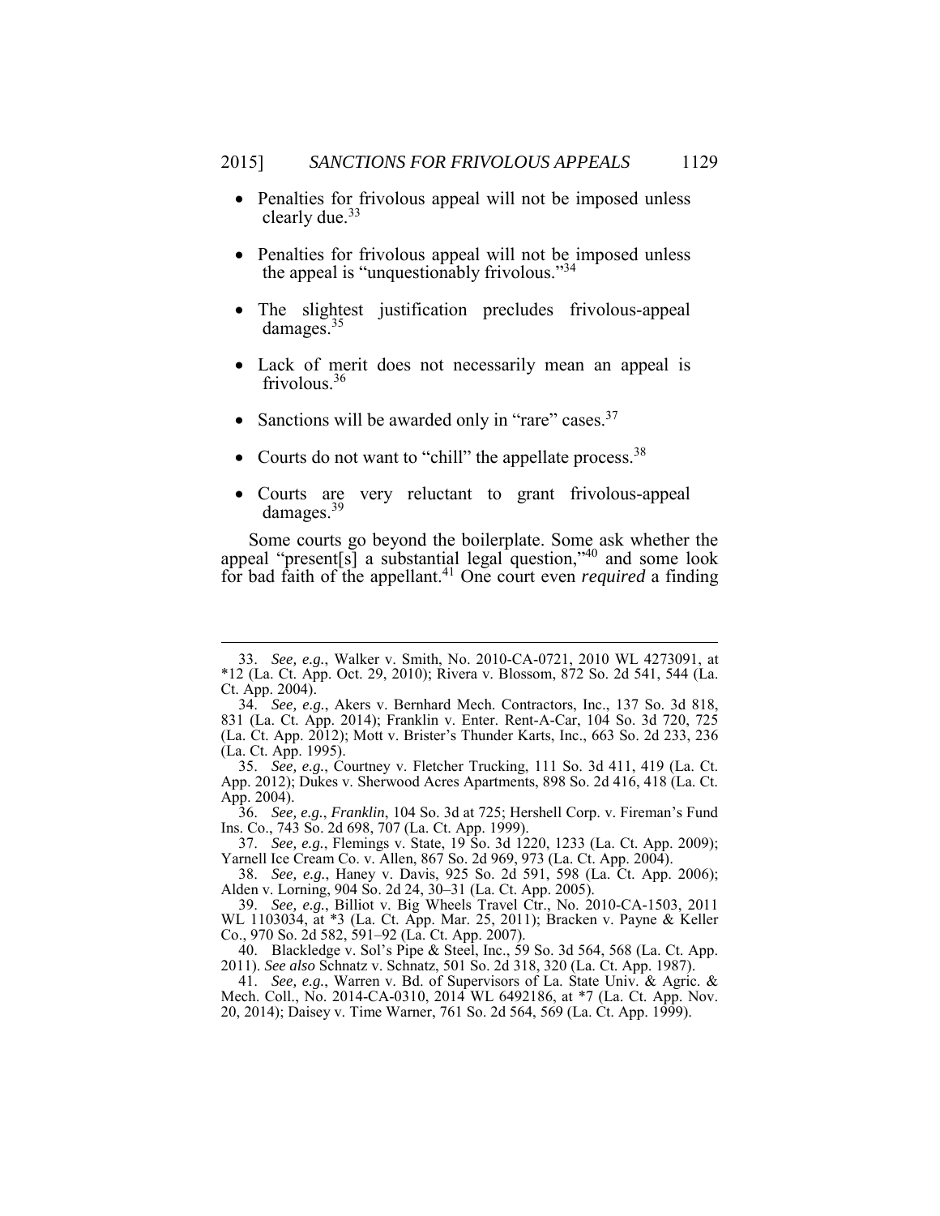- Penalties for frivolous appeal will not be imposed unless clearly due.[33]
- Penalties for frivolous appeal will not be imposed unless the appeal is "unquestionably frivolous."[34]
- The slightest justification precludes frivolous-appeal damages.[35]
- Lack of merit does not necessarily mean an appeal is frivolous.[36]
- Sanctions will be awarded only in "rare" cases.[37]
- Courts do not want to "chill" the appellate process.[38]
- Courts are very reluctant to grant frivolous-appeal damages.[39]

Some courts go beyond the boilerplate. Some ask whether the appeal "present[s] a substantial legal question,"[40] and some look for bad faith of the appellant.[41] One court even *required* a finding

---

33. *See, e.g.*, Walker v. Smith, No. 2010-CA-0721, 2010 WL 4273091, at *12 (La. Ct. App. Oct. 29, 2010); Rivera v. Blossom, 872 So. 2d 541, 544 (La. Ct. App. 2004).

34. *See, e.g.*, Akers v. Bernhard Mech. Contractors, Inc., 137 So. 3d 818, 831 (La. Ct. App. 2014); Franklin v. Enter. Rent-A-Car, 104 So. 3d 720, 725 (La. Ct. App. 2012); Mott v. Brister's Thunder Karts, Inc., 663 So. 2d 233, 236 (La. Ct. App. 1995).

35. *See, e.g.*, Courtney v. Fletcher Trucking, 111 So. 3d 411, 419 (La. Ct. App. 2012); Dukes v. Sherwood Acres Apartments, 898 So. 2d 416, 418 (La. Ct. App. 2004).

36. *See, e.g.*, *Franklin*, 104 So. 3d at 725; Hershell Corp. v. Fireman's Fund Ins. Co., 743 So. 2d 698, 707 (La. Ct. App. 1999).

37. *See, e.g.*, Flemings v. State, 19 So. 3d 1220, 1233 (La. Ct. App. 2009); Yarnell Ice Cream Co. v. Allen, 867 So. 2d 969, 973 (La. Ct. App. 2004).

38. *See, e.g.*, Haney v. Davis, 925 So. 2d 591, 598 (La. Ct. App. 2006); Alden v. Lorning, 904 So. 2d 24, 30–31 (La. Ct. App. 2005).

39. *See, e.g.*, Billiot v. Big Wheels Travel Ctr., No. 2010-CA-1503, 2011 WL 1103034, at *3 (La. Ct. App. Mar. 25, 2011); Bracken v. Payne & Keller Co., 970 So. 2d 582, 591–92 (La. Ct. App. 2007).

40. Blackledge v. Sol's Pipe & Steel, Inc., 59 So. 3d 564, 568 (La. Ct. App. 2011). *See also* Schnatz v. Schnatz, 501 So. 2d 318, 320 (La. Ct. App. 1987).

41. *See, e.g.*, Warren v. Bd. of Supervisors of La. State Univ. & Agric. & Mech. Coll., No. 2014-CA-0310, 2014 WL 6492186, at *7 (La. Ct. App. Nov. 20, 2014); Daisey v. Time Warner, 761 So. 2d 564, 569 (La. Ct. App. 1999).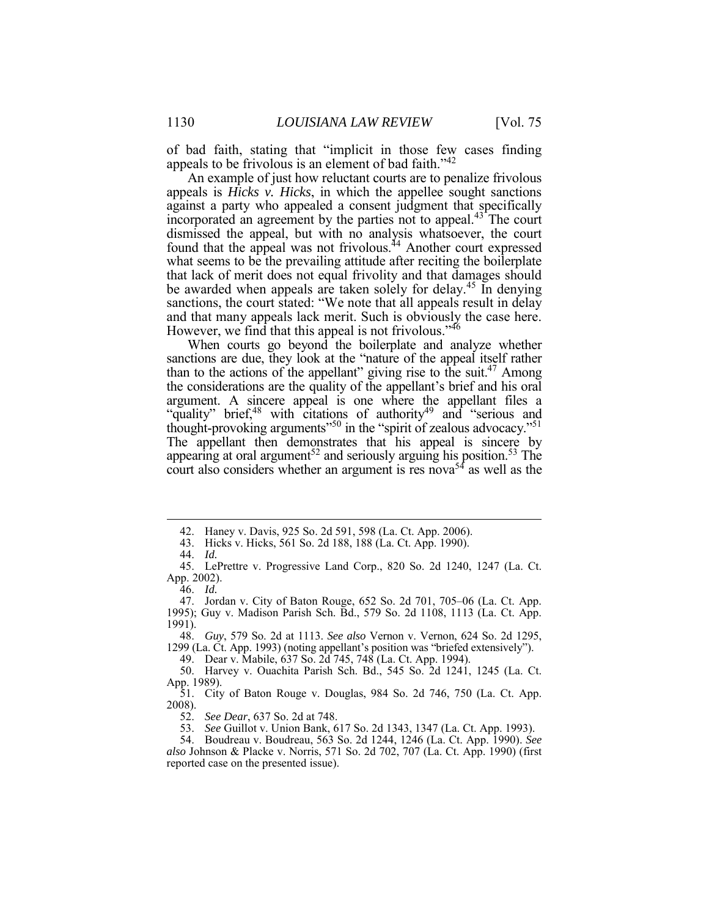of bad faith, stating that "implicit in those few cases finding appeals to be frivolous is an element of bad faith."[42]

An example of just how reluctant courts are to penalize frivolous appeals is *Hicks v. Hicks*, in which the appellee sought sanctions against a party who appealed a consent judgment that specifically incorporated an agreement by the parties not to appeal.[43] The court dismissed the appeal, but with no analysis whatsoever, the court found that the appeal was not frivolous.[44] Another court expressed what seems to be the prevailing attitude after reciting the boilerplate that lack of merit does not equal frivolity and that damages should be awarded when appeals are taken solely for delay.[45] In denying sanctions, the court stated: "We note that all appeals result in delay and that many appeals lack merit. Such is obviously the case here. However, we find that this appeal is not frivolous."[46]

When courts go beyond the boilerplate and analyze whether sanctions are due, they look at the "nature of the appeal itself rather than to the actions of the appellant" giving rise to the suit.[47] Among the considerations are the quality of the appellant's brief and his oral argument. A sincere appeal is one where the appellant files a "quality" brief,[48] with citations of authority[49] and "serious and thought-provoking arguments"[50] in the "spirit of zealous advocacy."[51] The appellant then demonstrates that his appeal is sincere by appearing at oral argument[52] and seriously arguing his position.[53] The court also considers whether an argument is res nova[54] as well as the

---

42. Haney v. Davis, 925 So. 2d 591, 598 (La. Ct. App. 2006).

43. Hicks v. Hicks, 561 So. 2d 188, 188 (La. Ct. App. 1990).

44. *Id.*

45. LePrettre v. Progressive Land Corp., 820 So. 2d 1240, 1247 (La. Ct. App. 2002).

46. *Id.*

47. Jordan v. City of Baton Rouge, 652 So. 2d 701, 705–06 (La. Ct. App. 1995); Guy v. Madison Parish Sch. Bd., 579 So. 2d 1108, 1113 (La. Ct. App. 1991).

48. *Guy*, 579 So. 2d at 1113. *See also* Vernon v. Vernon, 624 So. 2d 1295, 1299 (La. Ct. App. 1993) (noting appellant's position was "briefed extensively").

49. Dear v. Mabile, 637 So. 2d 745, 748 (La. Ct. App. 1994).

50. Harvey v. Ouachita Parish Sch. Bd., 545 So. 2d 1241, 1245 (La. Ct. App. 1989).

51. City of Baton Rouge v. Douglas, 984 So. 2d 746, 750 (La. Ct. App. 2008).

52. *See Dear*, 637 So. 2d at 748.

53. *See* Guillot v. Union Bank, 617 So. 2d 1343, 1347 (La. Ct. App. 1993).

54. Boudreau v. Boudreau, 563 So. 2d 1244, 1246 (La. Ct. App. 1990). *See also* Johnson & Placke v. Norris, 571 So. 2d 702, 707 (La. Ct. App. 1990) (first reported case on the presented issue).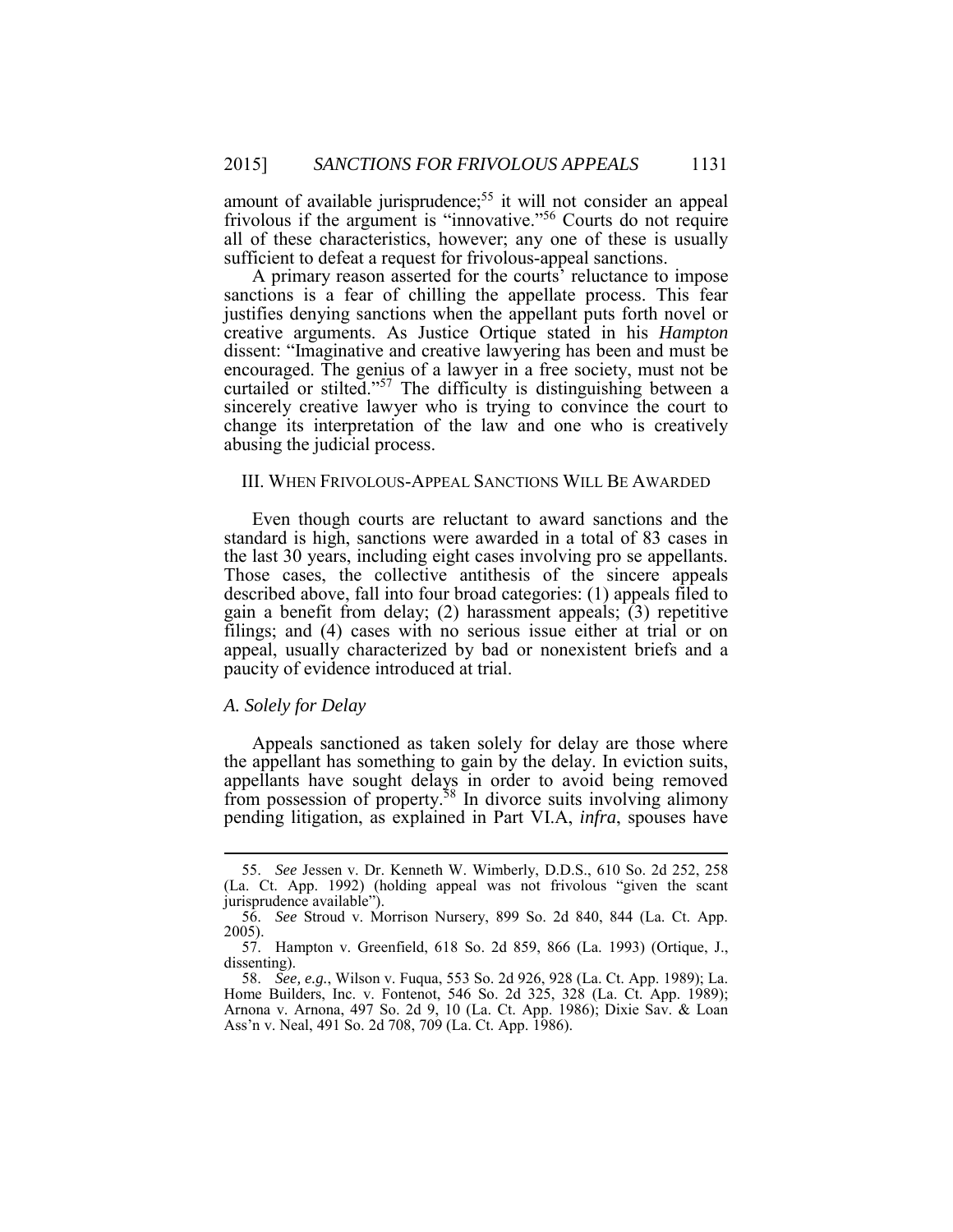amount of available jurisprudence;[55] it will not consider an appeal frivolous if the argument is "innovative."[56] Courts do not require all of these characteristics, however; any one of these is usually sufficient to defeat a request for frivolous-appeal sanctions.

A primary reason asserted for the courts' reluctance to impose sanctions is a fear of chilling the appellate process. This fear justifies denying sanctions when the appellant puts forth novel or creative arguments. As Justice Ortique stated in his *Hampton* dissent: "Imaginative and creative lawyering has been and must be encouraged. The genius of a lawyer in a free society, must not be curtailed or stilted."[57] The difficulty is distinguishing between a sincerely creative lawyer who is trying to convince the court to change its interpretation of the law and one who is creatively abusing the judicial process.

## III. WHEN FRIVOLOUS-APPEAL SANCTIONS WILL BE AWARDED

Even though courts are reluctant to award sanctions and the standard is high, sanctions were awarded in a total of 83 cases in the last 30 years, including eight cases involving pro se appellants. Those cases, the collective antithesis of the sincere appeals described above, fall into four broad categories: (1) appeals filed to gain a benefit from delay; (2) harassment appeals; (3) repetitive filings; and (4) cases with no serious issue either at trial or on appeal, usually characterized by bad or nonexistent briefs and a paucity of evidence introduced at trial.

### *A. Solely for Delay*

Appeals sanctioned as taken solely for delay are those where the appellant has something to gain by the delay. In eviction suits, appellants have sought delays in order to avoid being removed from possession of property.[58] In divorce suits involving alimony pending litigation, as explained in Part VI.A, *infra*, spouses have

---

55. *See* Jessen v. Dr. Kenneth W. Wimberly, D.D.S., 610 So. 2d 252, 258 (La. Ct. App. 1992) (holding appeal was not frivolous "given the scant jurisprudence available").

56. *See* Stroud v. Morrison Nursery, 899 So. 2d 840, 844 (La. Ct. App. 2005).

57. Hampton v. Greenfield, 618 So. 2d 859, 866 (La. 1993) (Ortique, J., dissenting).

58. *See, e.g.*, Wilson v. Fuqua, 553 So. 2d 926, 928 (La. Ct. App. 1989); La. Home Builders, Inc. v. Fontenot, 546 So. 2d 325, 328 (La. Ct. App. 1989); Arnona v. Arnona, 497 So. 2d 9, 10 (La. Ct. App. 1986); Dixie Sav. & Loan Ass'n v. Neal, 491 So. 2d 708, 709 (La. Ct. App. 1986).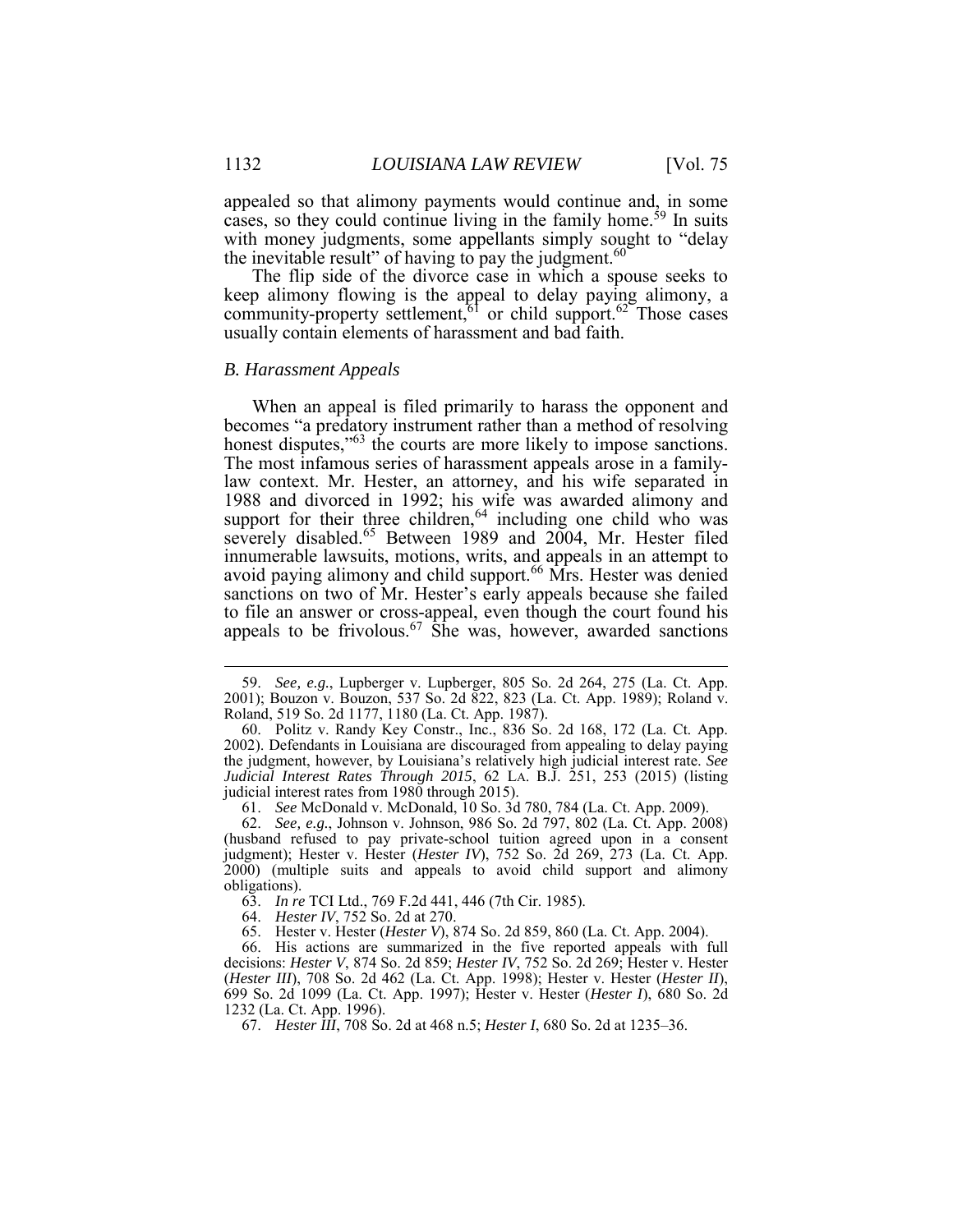appealed so that alimony payments would continue and, in some cases, so they could continue living in the family home.[59] In suits with money judgments, some appellants simply sought to "delay the inevitable result" of having to pay the judgment.[60]

The flip side of the divorce case in which a spouse seeks to keep alimony flowing is the appeal to delay paying alimony, a community-property settlement,[61] or child support.[62] Those cases usually contain elements of harassment and bad faith.

### *B. Harassment Appeals*

When an appeal is filed primarily to harass the opponent and becomes "a predatory instrument rather than a method of resolving honest disputes,"[63] the courts are more likely to impose sanctions. The most infamous series of harassment appeals arose in a family-law context. Mr. Hester, an attorney, and his wife separated in 1988 and divorced in 1992; his wife was awarded alimony and support for their three children,[64] including one child who was severely disabled.[65] Between 1989 and 2004, Mr. Hester filed innumerable lawsuits, motions, writs, and appeals in an attempt to avoid paying alimony and child support.[66] Mrs. Hester was denied sanctions on two of Mr. Hester's early appeals because she failed to file an answer or cross-appeal, even though the court found his appeals to be frivolous.[67] She was, however, awarded sanctions

---

59. *See, e.g.*, Lupberger v. Lupberger, 805 So. 2d 264, 275 (La. Ct. App. 2001); Bouzon v. Bouzon, 537 So. 2d 822, 823 (La. Ct. App. 1989); Roland v. Roland, 519 So. 2d 1177, 1180 (La. Ct. App. 1987).

60. Politz v. Randy Key Constr., Inc., 836 So. 2d 168, 172 (La. Ct. App. 2002). Defendants in Louisiana are discouraged from appealing to delay paying the judgment, however, by Louisiana's relatively high judicial interest rate. *See Judicial Interest Rates Through 2015*, 62 LA. B.J. 251, 253 (2015) (listing judicial interest rates from 1980 through 2015).

61. *See* McDonald v. McDonald, 10 So. 3d 780, 784 (La. Ct. App. 2009).

62. *See, e.g.*, Johnson v. Johnson, 986 So. 2d 797, 802 (La. Ct. App. 2008) (husband refused to pay private-school tuition agreed upon in a consent judgment); Hester v. Hester (*Hester IV*), 752 So. 2d 269, 273 (La. Ct. App. 2000) (multiple suits and appeals to avoid child support and alimony obligations).

63. *In re* TCI Ltd., 769 F.2d 441, 446 (7th Cir. 1985).

64. *Hester IV*, 752 So. 2d at 270.

65. Hester v. Hester (*Hester V*), 874 So. 2d 859, 860 (La. Ct. App. 2004).

66. His actions are summarized in the five reported appeals with full decisions: *Hester V*, 874 So. 2d 859; *Hester IV*, 752 So. 2d 269; Hester v. Hester (*Hester III*), 708 So. 2d 462 (La. Ct. App. 1998); Hester v. Hester (*Hester II*), 699 So. 2d 1099 (La. Ct. App. 1997); Hester v. Hester (*Hester I*), 680 So. 2d 1232 (La. Ct. App. 1996).

67. *Hester III*, 708 So. 2d at 468 n.5; *Hester I*, 680 So. 2d at 1235–36.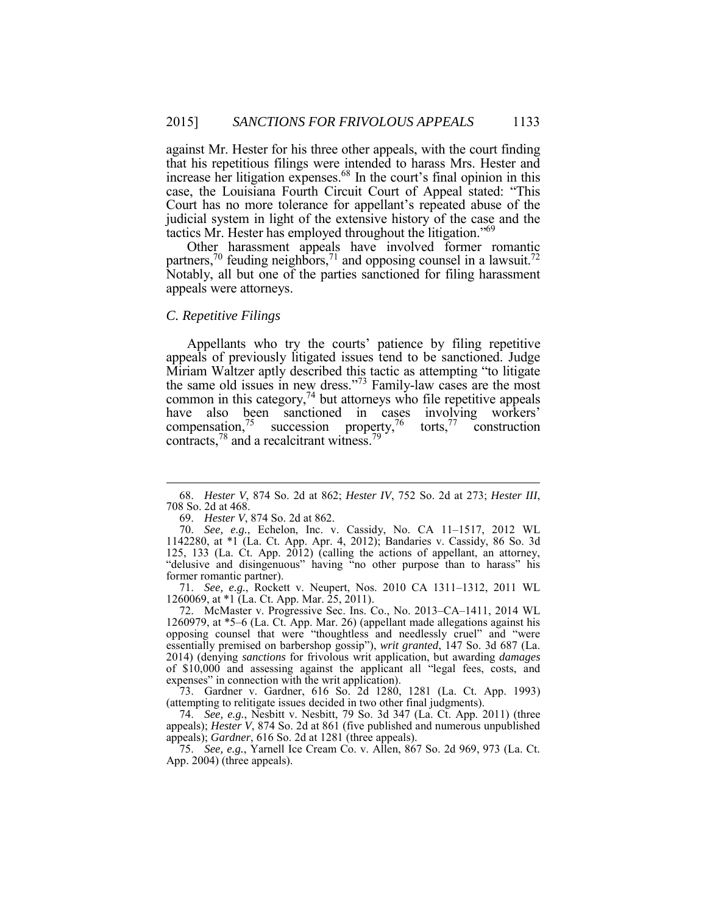against Mr. Hester for his three other appeals, with the court finding that his repetitious filings were intended to harass Mrs. Hester and increase her litigation expenses.[68] In the court's final opinion in this case, the Louisiana Fourth Circuit Court of Appeal stated: "This Court has no more tolerance for appellant's repeated abuse of the judicial system in light of the extensive history of the case and the tactics Mr. Hester has employed throughout the litigation."[69]

Other harassment appeals have involved former romantic partners,[70] feuding neighbors,[71] and opposing counsel in a lawsuit.[72] Notably, all but one of the parties sanctioned for filing harassment appeals were attorneys.

### *C. Repetitive Filings*

Appellants who try the courts' patience by filing repetitive appeals of previously litigated issues tend to be sanctioned. Judge Miriam Waltzer aptly described this tactic as attempting "to litigate the same old issues in new dress."[73] Family-law cases are the most common in this category,[74] but attorneys who file repetitive appeals have also been sanctioned in cases involving workers' compensation,[75] succession property,[76] torts,[77] construction contracts,[78] and a recalcitrant witness.[79]

---

68. *Hester V*, 874 So. 2d at 862; *Hester IV*, 752 So. 2d at 273; *Hester III*, 708 So. 2d at 468.

69. *Hester V*, 874 So. 2d at 862.

70. *See, e.g.*, Echelon, Inc. v. Cassidy, No. CA 11–1517, 2012 WL 1142280, at *1 (La. Ct. App. Apr. 4, 2012); Bandaries v. Cassidy, 86 So. 3d 125, 133 (La. Ct. App. 2012) (calling the actions of appellant, an attorney, "delusive and disingenuous" having "no other purpose than to harass" his former romantic partner).

71. *See, e.g.*, Rockett v. Neupert, Nos. 2010 CA 1311–1312, 2011 WL 1260069, at *1 (La. Ct. App. Mar. 25, 2011).

72. McMaster v. Progressive Sec. Ins. Co., No. 2013–CA–1411, 2014 WL 1260979, at *5–6 (La. Ct. App. Mar. 26) (appellant made allegations against his opposing counsel that were "thoughtless and needlessly cruel" and "were essentially premised on barbershop gossip"), *writ granted*, 147 So. 3d 687 (La. 2014) (denying *sanctions* for frivolous writ application, but awarding *damages* of $10,000 and assessing against the applicant all "legal fees, costs, and expenses" in connection with the writ application).

73. Gardner v. Gardner, 616 So. 2d 1280, 1281 (La. Ct. App. 1993) (attempting to relitigate issues decided in two other final judgments).

74. *See, e.g.*, Nesbitt v. Nesbitt, 79 So. 3d 347 (La. Ct. App. 2011) (three appeals); *Hester V*, 874 So. 2d at 861 (five published and numerous unpublished appeals); *Gardner*, 616 So. 2d at 1281 (three appeals).

75. *See, e.g.*, Yarnell Ice Cream Co. v. Allen, 867 So. 2d 969, 973 (La. Ct. App. 2004) (three appeals).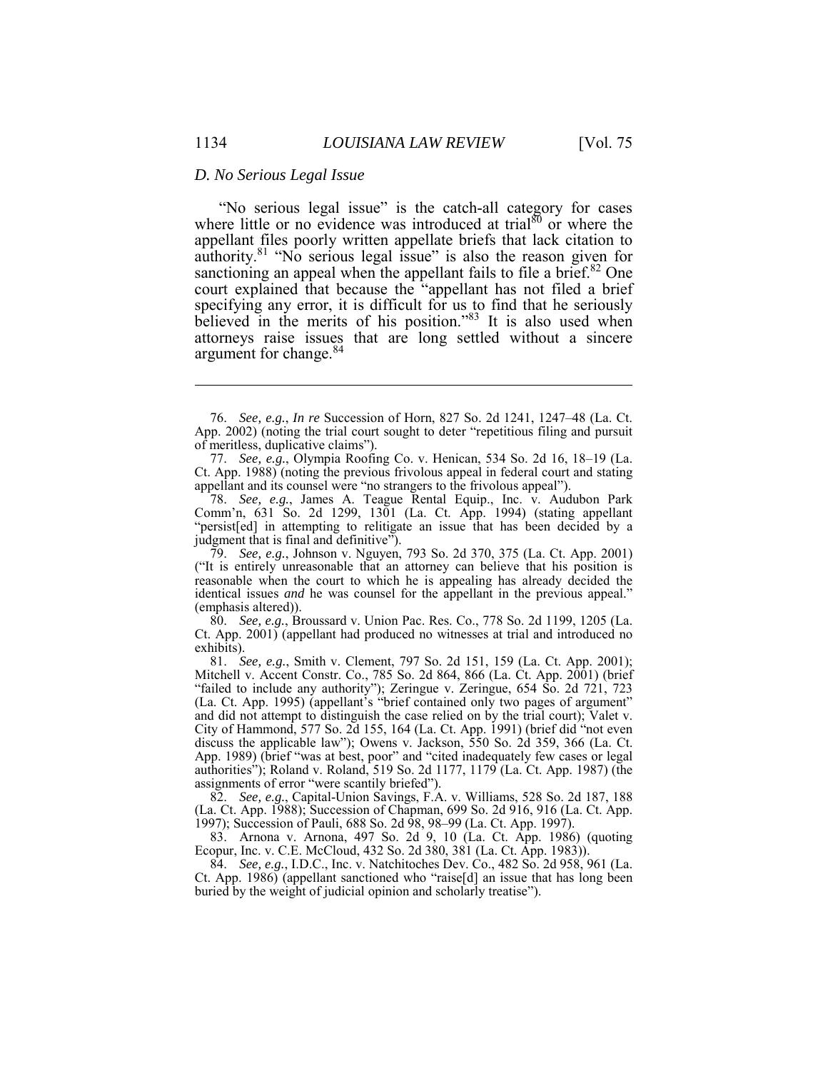### *D. No Serious Legal Issue*

"No serious legal issue" is the catch-all category for cases where little or no evidence was introduced at trial[80] or where the appellant files poorly written appellate briefs that lack citation to authority.[81] "No serious legal issue" is also the reason given for sanctioning an appeal when the appellant fails to file a brief.[82] One court explained that because the "appellant has not filed a brief specifying any error, it is difficult for us to find that he seriously believed in the merits of his position."[83] It is also used when attorneys raise issues that are long settled without a sincere argument for change.[84]

---

76. *See, e.g.*, *In re* Succession of Horn, 827 So. 2d 1241, 1247–48 (La. Ct. App. 2002) (noting the trial court sought to deter "repetitious filing and pursuit of meritless, duplicative claims").

77. *See, e.g.*, Olympia Roofing Co. v. Henican, 534 So. 2d 16, 18–19 (La. Ct. App. 1988) (noting the previous frivolous appeal in federal court and stating appellant and its counsel were "no strangers to the frivolous appeal").

78. *See, e.g.*, James A. Teague Rental Equip., Inc. v. Audubon Park Comm'n, 631 So. 2d 1299, 1301 (La. Ct. App. 1994) (stating appellant "persist[ed] in attempting to relitigate an issue that has been decided by a judgment that is final and definitive").

79. *See, e.g.*, Johnson v. Nguyen, 793 So. 2d 370, 375 (La. Ct. App. 2001) ("It is entirely unreasonable that an attorney can believe that his position is reasonable when the court to which he is appealing has already decided the identical issues *and* he was counsel for the appellant in the previous appeal." (emphasis altered)).

80. *See, e.g.*, Broussard v. Union Pac. Res. Co., 778 So. 2d 1199, 1205 (La. Ct. App. 2001) (appellant had produced no witnesses at trial and introduced no exhibits).

81. *See, e.g.*, Smith v. Clement, 797 So. 2d 151, 159 (La. Ct. App. 2001); Mitchell v. Accent Constr. Co., 785 So. 2d 864, 866 (La. Ct. App. 2001) (brief "failed to include any authority"); Zeringue v. Zeringue, 654 So. 2d 721, 723 (La. Ct. App. 1995) (appellant's "brief contained only two pages of argument" and did not attempt to distinguish the case relied on by the trial court); Valet v. City of Hammond, 577 So. 2d 155, 164 (La. Ct. App. 1991) (brief did "not even discuss the applicable law"); Owens v. Jackson, 550 So. 2d 359, 366 (La. Ct. App. 1989) (brief "was at best, poor" and "cited inadequately few cases or legal authorities"); Roland v. Roland, 519 So. 2d 1177, 1179 (La. Ct. App. 1987) (the assignments of error "were scantily briefed").

82. *See, e.g.*, Capital-Union Savings, F.A. v. Williams, 528 So. 2d 187, 188 (La. Ct. App. 1988); Succession of Chapman, 699 So. 2d 916, 916 (La. Ct. App. 1997); Succession of Pauli, 688 So. 2d 98, 98–99 (La. Ct. App. 1997).

83. Arnona v. Arnona, 497 So. 2d 9, 10 (La. Ct. App. 1986) (quoting Ecopur, Inc. v. C.E. McCloud, 432 So. 2d 380, 381 (La. Ct. App. 1983)).

84. *See, e.g.*, I.D.C., Inc. v. Natchitoches Dev. Co., 482 So. 2d 958, 961 (La. Ct. App. 1986) (appellant sanctioned who "raise[d] an issue that has long been buried by the weight of judicial opinion and scholarly treatise").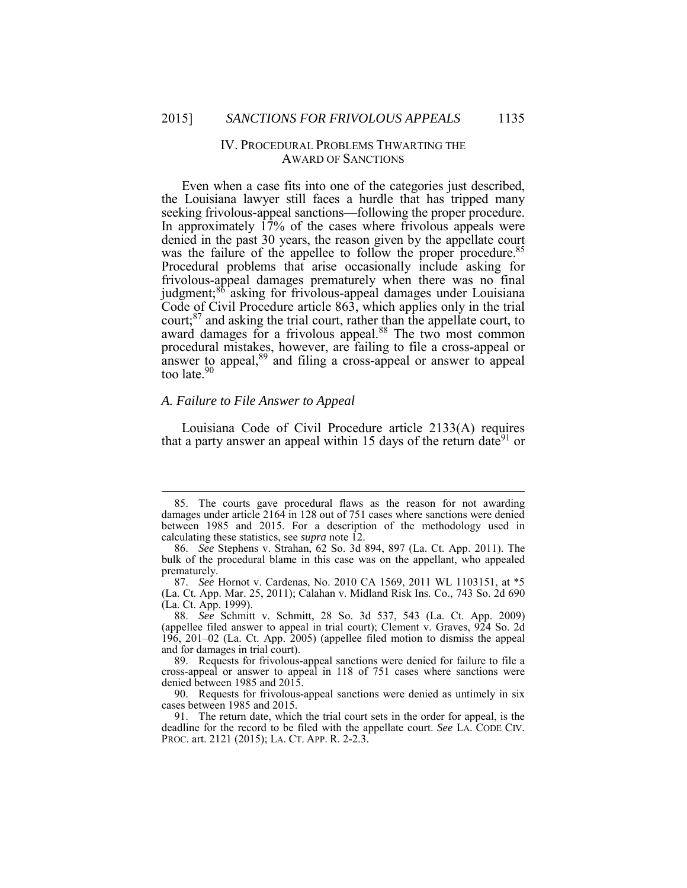## IV. PROCEDURAL PROBLEMS THWARTING THE AWARD OF SANCTIONS

Even when a case fits into one of the categories just described, the Louisiana lawyer still faces a hurdle that has tripped many seeking frivolous-appeal sanctions—following the proper procedure. In approximately 17% of the cases where frivolous appeals were denied in the past 30 years, the reason given by the appellate court was the failure of the appellee to follow the proper procedure.[85] Procedural problems that arise occasionally include asking for frivolous-appeal damages prematurely when there was no final judgment;[86] asking for frivolous-appeal damages under Louisiana Code of Civil Procedure article 863, which applies only in the trial court;[87] and asking the trial court, rather than the appellate court, to award damages for a frivolous appeal.[88] The two most common procedural mistakes, however, are failing to file a cross-appeal or answer to appeal,[89] and filing a cross-appeal or answer to appeal too late.[90]

### *A. Failure to File Answer to Appeal*

Louisiana Code of Civil Procedure article 2133(A) requires that a party answer an appeal within 15 days of the return date[91] or

---

85. The courts gave procedural flaws as the reason for not awarding damages under article 2164 in 128 out of 751 cases where sanctions were denied between 1985 and 2015. For a description of the methodology used in calculating these statistics, see *supra* note 12.

86. *See* Stephens v. Strahan, 62 So. 3d 894, 897 (La. Ct. App. 2011). The bulk of the procedural blame in this case was on the appellant, who appealed prematurely.

87. *See* Hornot v. Cardenas, No. 2010 CA 1569, 2011 WL 1103151, at *5 (La. Ct. App. Mar. 25, 2011); Calahan v. Midland Risk Ins. Co., 743 So. 2d 690 (La. Ct. App. 1999).

88. *See* Schmitt v. Schmitt, 28 So. 3d 537, 543 (La. Ct. App. 2009) (appellee filed answer to appeal in trial court); Clement v. Graves, 924 So. 2d 196, 201–02 (La. Ct. App. 2005) (appellee filed motion to dismiss the appeal and for damages in trial court).

89. Requests for frivolous-appeal sanctions were denied for failure to file a cross-appeal or answer to appeal in 118 of 751 cases where sanctions were denied between 1985 and 2015.

90. Requests for frivolous-appeal sanctions were denied as untimely in six cases between 1985 and 2015.

91. The return date, which the trial court sets in the order for appeal, is the deadline for the record to be filed with the appellate court. *See* LA. CODE CIV. PROC. art. 2121 (2015); LA. CT. APP. R. 2-2.3.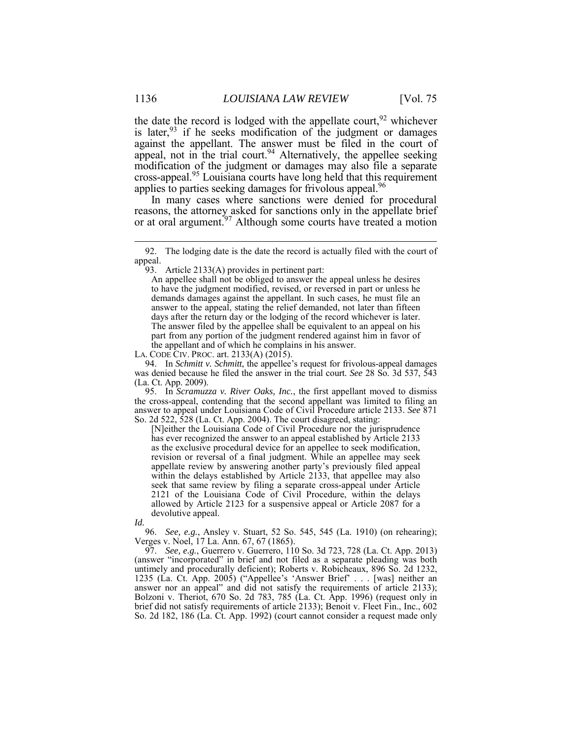the date the record is lodged with the appellate court,[92] whichever is later,[93] if he seeks modification of the judgment or damages against the appellant. The answer must be filed in the court of appeal, not in the trial court.[94] Alternatively, the appellee seeking modification of the judgment or damages may also file a separate cross-appeal.[95] Louisiana courts have long held that this requirement applies to parties seeking damages for frivolous appeal.[96]

In many cases where sanctions were denied for procedural reasons, the attorney asked for sanctions only in the appellate brief or at oral argument.[97] Although some courts have treated a motion

---

92. The lodging date is the date the record is actually filed with the court of appeal.

93. Article 2133(A) provides in pertinent part:

> An appellee shall not be obliged to answer the appeal unless he desires to have the judgment modified, revised, or reversed in part or unless he demands damages against the appellant. In such cases, he must file an answer to the appeal, stating the relief demanded, not later than fifteen days after the return day or the lodging of the record whichever is later. The answer filed by the appellee shall be equivalent to an appeal on his part from any portion of the judgment rendered against him in favor of the appellant and of which he complains in his answer.

LA. CODE CIV. PROC. art. 2133(A) (2015).

94. In *Schmitt v. Schmitt*, the appellee's request for frivolous-appeal damages was denied because he filed the answer in the trial court. *See* 28 So. 3d 537, 543 (La. Ct. App. 2009).

95. In *Scramuzza v. River Oaks, Inc.*, the first appellant moved to dismiss the cross-appeal, contending that the second appellant was limited to filing an answer to appeal under Louisiana Code of Civil Procedure article 2133. *See* 871 So. 2d 522, 528 (La. Ct. App. 2004). The court disagreed, stating:

> [N]either the Louisiana Code of Civil Procedure nor the jurisprudence has ever recognized the answer to an appeal established by Article 2133 as the exclusive procedural device for an appellee to seek modification, revision or reversal of a final judgment. While an appellee may seek appellate review by answering another party's previously filed appeal within the delays established by Article 2133, that appellee may also seek that same review by filing a separate cross-appeal under Article 2121 of the Louisiana Code of Civil Procedure, within the delays allowed by Article 2123 for a suspensive appeal or Article 2087 for a devolutive appeal.

*Id.*

96. *See, e.g.*, Ansley v. Stuart, 52 So. 545, 545 (La. 1910) (on rehearing); Verges v. Noel, 17 La. Ann. 67, 67 (1865).

97. *See, e.g.*, Guerrero v. Guerrero, 110 So. 3d 723, 728 (La. Ct. App. 2013) (answer "incorporated" in brief and not filed as a separate pleading was both untimely and procedurally deficient); Roberts v. Robicheaux, 896 So. 2d 1232, 1235 (La. Ct. App. 2005) ("Appellee's 'Answer Brief' . . . [was] neither an answer nor an appeal" and did not satisfy the requirements of article 2133); Bolzoni v. Theriot, 670 So. 2d 783, 785 (La. Ct. App. 1996) (request only in brief did not satisfy requirements of article 2133); Benoit v. Fleet Fin., Inc., 602 So. 2d 182, 186 (La. Ct. App. 1992) (court cannot consider a request made only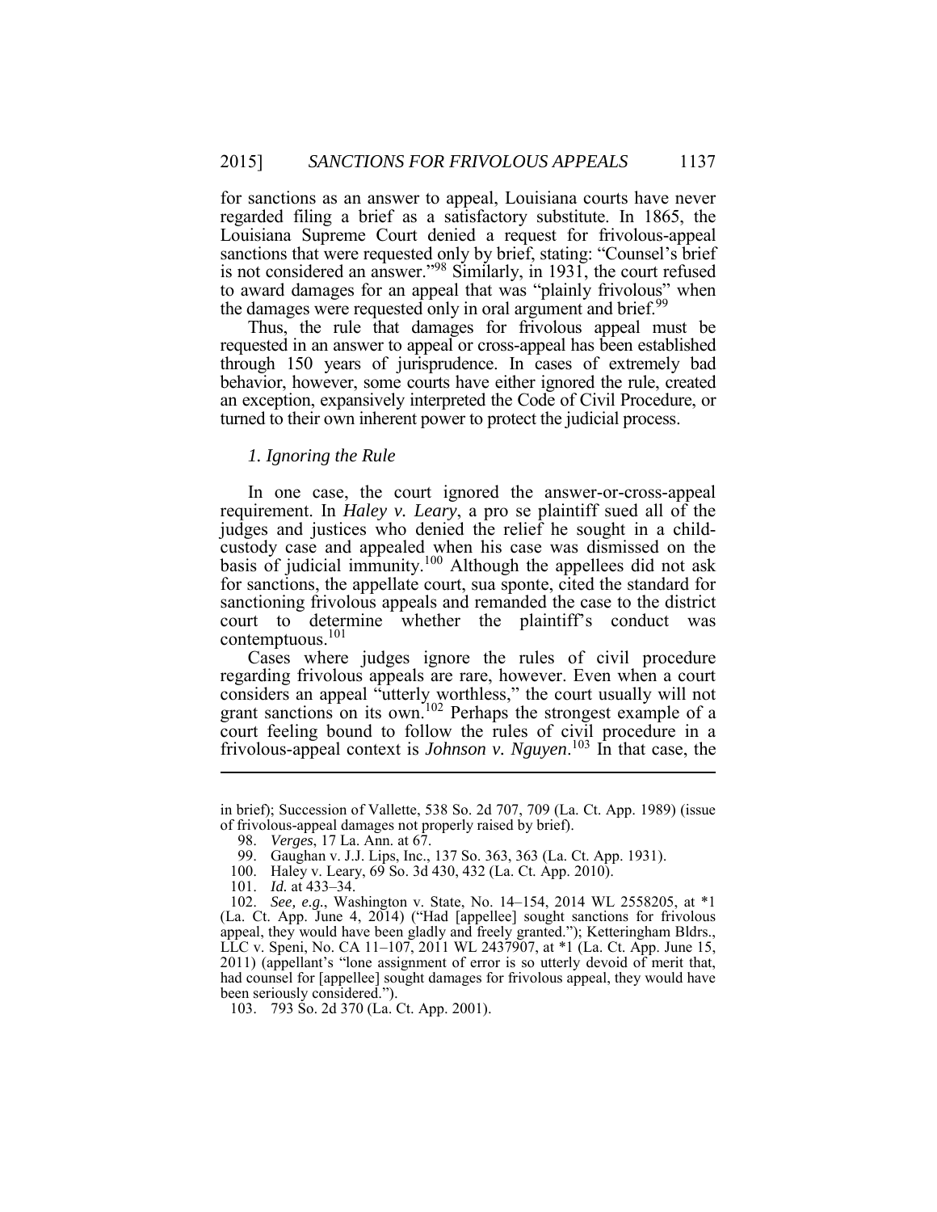for sanctions as an answer to appeal, Louisiana courts have never regarded filing a brief as a satisfactory substitute. In 1865, the Louisiana Supreme Court denied a request for frivolous-appeal sanctions that were requested only by brief, stating: "Counsel's brief is not considered an answer."[98] Similarly, in 1931, the court refused to award damages for an appeal that was "plainly frivolous" when the damages were requested only in oral argument and brief.[99]

Thus, the rule that damages for frivolous appeal must be requested in an answer to appeal or cross-appeal has been established through 150 years of jurisprudence. In cases of extremely bad behavior, however, some courts have either ignored the rule, created an exception, expansively interpreted the Code of Civil Procedure, or turned to their own inherent power to protect the judicial process.

### *1. Ignoring the Rule*

In one case, the court ignored the answer-or-cross-appeal requirement. In *Haley v. Leary*, a pro se plaintiff sued all of the judges and justices who denied the relief he sought in a child-custody case and appealed when his case was dismissed on the basis of judicial immunity.[100] Although the appellees did not ask for sanctions, the appellate court, sua sponte, cited the standard for sanctioning frivolous appeals and remanded the case to the district court to determine whether the plaintiff's conduct was contemptuous.[101]

Cases where judges ignore the rules of civil procedure regarding frivolous appeals are rare, however. Even when a court considers an appeal "utterly worthless," the court usually will not grant sanctions on its own.[102] Perhaps the strongest example of a court feeling bound to follow the rules of civil procedure in a frivolous-appeal context is *Johnson v. Nguyen*.[103] In that case, the

---

in brief); Succession of Vallette, 538 So. 2d 707, 709 (La. Ct. App. 1989) (issue of frivolous-appeal damages not properly raised by brief).

98. *Verges*, 17 La. Ann. at 67.

99. Gaughan v. J.J. Lips, Inc., 137 So. 363, 363 (La. Ct. App. 1931).

100. Haley v. Leary, 69 So. 3d 430, 432 (La. Ct. App. 2010).

101. *Id.* at 433–34.

102. *See, e.g.*, Washington v. State, No. 14–154, 2014 WL 2558205, at *1 (La. Ct. App. June 4, 2014) ("Had [appellee] sought sanctions for frivolous appeal, they would have been gladly and freely granted."); Ketteringham Bldrs., LLC v. Speni, No. CA 11–107, 2011 WL 2437907, at *1 (La. Ct. App. June 15, 2011) (appellant's "lone assignment of error is so utterly devoid of merit that, had counsel for [appellee] sought damages for frivolous appeal, they would have been seriously considered.").

103. 793 So. 2d 370 (La. Ct. App. 2001).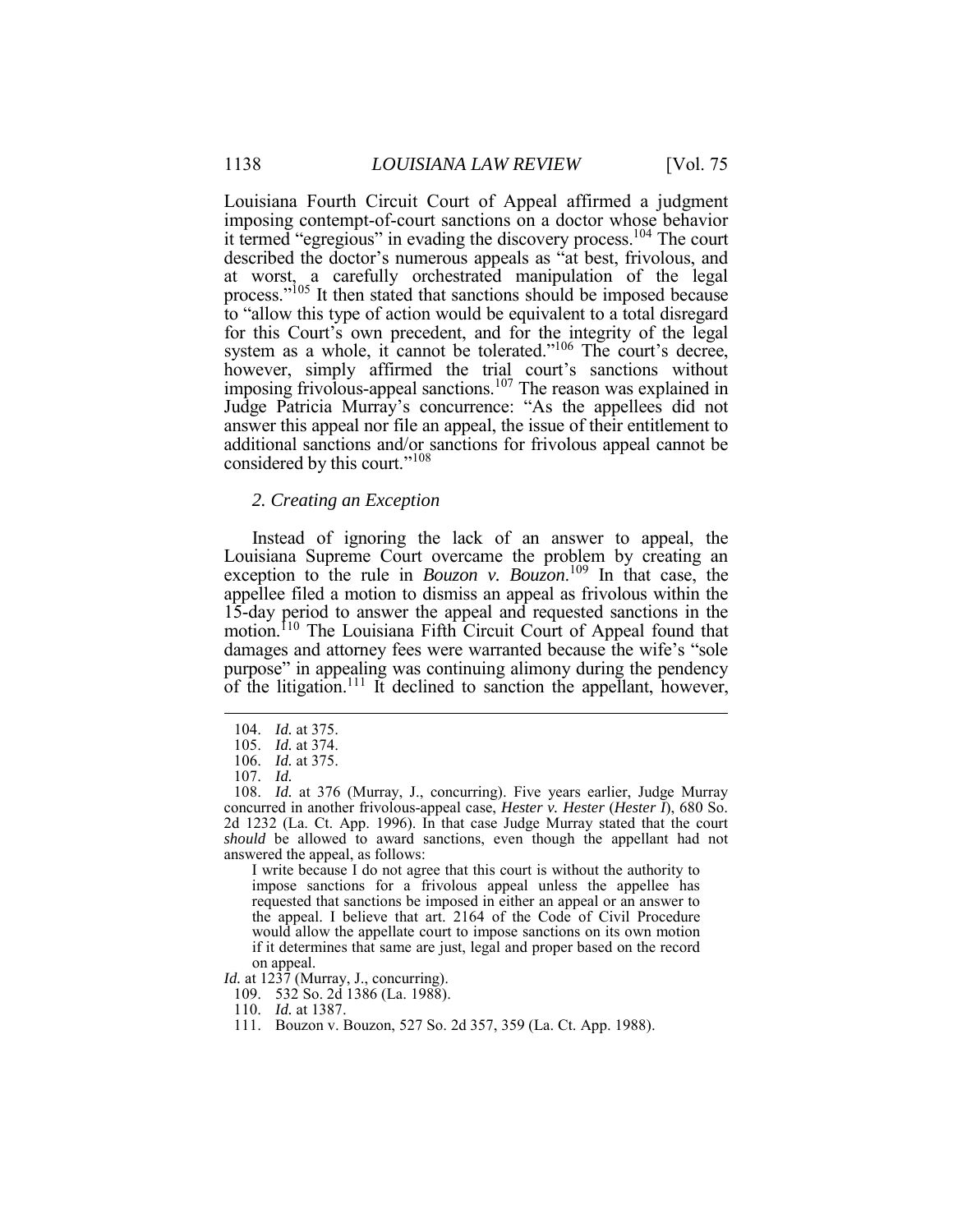Louisiana Fourth Circuit Court of Appeal affirmed a judgment imposing contempt-of-court sanctions on a doctor whose behavior it termed "egregious" in evading the discovery process.[104] The court described the doctor's numerous appeals as "at best, frivolous, and at worst, a carefully orchestrated manipulation of the legal process."[105] It then stated that sanctions should be imposed because to "allow this type of action would be equivalent to a total disregard for this Court's own precedent, and for the integrity of the legal system as a whole, it cannot be tolerated."[106] The court's decree, however, simply affirmed the trial court's sanctions without imposing frivolous-appeal sanctions.[107] The reason was explained in Judge Patricia Murray's concurrence: "As the appellees did not answer this appeal nor file an appeal, the issue of their entitlement to additional sanctions and/or sanctions for frivolous appeal cannot be considered by this court."[108]

### *2. Creating an Exception*

Instead of ignoring the lack of an answer to appeal, the Louisiana Supreme Court overcame the problem by creating an exception to the rule in *Bouzon v. Bouzon*.[109] In that case, the appellee filed a motion to dismiss an appeal as frivolous within the 15-day period to answer the appeal and requested sanctions in the motion.[110] The Louisiana Fifth Circuit Court of Appeal found that damages and attorney fees were warranted because the wife's "sole purpose" in appealing was continuing alimony during the pendency of the litigation.[111] It declined to sanction the appellant, however,

---

104. *Id.* at 375.

105. *Id.* at 374.

106. *Id.* at 375.

107. *Id.*

108. *Id.* at 376 (Murray, J., concurring). Five years earlier, Judge Murray concurred in another frivolous-appeal case, *Hester v. Hester* (*Hester I*), 680 So. 2d 1232 (La. Ct. App. 1996). In that case Judge Murray stated that the court *should* be allowed to award sanctions, even though the appellant had not answered the appeal, as follows:

> I write because I do not agree that this court is without the authority to impose sanctions for a frivolous appeal unless the appellee has requested that sanctions be imposed in either an appeal or an answer to the appeal. I believe that art. 2164 of the Code of Civil Procedure would allow the appellate court to impose sanctions on its own motion if it determines that same are just, legal and proper based on the record on appeal.

*Id.* at 1237 (Murray, J., concurring).

109. 532 So. 2d 1386 (La. 1988).

110. *Id.* at 1387.

111. Bouzon v. Bouzon, 527 So. 2d 357, 359 (La. Ct. App. 1988).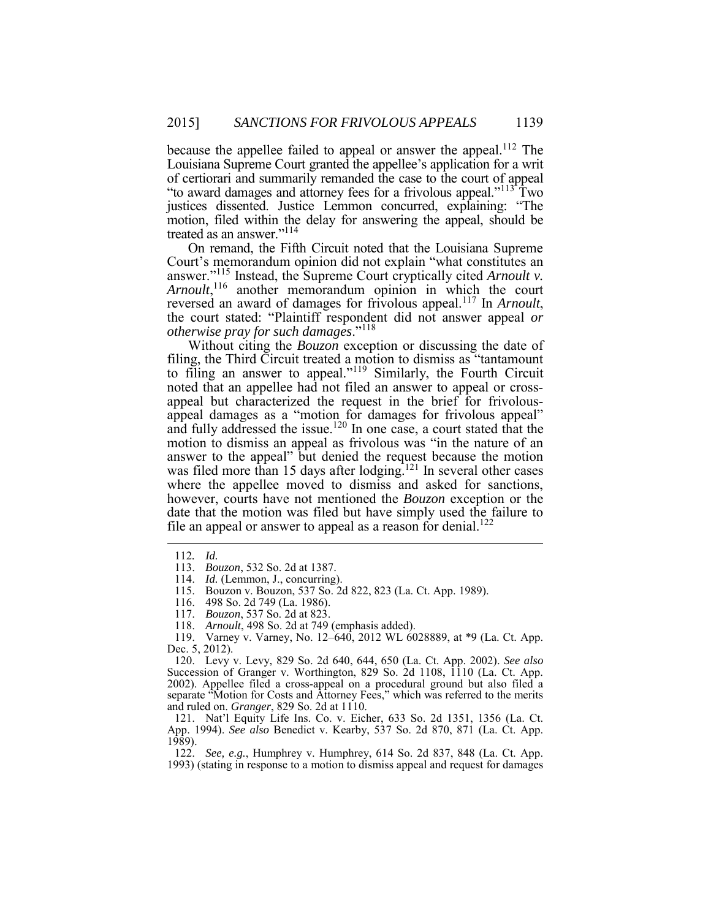because the appellee failed to appeal or answer the appeal.[112] The Louisiana Supreme Court granted the appellee's application for a writ of certiorari and summarily remanded the case to the court of appeal "to award damages and attorney fees for a frivolous appeal."[113] Two justices dissented. Justice Lemmon concurred, explaining: "The motion, filed within the delay for answering the appeal, should be treated as an answer."[114]

On remand, the Fifth Circuit noted that the Louisiana Supreme Court's memorandum opinion did not explain "what constitutes an answer."[115] Instead, the Supreme Court cryptically cited *Arnoult v. Arnoult*,[116] another memorandum opinion in which the court reversed an award of damages for frivolous appeal.[117] In *Arnoult*, the court stated: "Plaintiff respondent did not answer appeal *or otherwise pray for such damages*."[118]

Without citing the *Bouzon* exception or discussing the date of filing, the Third Circuit treated a motion to dismiss as "tantamount to filing an answer to appeal."[119] Similarly, the Fourth Circuit noted that an appellee had not filed an answer to appeal or cross-appeal but characterized the request in the brief for frivolous-appeal damages as a "motion for damages for frivolous appeal" and fully addressed the issue.[120] In one case, a court stated that the motion to dismiss an appeal as frivolous was "in the nature of an answer to the appeal" but denied the request because the motion was filed more than 15 days after lodging.[121] In several other cases where the appellee moved to dismiss and asked for sanctions, however, courts have not mentioned the *Bouzon* exception or the date that the motion was filed but have simply used the failure to file an appeal or answer to appeal as a reason for denial.[122]

---

112. *Id.*

113. *Bouzon*, 532 So. 2d at 1387.

114. *Id.* (Lemmon, J., concurring).

115. Bouzon v. Bouzon, 537 So. 2d 822, 823 (La. Ct. App. 1989).

116. 498 So. 2d 749 (La. 1986).

117. *Bouzon*, 537 So. 2d at 823.

118. *Arnoult*, 498 So. 2d at 749 (emphasis added).

119. Varney v. Varney, No. 12–640, 2012 WL 6028889, at *9 (La. Ct. App. Dec. 5, 2012).

120. Levy v. Levy, 829 So. 2d 640, 644, 650 (La. Ct. App. 2002). *See also* Succession of Granger v. Worthington, 829 So. 2d 1108, 1110 (La. Ct. App. 2002). Appellee filed a cross-appeal on a procedural ground but also filed a separate "Motion for Costs and Attorney Fees," which was referred to the merits and ruled on. *Granger*, 829 So. 2d at 1110.

121. Nat'l Equity Life Ins. Co. v. Eicher, 633 So. 2d 1351, 1356 (La. Ct. App. 1994). *See also* Benedict v. Kearby, 537 So. 2d 870, 871 (La. Ct. App. 1989).

122. *See, e.g.*, Humphrey v. Humphrey, 614 So. 2d 837, 848 (La. Ct. App. 1993) (stating in response to a motion to dismiss appeal and request for damages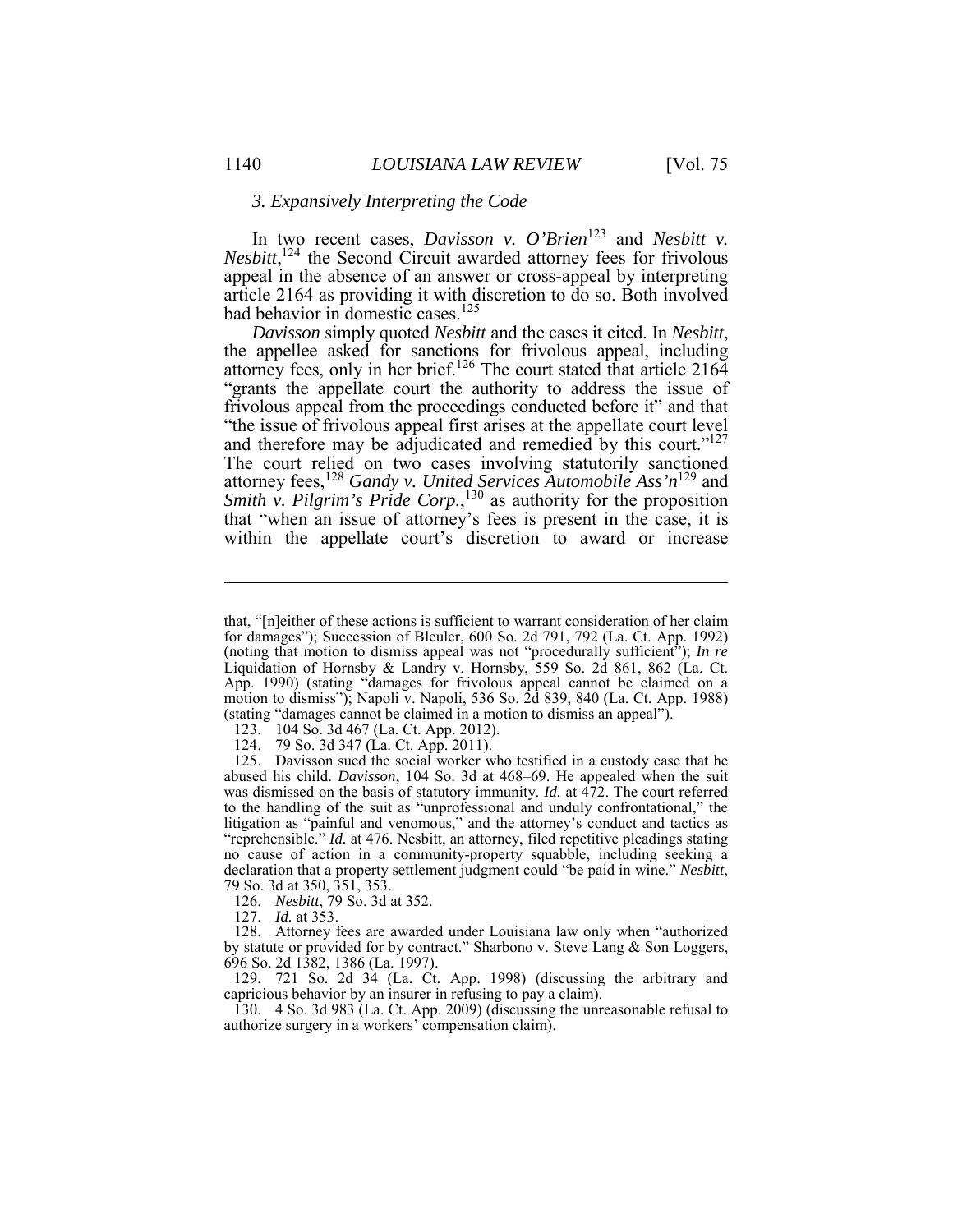### *3. Expansively Interpreting the Code*

In two recent cases, *Davisson v. O'Brien*[123] and *Nesbitt v. Nesbitt*,[124] the Second Circuit awarded attorney fees for frivolous appeal in the absence of an answer or cross-appeal by interpreting article 2164 as providing it with discretion to do so. Both involved bad behavior in domestic cases.[125]

*Davisson* simply quoted *Nesbitt* and the cases it cited. In *Nesbitt*, the appellee asked for sanctions for frivolous appeal, including attorney fees, only in her brief.[126] The court stated that article 2164 "grants the appellate court the authority to address the issue of frivolous appeal from the proceedings conducted before it" and that "the issue of frivolous appeal first arises at the appellate court level and therefore may be adjudicated and remedied by this court."[127] The court relied on two cases involving statutorily sanctioned attorney fees,[128] *Gandy v. United Services Automobile Ass'n*[129] and *Smith v. Pilgrim's Pride Corp.*,[130] as authority for the proposition that "when an issue of attorney's fees is present in the case, it is within the appellate court's discretion to award or increase

---

that, "[n]either of these actions is sufficient to warrant consideration of her claim for damages"); Succession of Bleuler, 600 So. 2d 791, 792 (La. Ct. App. 1992) (noting that motion to dismiss appeal was not "procedurally sufficient"); *In re* Liquidation of Hornsby & Landry v. Hornsby, 559 So. 2d 861, 862 (La. Ct. App. 1990) (stating "damages for frivolous appeal cannot be claimed on a motion to dismiss"); Napoli v. Napoli, 536 So. 2d 839, 840 (La. Ct. App. 1988) (stating "damages cannot be claimed in a motion to dismiss an appeal").

123. 104 So. 3d 467 (La. Ct. App. 2012).

124. 79 So. 3d 347 (La. Ct. App. 2011).

125. Davisson sued the social worker who testified in a custody case that he abused his child. *Davisson*, 104 So. 3d at 468–69. He appealed when the suit was dismissed on the basis of statutory immunity. *Id.* at 472. The court referred to the handling of the suit as "unprofessional and unduly confrontational," the litigation as "painful and venomous," and the attorney's conduct and tactics as "reprehensible." *Id.* at 476. Nesbitt, an attorney, filed repetitive pleadings stating no cause of action in a community-property squabble, including seeking a declaration that a property settlement judgment could "be paid in wine." *Nesbitt*, 79 So. 3d at 350, 351, 353.

126. *Nesbitt*, 79 So. 3d at 352.

127. *Id.* at 353.

128. Attorney fees are awarded under Louisiana law only when "authorized by statute or provided for by contract." Sharbono v. Steve Lang & Son Loggers, 696 So. 2d 1382, 1386 (La. 1997).

129. 721 So. 2d 34 (La. Ct. App. 1998) (discussing the arbitrary and capricious behavior by an insurer in refusing to pay a claim).

130. 4 So. 3d 983 (La. Ct. App. 2009) (discussing the unreasonable refusal to authorize surgery in a workers' compensation claim).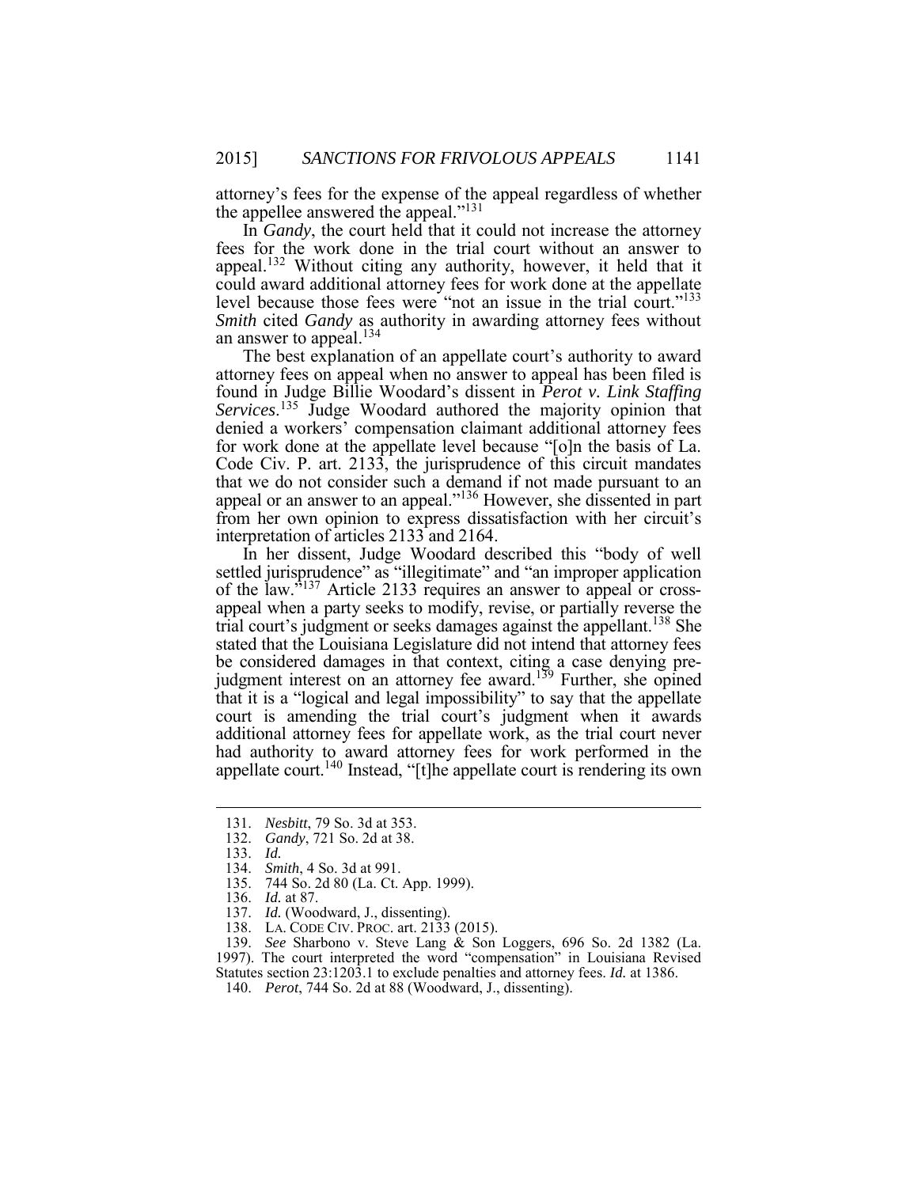attorney's fees for the expense of the appeal regardless of whether the appellee answered the appeal."[131]

In *Gandy*, the court held that it could not increase the attorney fees for the work done in the trial court without an answer to appeal.[132] Without citing any authority, however, it held that it could award additional attorney fees for work done at the appellate level because those fees were "not an issue in the trial court."[133] *Smith* cited *Gandy* as authority in awarding attorney fees without an answer to appeal.[134]

The best explanation of an appellate court's authority to award attorney fees on appeal when no answer to appeal has been filed is found in Judge Billie Woodard's dissent in *Perot v. Link Staffing Services*.[135] Judge Woodard authored the majority opinion that denied a workers' compensation claimant additional attorney fees for work done at the appellate level because "[o]n the basis of La. Code Civ. P. art. 2133, the jurisprudence of this circuit mandates that we do not consider such a demand if not made pursuant to an appeal or an answer to an appeal."[136] However, she dissented in part from her own opinion to express dissatisfaction with her circuit's interpretation of articles 2133 and 2164.

In her dissent, Judge Woodard described this "body of well settled jurisprudence" as "illegitimate" and "an improper application of the law."[137] Article 2133 requires an answer to appeal or cross-appeal when a party seeks to modify, revise, or partially reverse the trial court's judgment or seeks damages against the appellant.[138] She stated that the Louisiana Legislature did not intend that attorney fees be considered damages in that context, citing a case denying pre-judgment interest on an attorney fee award.[139] Further, she opined that it is a "logical and legal impossibility" to say that the appellate court is amending the trial court's judgment when it awards additional attorney fees for appellate work, as the trial court never had authority to award attorney fees for work performed in the appellate court.[140] Instead, "[t]he appellate court is rendering its own

---

131. *Nesbitt*, 79 So. 3d at 353.

132. *Gandy*, 721 So. 2d at 38.

133. *Id.*

134. *Smith*, 4 So. 3d at 991.

135. 744 So. 2d 80 (La. Ct. App. 1999).

136. *Id.* at 87.

137. *Id.* (Woodward, J., dissenting).

138. LA. CODE CIV. PROC. art. 2133 (2015).

139. *See* Sharbono v. Steve Lang & Son Loggers, 696 So. 2d 1382 (La. 1997). The court interpreted the word "compensation" in Louisiana Revised Statutes section 23:1203.1 to exclude penalties and attorney fees. *Id.* at 1386.

140. *Perot*, 744 So. 2d at 88 (Woodward, J., dissenting).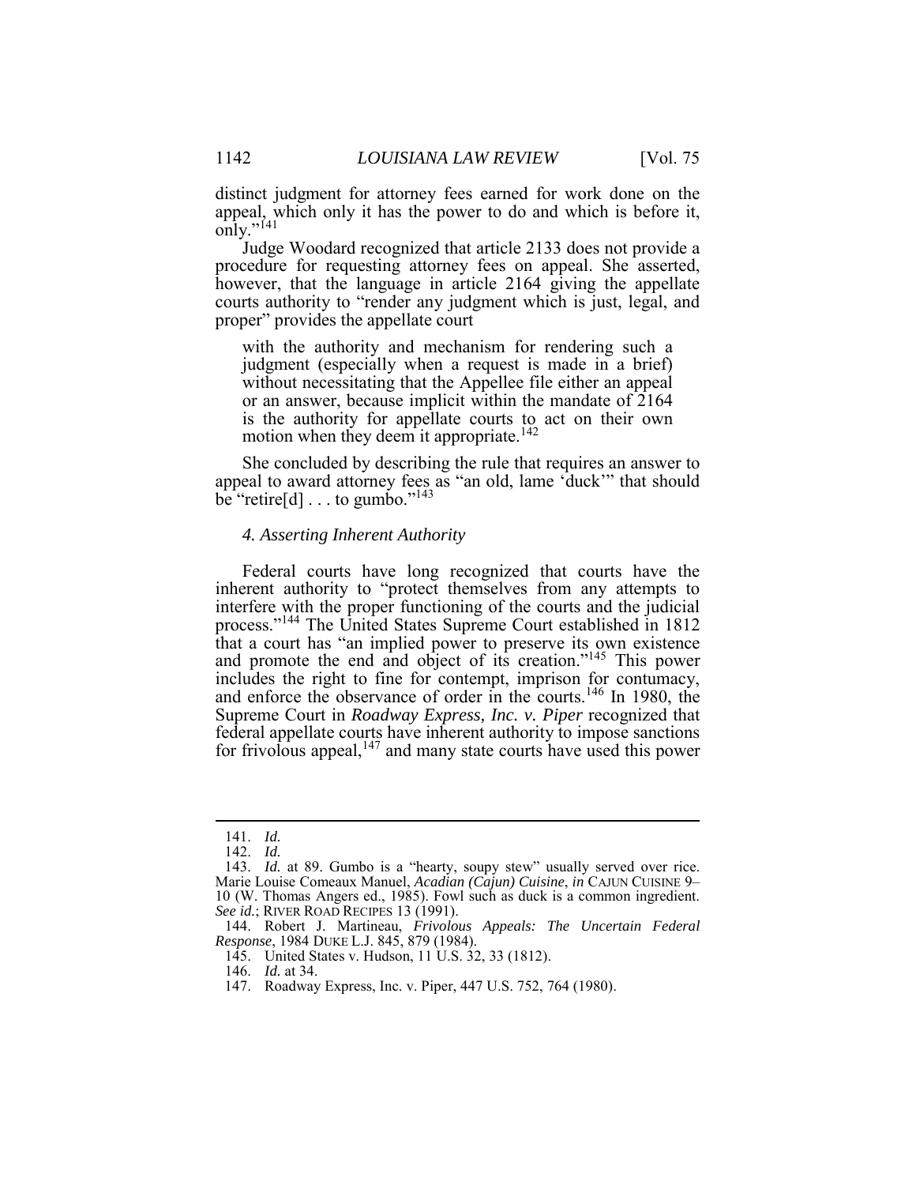distinct judgment for attorney fees earned for work done on the appeal, which only it has the power to do and which is before it, only."[141]

Judge Woodard recognized that article 2133 does not provide a procedure for requesting attorney fees on appeal. She asserted, however, that the language in article 2164 giving the appellate courts authority to "render any judgment which is just, legal, and proper" provides the appellate court

> with the authority and mechanism for rendering such a judgment (especially when a request is made in a brief) without necessitating that the Appellee file either an appeal or an answer, because implicit within the mandate of 2164 is the authority for appellate courts to act on their own motion when they deem it appropriate.[142]

She concluded by describing the rule that requires an answer to appeal to award attorney fees as "an old, lame 'duck'" that should be "retire[d] . . . to gumbo."[143]

### *4. Asserting Inherent Authority*

Federal courts have long recognized that courts have the inherent authority to "protect themselves from any attempts to interfere with the proper functioning of the courts and the judicial process."[144] The United States Supreme Court established in 1812 that a court has "an implied power to preserve its own existence and promote the end and object of its creation."[145] This power includes the right to fine for contempt, imprison for contumacy, and enforce the observance of order in the courts.[146] In 1980, the Supreme Court in *Roadway Express, Inc. v. Piper* recognized that federal appellate courts have inherent authority to impose sanctions for frivolous appeal,[147] and many state courts have used this power

---

141. *Id.*

142. *Id.*

143. *Id.* at 89. Gumbo is a "hearty, soupy stew" usually served over rice. Marie Louise Comeaux Manuel, *Acadian (Cajun) Cuisine*, *in* CAJUN CUISINE 9–10 (W. Thomas Angers ed., 1985). Fowl such as duck is a common ingredient. *See id.*; RIVER ROAD RECIPES 13 (1991).

144. Robert J. Martineau, *Frivolous Appeals: The Uncertain Federal Response*, 1984 DUKE L.J. 845, 879 (1984).

145. United States v. Hudson, 11 U.S. 32, 33 (1812).

146. *Id.* at 34.

147. Roadway Express, Inc. v. Piper, 447 U.S. 752, 764 (1980).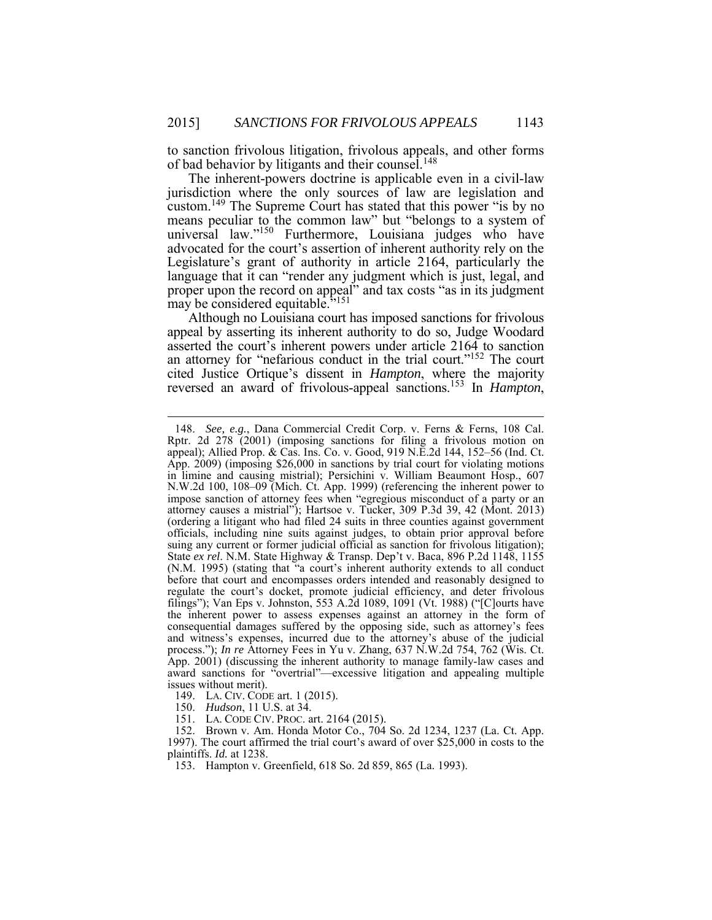to sanction frivolous litigation, frivolous appeals, and other forms of bad behavior by litigants and their counsel.[148]

The inherent-powers doctrine is applicable even in a civil-law jurisdiction where the only sources of law are legislation and custom.[149] The Supreme Court has stated that this power "is by no means peculiar to the common law" but "belongs to a system of universal law."[150] Furthermore, Louisiana judges who have advocated for the court's assertion of inherent authority rely on the Legislature's grant of authority in article 2164, particularly the language that it can "render any judgment which is just, legal, and proper upon the record on appeal" and tax costs "as in its judgment may be considered equitable."[151]

Although no Louisiana court has imposed sanctions for frivolous appeal by asserting its inherent authority to do so, Judge Woodard asserted the court's inherent powers under article 2164 to sanction an attorney for "nefarious conduct in the trial court."[152] The court cited Justice Ortique's dissent in *Hampton*, where the majority reversed an award of frivolous-appeal sanctions.[153] In *Hampton*,

---

148. *See, e.g.*, Dana Commercial Credit Corp. v. Ferns & Ferns, 108 Cal. Rptr. 2d 278 (2001) (imposing sanctions for filing a frivolous motion on appeal); Allied Prop. & Cas. Ins. Co. v. Good, 919 N.E.2d 144, 152–56 (Ind. Ct. App. 2009) (imposing $26,000 in sanctions by trial court for violating motions in limine and causing mistrial); Persichini v. William Beaumont Hosp., 607 N.W.2d 100, 108–09 (Mich. Ct. App. 1999) (referencing the inherent power to impose sanction of attorney fees when "egregious misconduct of a party or an attorney causes a mistrial"); Hartsoe v. Tucker, 309 P.3d 39, 42 (Mont. 2013) (ordering a litigant who had filed 24 suits in three counties against government officials, including nine suits against judges, to obtain prior approval before suing any current or former judicial official as sanction for frivolous litigation); State *ex rel*. N.M. State Highway & Transp. Dep't v. Baca, 896 P.2d 1148, 1155 (N.M. 1995) (stating that "a court's inherent authority extends to all conduct before that court and encompasses orders intended and reasonably designed to regulate the court's docket, promote judicial efficiency, and deter frivolous filings"); Van Eps v. Johnston, 553 A.2d 1089, 1091 (Vt. 1988) ("[C]ourts have the inherent power to assess expenses against an attorney in the form of consequential damages suffered by the opposing side, such as attorney's fees and witness's expenses, incurred due to the attorney's abuse of the judicial process."); *In re* Attorney Fees in Yu v. Zhang, 637 N.W.2d 754, 762 (Wis. Ct. App. 2001) (discussing the inherent authority to manage family-law cases and award sanctions for "overtrial"—excessive litigation and appealing multiple issues without merit).

149. LA. CIV. CODE art. 1 (2015).

150. *Hudson*, 11 U.S. at 34.

151. LA. CODE CIV. PROC. art. 2164 (2015).

152. Brown v. Am. Honda Motor Co., 704 So. 2d 1234, 1237 (La. Ct. App. 1997). The court affirmed the trial court's award of over $25,000 in costs to the plaintiffs. *Id.* at 1238.

153. Hampton v. Greenfield, 618 So. 2d 859, 865 (La. 1993).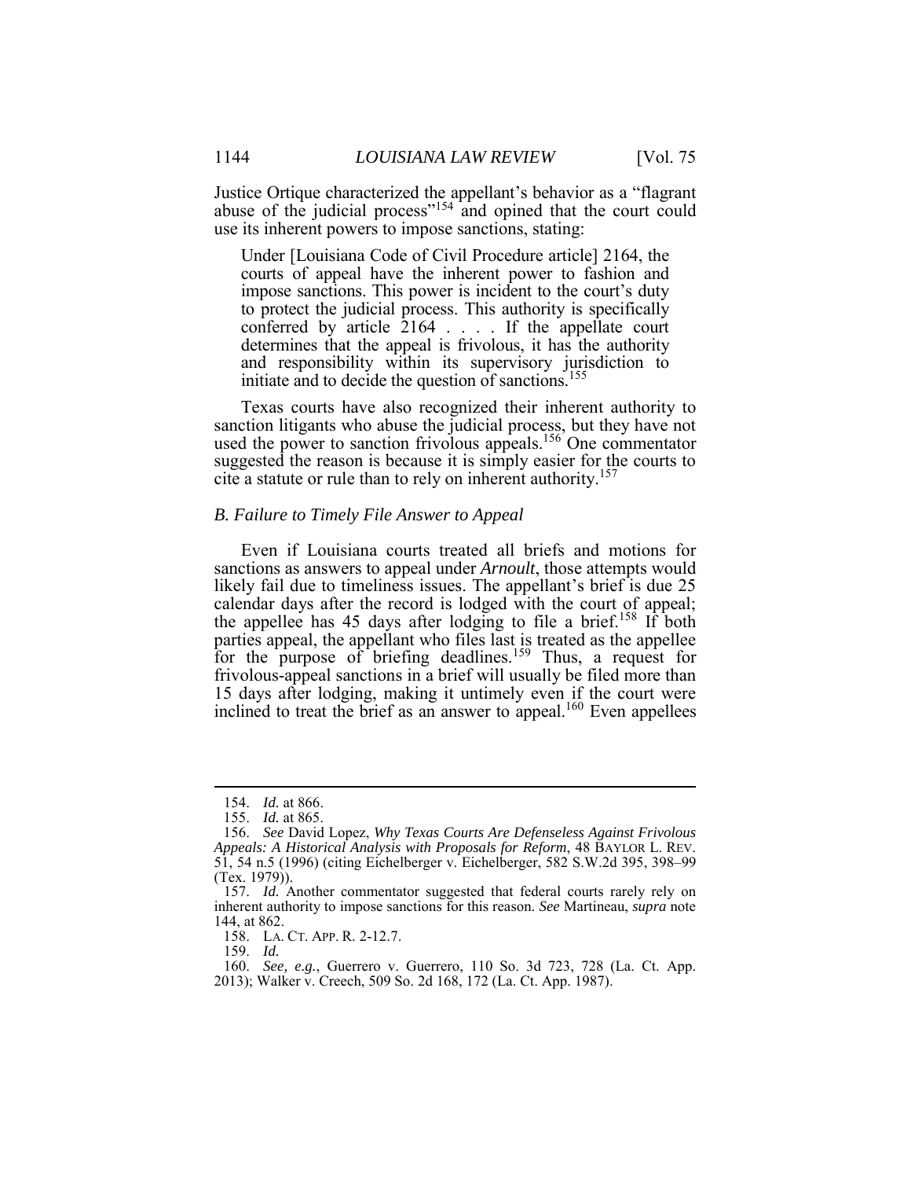Justice Ortique characterized the appellant's behavior as a "flagrant abuse of the judicial process"[154] and opined that the court could use its inherent powers to impose sanctions, stating:

> Under [Louisiana Code of Civil Procedure article] 2164, the courts of appeal have the inherent power to fashion and impose sanctions. This power is incident to the court's duty to protect the judicial process. This authority is specifically conferred by article 2164 . . . . If the appellate court determines that the appeal is frivolous, it has the authority and responsibility within its supervisory jurisdiction to initiate and to decide the question of sanctions.[155]

Texas courts have also recognized their inherent authority to sanction litigants who abuse the judicial process, but they have not used the power to sanction frivolous appeals.[156] One commentator suggested the reason is because it is simply easier for the courts to cite a statute or rule than to rely on inherent authority.[157]

### *B. Failure to Timely File Answer to Appeal*

Even if Louisiana courts treated all briefs and motions for sanctions as answers to appeal under *Arnoult*, those attempts would likely fail due to timeliness issues. The appellant's brief is due 25 calendar days after the record is lodged with the court of appeal; the appellee has 45 days after lodging to file a brief.[158] If both parties appeal, the appellant who files last is treated as the appellee for the purpose of briefing deadlines.[159] Thus, a request for frivolous-appeal sanctions in a brief will usually be filed more than 15 days after lodging, making it untimely even if the court were inclined to treat the brief as an answer to appeal.[160] Even appellees

---

154. *Id.* at 866.

155. *Id.* at 865.

156. *See* David Lopez, *Why Texas Courts Are Defenseless Against Frivolous Appeals: A Historical Analysis with Proposals for Reform*, 48 BAYLOR L. REV. 51, 54 n.5 (1996) (citing Eichelberger v. Eichelberger, 582 S.W.2d 395, 398–99 (Tex. 1979)).

157. *Id.* Another commentator suggested that federal courts rarely rely on inherent authority to impose sanctions for this reason. *See* Martineau, *supra* note 144, at 862.

158. LA. CT. APP. R. 2-12.7.

159. *Id.*

160. *See, e.g.*, Guerrero v. Guerrero, 110 So. 3d 723, 728 (La. Ct. App. 2013); Walker v. Creech, 509 So. 2d 168, 172 (La. Ct. App. 1987).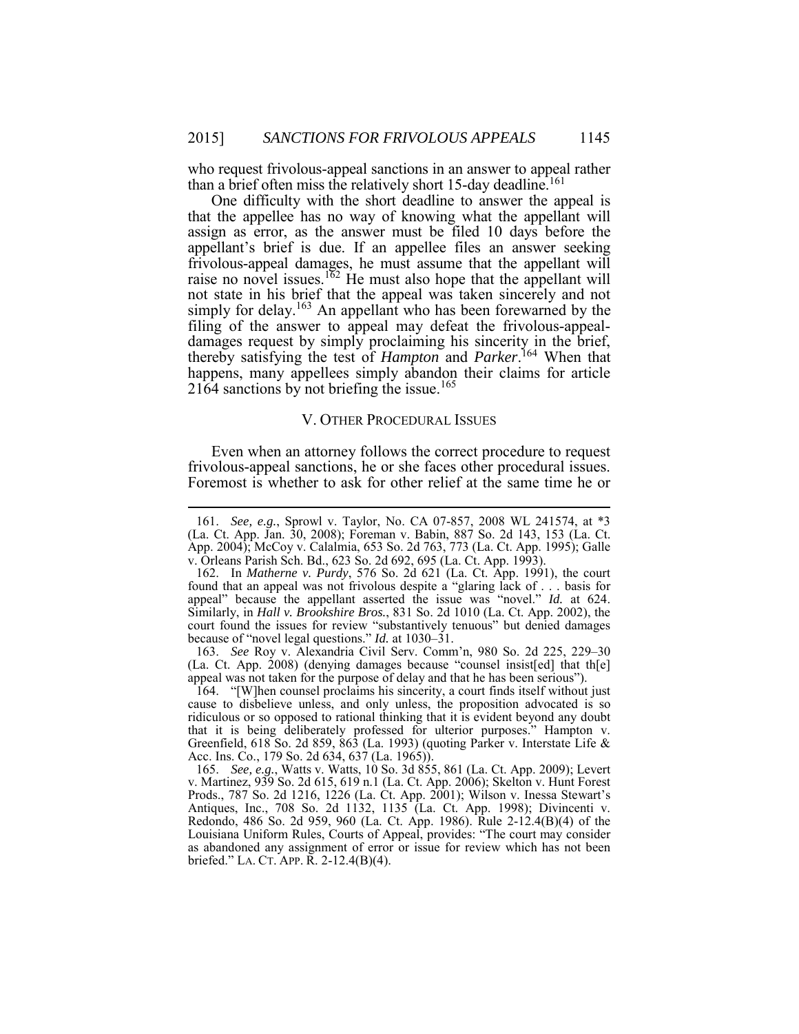who request frivolous-appeal sanctions in an answer to appeal rather than a brief often miss the relatively short 15-day deadline.[161]

One difficulty with the short deadline to answer the appeal is that the appellee has no way of knowing what the appellant will assign as error, as the answer must be filed 10 days before the appellant's brief is due. If an appellee files an answer seeking frivolous-appeal damages, he must assume that the appellant will raise no novel issues.[162] He must also hope that the appellant will not state in his brief that the appeal was taken sincerely and not simply for delay.[163] An appellant who has been forewarned by the filing of the answer to appeal may defeat the frivolous-appeal-damages request by simply proclaiming his sincerity in the brief, thereby satisfying the test of *Hampton* and *Parker*.[164] When that happens, many appellees simply abandon their claims for article 2164 sanctions by not briefing the issue.[165]

## V. OTHER PROCEDURAL ISSUES

Even when an attorney follows the correct procedure to request frivolous-appeal sanctions, he or she faces other procedural issues. Foremost is whether to ask for other relief at the same time he or

161. *See, e.g.*, Sprowl v. Taylor, No. CA 07-857, 2008 WL 241574, at *3 (La. Ct. App. Jan. 30, 2008); Foreman v. Babin, 887 So. 2d 143, 153 (La. Ct. App. 2004); McCoy v. Calalmia, 653 So. 2d 763, 773 (La. Ct. App. 1995); Galle v. Orleans Parish Sch. Bd., 623 So. 2d 692, 695 (La. Ct. App. 1993).

162. In *Matherne v. Purdy*, 576 So. 2d 621 (La. Ct. App. 1991), the court found that an appeal was not frivolous despite a "glaring lack of . . . basis for appeal" because the appellant asserted the issue was "novel." *Id.* at 624. Similarly, in *Hall v. Brookshire Bros.*, 831 So. 2d 1010 (La. Ct. App. 2002), the court found the issues for review "substantively tenuous" but denied damages because of "novel legal questions." *Id.* at 1030–31.

163. *See* Roy v. Alexandria Civil Serv. Comm'n, 980 So. 2d 225, 229–30 (La. Ct. App. 2008) (denying damages because "counsel insist[ed] that th[e] appeal was not taken for the purpose of delay and that he has been serious").

164. "[W]hen counsel proclaims his sincerity, a court finds itself without just cause to disbelieve unless, and only unless, the proposition advocated is so ridiculous or so opposed to rational thinking that it is evident beyond any doubt that it is being deliberately professed for ulterior purposes." Hampton v. Greenfield, 618 So. 2d 859, 863 (La. 1993) (quoting Parker v. Interstate Life & Acc. Ins. Co., 179 So. 2d 634, 637 (La. 1965)).

165. *See, e.g.*, Watts v. Watts, 10 So. 3d 855, 861 (La. Ct. App. 2009); Levert v. Martinez, 939 So. 2d 615, 619 n.1 (La. Ct. App. 2006); Skelton v. Hunt Forest Prods., 787 So. 2d 1216, 1226 (La. Ct. App. 2001); Wilson v. Inessa Stewart's Antiques, Inc., 708 So. 2d 1132, 1135 (La. Ct. App. 1998); Divincenti v. Redondo, 486 So. 2d 959, 960 (La. Ct. App. 1986). Rule 2-12.4(B)(4) of the Louisiana Uniform Rules, Courts of Appeal, provides: "The court may consider as abandoned any assignment of error or issue for review which has not been briefed." LA. CT. APP. R. 2-12.4(B)(4).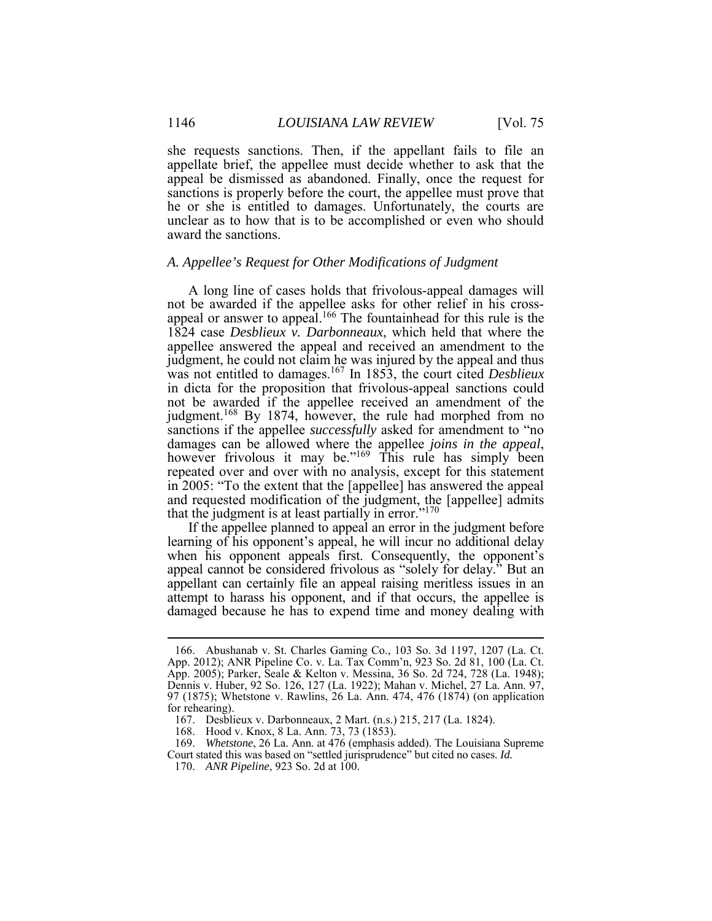she requests sanctions. Then, if the appellant fails to file an appellate brief, the appellee must decide whether to ask that the appeal be dismissed as abandoned. Finally, once the request for sanctions is properly before the court, the appellee must prove that he or she is entitled to damages. Unfortunately, the courts are unclear as to how that is to be accomplished or even who should award the sanctions.

### *A. Appellee's Request for Other Modifications of Judgment*

A long line of cases holds that frivolous-appeal damages will not be awarded if the appellee asks for other relief in his cross-appeal or answer to appeal.[166] The fountainhead for this rule is the 1824 case *Desblieux v. Darbonneaux*, which held that where the appellee answered the appeal and received an amendment to the judgment, he could not claim he was injured by the appeal and thus was not entitled to damages.[167] In 1853, the court cited *Desblieux* in dicta for the proposition that frivolous-appeal sanctions could not be awarded if the appellee received an amendment of the judgment.[168] By 1874, however, the rule had morphed from no sanctions if the appellee *successfully* asked for amendment to "no damages can be allowed where the appellee *joins in the appeal*, however frivolous it may be."[169] This rule has simply been repeated over and over with no analysis, except for this statement in 2005: "To the extent that the [appellee] has answered the appeal and requested modification of the judgment, the [appellee] admits that the judgment is at least partially in error."[170]

If the appellee planned to appeal an error in the judgment before learning of his opponent's appeal, he will incur no additional delay when his opponent appeals first. Consequently, the opponent's appeal cannot be considered frivolous as "solely for delay." But an appellant can certainly file an appeal raising meritless issues in an attempt to harass his opponent, and if that occurs, the appellee is damaged because he has to expend time and money dealing with

---

166. Abushanab v. St. Charles Gaming Co., 103 So. 3d 1197, 1207 (La. Ct. App. 2012); ANR Pipeline Co. v. La. Tax Comm'n, 923 So. 2d 81, 100 (La. Ct. App. 2005); Parker, Seale & Kelton v. Messina, 36 So. 2d 724, 728 (La. 1948); Dennis v. Huber, 92 So. 126, 127 (La. 1922); Mahan v. Michel, 27 La. Ann. 97, 97 (1875); Whetstone v. Rawlins, 26 La. Ann. 474, 476 (1874) (on application for rehearing).

167. Desblieux v. Darbonneaux, 2 Mart. (n.s.) 215, 217 (La. 1824).

168. Hood v. Knox, 8 La. Ann. 73, 73 (1853).

169. *Whetstone*, 26 La. Ann. at 476 (emphasis added). The Louisiana Supreme Court stated this was based on "settled jurisprudence" but cited no cases. *Id.*

170. *ANR Pipeline*, 923 So. 2d at 100.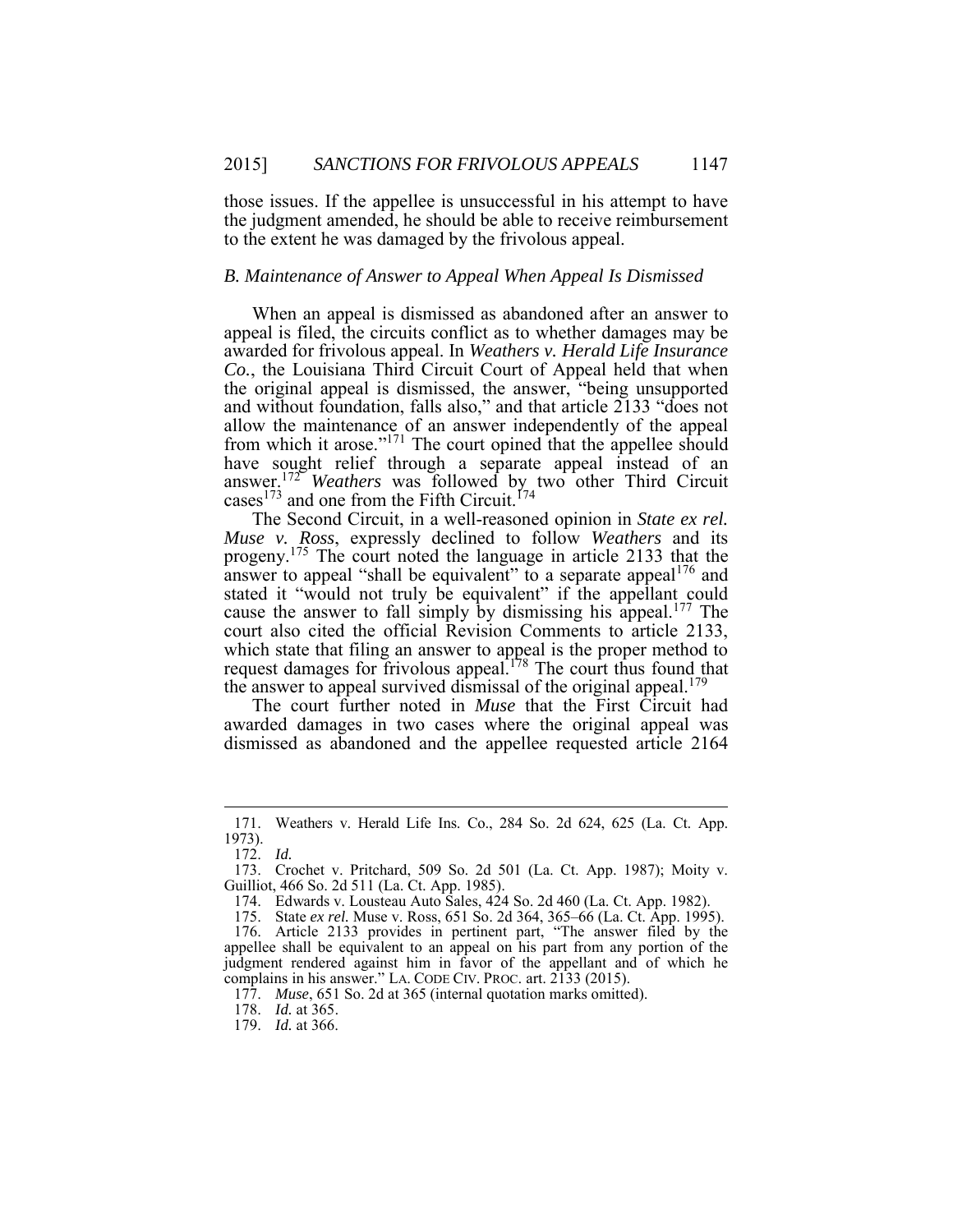those issues. If the appellee is unsuccessful in his attempt to have the judgment amended, he should be able to receive reimbursement to the extent he was damaged by the frivolous appeal.

### *B. Maintenance of Answer to Appeal When Appeal Is Dismissed*

When an appeal is dismissed as abandoned after an answer to appeal is filed, the circuits conflict as to whether damages may be awarded for frivolous appeal. In *Weathers v. Herald Life Insurance Co.*, the Louisiana Third Circuit Court of Appeal held that when the original appeal is dismissed, the answer, "being unsupported and without foundation, falls also," and that article 2133 "does not allow the maintenance of an answer independently of the appeal from which it arose."[171] The court opined that the appellee should have sought relief through a separate appeal instead of an answer.[172] *Weathers* was followed by two other Third Circuit cases[173] and one from the Fifth Circuit.[174]

The Second Circuit, in a well-reasoned opinion in *State ex rel. Muse v. Ross*, expressly declined to follow *Weathers* and its progeny.[175] The court noted the language in article 2133 that the answer to appeal "shall be equivalent" to a separate appeal[176] and stated it "would not truly be equivalent" if the appellant could cause the answer to fall simply by dismissing his appeal.[177] The court also cited the official Revision Comments to article 2133, which state that filing an answer to appeal is the proper method to request damages for frivolous appeal.[178] The court thus found that the answer to appeal survived dismissal of the original appeal.[179]

The court further noted in *Muse* that the First Circuit had awarded damages in two cases where the original appeal was dismissed as abandoned and the appellee requested article 2164

---

171. Weathers v. Herald Life Ins. Co., 284 So. 2d 624, 625 (La. Ct. App. 1973).

172. *Id.*

173. Crochet v. Pritchard, 509 So. 2d 501 (La. Ct. App. 1987); Moity v. Guilliot, 466 So. 2d 511 (La. Ct. App. 1985).

174. Edwards v. Lousteau Auto Sales, 424 So. 2d 460 (La. Ct. App. 1982).

175. State *ex rel.* Muse v. Ross, 651 So. 2d 364, 365–66 (La. Ct. App. 1995).

176. Article 2133 provides in pertinent part, "The answer filed by the appellee shall be equivalent to an appeal on his part from any portion of the judgment rendered against him in favor of the appellant and of which he complains in his answer." LA. CODE CIV. PROC. art. 2133 (2015).

177. *Muse*, 651 So. 2d at 365 (internal quotation marks omitted).

178. *Id.* at 365.

179. *Id.* at 366.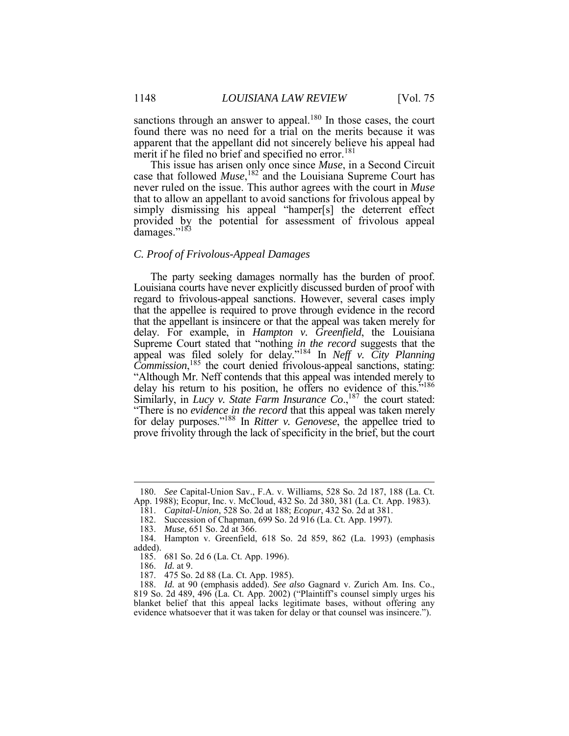sanctions through an answer to appeal.[180] In those cases, the court found there was no need for a trial on the merits because it was apparent that the appellant did not sincerely believe his appeal had merit if he filed no brief and specified no error.[181]

This issue has arisen only once since *Muse*, in a Second Circuit case that followed *Muse*,[182] and the Louisiana Supreme Court has never ruled on the issue. This author agrees with the court in *Muse* that to allow an appellant to avoid sanctions for frivolous appeal by simply dismissing his appeal "hamper[s] the deterrent effect provided by the potential for assessment of frivolous appeal damages."[183]

### *C. Proof of Frivolous-Appeal Damages*

The party seeking damages normally has the burden of proof. Louisiana courts have never explicitly discussed burden of proof with regard to frivolous-appeal sanctions. However, several cases imply that the appellee is required to prove through evidence in the record that the appellant is insincere or that the appeal was taken merely for delay. For example, in *Hampton v. Greenfield*, the Louisiana Supreme Court stated that "nothing *in the record* suggests that the appeal was filed solely for delay."[184] In *Neff v. City Planning Commission*,[185] the court denied frivolous-appeal sanctions, stating: "Although Mr. Neff contends that this appeal was intended merely to delay his return to his position, he offers no evidence of this."[186] Similarly, in *Lucy v. State Farm Insurance Co*.,[187] the court stated: "There is no *evidence in the record* that this appeal was taken merely for delay purposes."[188] In *Ritter v. Genovese*, the appellee tried to prove frivolity through the lack of specificity in the brief, but the court

---

180. *See* Capital-Union Sav., F.A. v. Williams, 528 So. 2d 187, 188 (La. Ct. App. 1988); Ecopur, Inc. v. McCloud, 432 So. 2d 380, 381 (La. Ct. App. 1983).

181. *Capital-Union*, 528 So. 2d at 188; *Ecopur*, 432 So. 2d at 381.

182. Succession of Chapman, 699 So. 2d 916 (La. Ct. App. 1997).

183. *Muse*, 651 So. 2d at 366.

184. Hampton v. Greenfield, 618 So. 2d 859, 862 (La. 1993) (emphasis added).

185. 681 So. 2d 6 (La. Ct. App. 1996).

186. *Id.* at 9.

187. 475 So. 2d 88 (La. Ct. App. 1985).

188. *Id.* at 90 (emphasis added). *See also* Gagnard v. Zurich Am. Ins. Co., 819 So. 2d 489, 496 (La. Ct. App. 2002) ("Plaintiff's counsel simply urges his blanket belief that this appeal lacks legitimate bases, without offering any evidence whatsoever that it was taken for delay or that counsel was insincere.").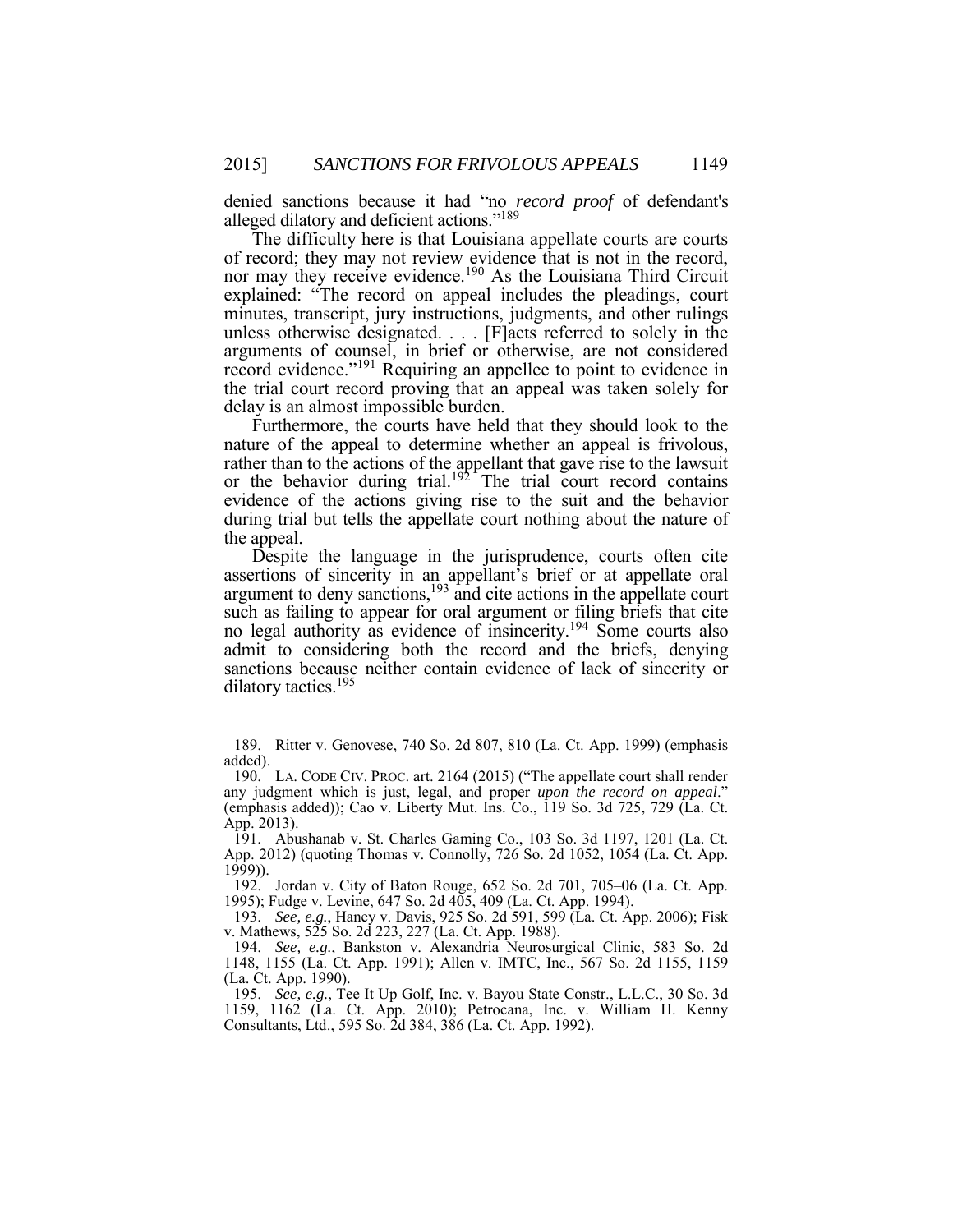denied sanctions because it had "no *record proof* of defendant's alleged dilatory and deficient actions."[189]

The difficulty here is that Louisiana appellate courts are courts of record; they may not review evidence that is not in the record, nor may they receive evidence.[190] As the Louisiana Third Circuit explained: "The record on appeal includes the pleadings, court minutes, transcript, jury instructions, judgments, and other rulings unless otherwise designated. . . . [F]acts referred to solely in the arguments of counsel, in brief or otherwise, are not considered record evidence."[191] Requiring an appellee to point to evidence in the trial court record proving that an appeal was taken solely for delay is an almost impossible burden.

Furthermore, the courts have held that they should look to the nature of the appeal to determine whether an appeal is frivolous, rather than to the actions of the appellant that gave rise to the lawsuit or the behavior during trial.[192] The trial court record contains evidence of the actions giving rise to the suit and the behavior during trial but tells the appellate court nothing about the nature of the appeal.

Despite the language in the jurisprudence, courts often cite assertions of sincerity in an appellant's brief or at appellate oral argument to deny sanctions,[193] and cite actions in the appellate court such as failing to appear for oral argument or filing briefs that cite no legal authority as evidence of insincerity.[194] Some courts also admit to considering both the record and the briefs, denying sanctions because neither contain evidence of lack of sincerity or dilatory tactics.[195]

---

189. Ritter v. Genovese, 740 So. 2d 807, 810 (La. Ct. App. 1999) (emphasis added).

190. LA. CODE CIV. PROC. art. 2164 (2015) ("The appellate court shall render any judgment which is just, legal, and proper *upon the record on appeal*." (emphasis added)); Cao v. Liberty Mut. Ins. Co., 119 So. 3d 725, 729 (La. Ct. App. 2013).

191. Abushanab v. St. Charles Gaming Co., 103 So. 3d 1197, 1201 (La. Ct. App. 2012) (quoting Thomas v. Connolly, 726 So. 2d 1052, 1054 (La. Ct. App. 1999)).

192. Jordan v. City of Baton Rouge, 652 So. 2d 701, 705–06 (La. Ct. App. 1995); Fudge v. Levine, 647 So. 2d 405, 409 (La. Ct. App. 1994).

193. *See, e.g.*, Haney v. Davis, 925 So. 2d 591, 599 (La. Ct. App. 2006); Fisk v. Mathews, 525 So. 2d 223, 227 (La. Ct. App. 1988).

194. *See, e.g.*, Bankston v. Alexandria Neurosurgical Clinic, 583 So. 2d 1148, 1155 (La. Ct. App. 1991); Allen v. IMTC, Inc., 567 So. 2d 1155, 1159 (La. Ct. App. 1990).

195. *See, e.g.*, Tee It Up Golf, Inc. v. Bayou State Constr., L.L.C., 30 So. 3d 1159, 1162 (La. Ct. App. 2010); Petrocana, Inc. v. William H. Kenny Consultants, Ltd., 595 So. 2d 384, 386 (La. Ct. App. 1992).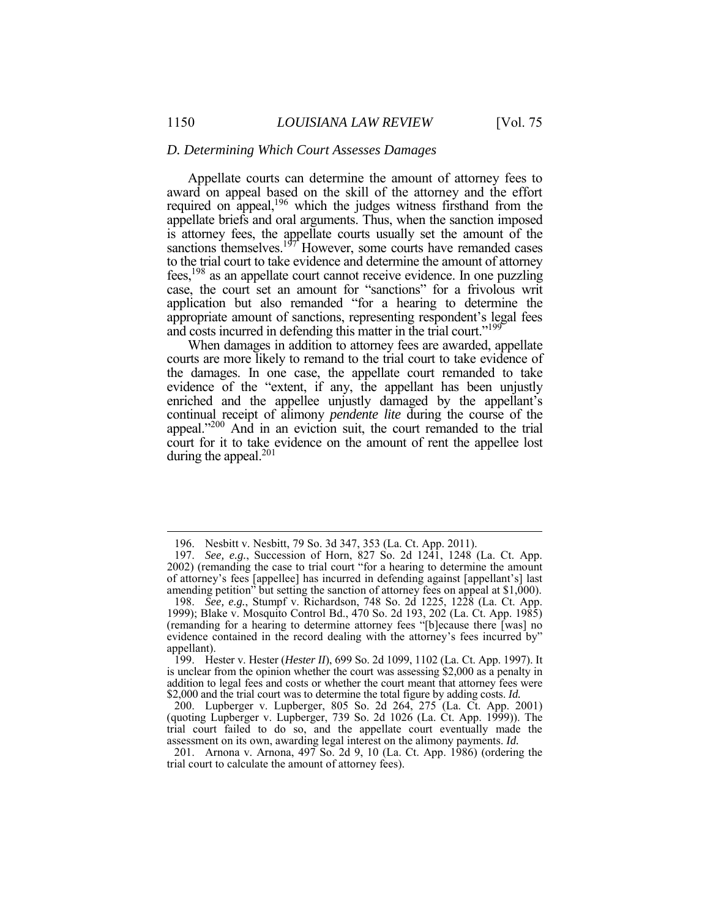### *D. Determining Which Court Assesses Damages*

Appellate courts can determine the amount of attorney fees to award on appeal based on the skill of the attorney and the effort required on appeal,[196] which the judges witness firsthand from the appellate briefs and oral arguments. Thus, when the sanction imposed is attorney fees, the appellate courts usually set the amount of the sanctions themselves.[197] However, some courts have remanded cases to the trial court to take evidence and determine the amount of attorney fees,[198] as an appellate court cannot receive evidence. In one puzzling case, the court set an amount for "sanctions" for a frivolous writ application but also remanded "for a hearing to determine the appropriate amount of sanctions, representing respondent's legal fees and costs incurred in defending this matter in the trial court."[199]

When damages in addition to attorney fees are awarded, appellate courts are more likely to remand to the trial court to take evidence of the damages. In one case, the appellate court remanded to take evidence of the "extent, if any, the appellant has been unjustly enriched and the appellee unjustly damaged by the appellant's continual receipt of alimony *pendente lite* during the course of the appeal."[200] And in an eviction suit, the court remanded to the trial court for it to take evidence on the amount of rent the appellee lost during the appeal.[201]

---

196. Nesbitt v. Nesbitt, 79 So. 3d 347, 353 (La. Ct. App. 2011).

197. *See, e.g.*, Succession of Horn, 827 So. 2d 1241, 1248 (La. Ct. App. 2002) (remanding the case to trial court "for a hearing to determine the amount of attorney's fees [appellee] has incurred in defending against [appellant's] last amending petition" but setting the sanction of attorney fees on appeal at $1,000).

198. *See, e.g.*, Stumpf v. Richardson, 748 So. 2d 1225, 1228 (La. Ct. App. 1999); Blake v. Mosquito Control Bd., 470 So. 2d 193, 202 (La. Ct. App. 1985) (remanding for a hearing to determine attorney fees "[b]ecause there [was] no evidence contained in the record dealing with the attorney's fees incurred by" appellant).

199. Hester v. Hester (*Hester II*), 699 So. 2d 1099, 1102 (La. Ct. App. 1997). It is unclear from the opinion whether the court was assessing $2,000 as a penalty in addition to legal fees and costs or whether the court meant that attorney fees were $2,000 and the trial court was to determine the total figure by adding costs. *Id.*

200. Lupberger v. Lupberger, 805 So. 2d 264, 275 (La. Ct. App. 2001) (quoting Lupberger v. Lupberger, 739 So. 2d 1026 (La. Ct. App. 1999)). The trial court failed to do so, and the appellate court eventually made the assessment on its own, awarding legal interest on the alimony payments. *Id.*

201. Arnona v. Arnona, 497 So. 2d 9, 10 (La. Ct. App. 1986) (ordering the trial court to calculate the amount of attorney fees).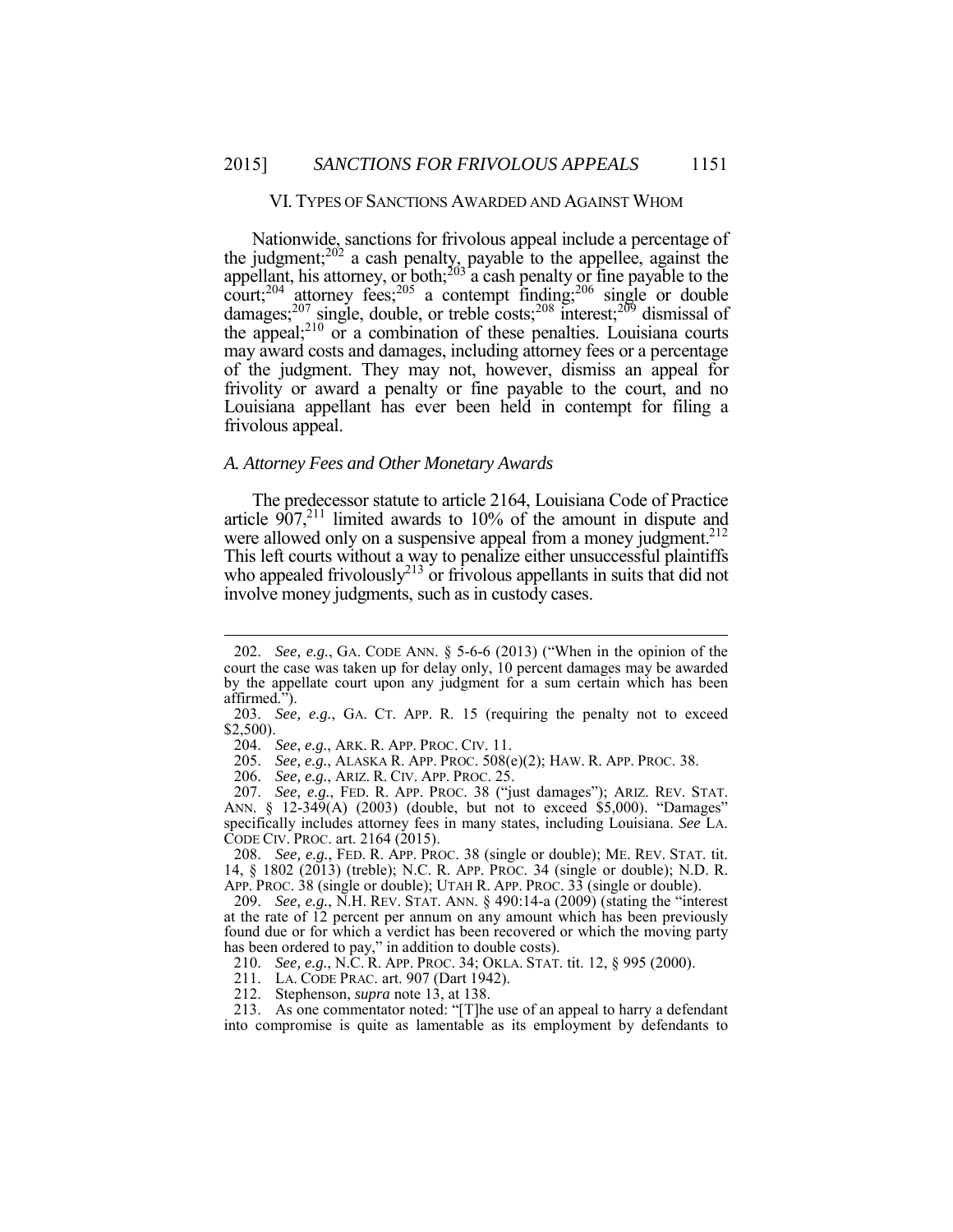## VI. TYPES OF SANCTIONS AWARDED AND AGAINST WHOM

Nationwide, sanctions for frivolous appeal include a percentage of the judgment;[202] a cash penalty, payable to the appellee, against the appellant, his attorney, or both;[203] a cash penalty or fine payable to the court;[204] attorney fees;[205] a contempt finding;[206] single or double damages;[207] single, double, or treble costs;[208] interest;[209] dismissal of the appeal;[210] or a combination of these penalties. Louisiana courts may award costs and damages, including attorney fees or a percentage of the judgment. They may not, however, dismiss an appeal for frivolity or award a penalty or fine payable to the court, and no Louisiana appellant has ever been held in contempt for filing a frivolous appeal.

### *A. Attorney Fees and Other Monetary Awards*

The predecessor statute to article 2164, Louisiana Code of Practice article 907,[211] limited awards to 10% of the amount in dispute and were allowed only on a suspensive appeal from a money judgment.[212] This left courts without a way to penalize either unsuccessful plaintiffs who appealed frivolously[213] or frivolous appellants in suits that did not involve money judgments, such as in custody cases.

---

202. *See, e.g.*, GA. CODE ANN. § 5-6-6 (2013) ("When in the opinion of the court the case was taken up for delay only, 10 percent damages may be awarded by the appellate court upon any judgment for a sum certain which has been affirmed.").

203. *See, e.g.*, GA. CT. APP. R. 15 (requiring the penalty not to exceed $2,500).

204. *See*, *e.g.*, ARK. R. APP. PROC. CIV. 11.

205. *See, e.g.*, ALASKA R. APP. PROC. 508(e)(2); HAW. R. APP. PROC. 38.

206. *See, e.g.*, ARIZ. R. CIV. APP. PROC. 25.

207. *See, e.g.*, FED. R. APP. PROC. 38 ("just damages"); ARIZ. REV. STAT. ANN. § 12-349(A) (2003) (double, but not to exceed $5,000). "Damages" specifically includes attorney fees in many states, including Louisiana. *See* LA. CODE CIV. PROC. art. 2164 (2015).

208. *See, e.g.*, FED. R. APP. PROC. 38 (single or double); ME. REV. STAT. tit. 14, § 1802 (2013) (treble); N.C. R. APP. PROC. 34 (single or double); N.D. R. APP. PROC. 38 (single or double); UTAH R. APP. PROC. 33 (single or double).

209. *See, e.g.*, N.H. REV. STAT. ANN. § 490:14-a (2009) (stating the "interest at the rate of 12 percent per annum on any amount which has been previously found due or for which a verdict has been recovered or which the moving party has been ordered to pay," in addition to double costs).

210. *See, e.g.*, N.C. R. APP. PROC. 34; OKLA. STAT. tit. 12, § 995 (2000).

211. LA. CODE PRAC. art. 907 (Dart 1942).

212. Stephenson, *supra* note 13, at 138.

213. As one commentator noted: "[T]he use of an appeal to harry a defendant into compromise is quite as lamentable as its employment by defendants to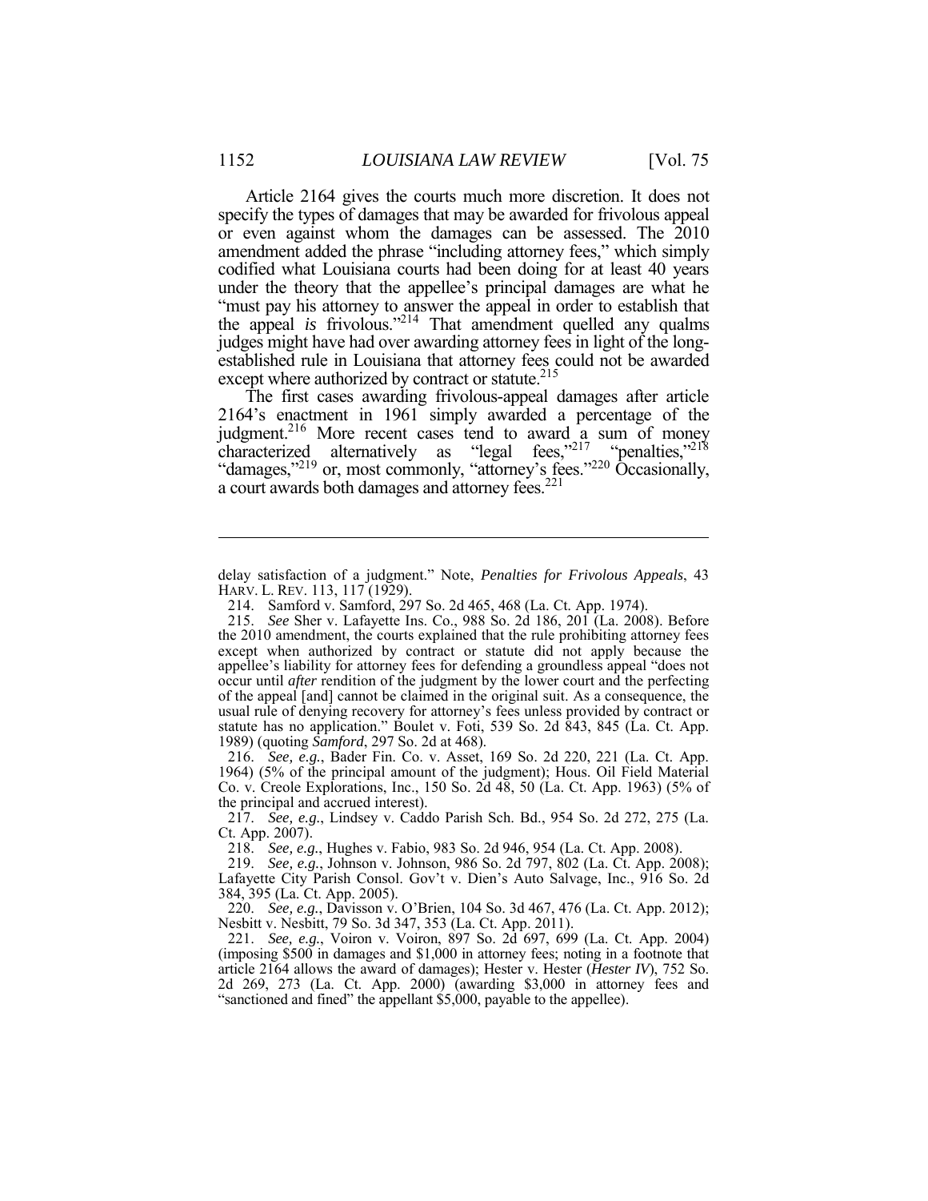Article 2164 gives the courts much more discretion. It does not specify the types of damages that may be awarded for frivolous appeal or even against whom the damages can be assessed. The 2010 amendment added the phrase "including attorney fees," which simply codified what Louisiana courts had been doing for at least 40 years under the theory that the appellee's principal damages are what he "must pay his attorney to answer the appeal in order to establish that the appeal *is* frivolous."[214] That amendment quelled any qualms judges might have had over awarding attorney fees in light of the long-established rule in Louisiana that attorney fees could not be awarded except where authorized by contract or statute.[215]

The first cases awarding frivolous-appeal damages after article 2164's enactment in 1961 simply awarded a percentage of the judgment.[216] More recent cases tend to award a sum of money characterized alternatively as "legal fees,"[217] "penalties,"[218] "damages,"[219] or, most commonly, "attorney's fees."[220] Occasionally, a court awards both damages and attorney fees.[221]

---

delay satisfaction of a judgment." Note, *Penalties for Frivolous Appeals*, 43 HARV. L. REV. 113, 117 (1929).

214. Samford v. Samford, 297 So. 2d 465, 468 (La. Ct. App. 1974).

215. *See* Sher v. Lafayette Ins. Co., 988 So. 2d 186, 201 (La. 2008). Before the 2010 amendment, the courts explained that the rule prohibiting attorney fees except when authorized by contract or statute did not apply because the appellee's liability for attorney fees for defending a groundless appeal "does not occur until *after* rendition of the judgment by the lower court and the perfecting of the appeal [and] cannot be claimed in the original suit. As a consequence, the usual rule of denying recovery for attorney's fees unless provided by contract or statute has no application." Boulet v. Foti, 539 So. 2d 843, 845 (La. Ct. App. 1989) (quoting *Samford*, 297 So. 2d at 468).

216. *See, e.g.*, Bader Fin. Co. v. Asset, 169 So. 2d 220, 221 (La. Ct. App. 1964) (5% of the principal amount of the judgment); Hous. Oil Field Material Co. v. Creole Explorations, Inc., 150 So. 2d 48, 50 (La. Ct. App. 1963) (5% of the principal and accrued interest).

217. *See, e.g.*, Lindsey v. Caddo Parish Sch. Bd., 954 So. 2d 272, 275 (La. Ct. App. 2007).

218. *See, e.g.*, Hughes v. Fabio, 983 So. 2d 946, 954 (La. Ct. App. 2008).

219. *See, e.g.*, Johnson v. Johnson, 986 So. 2d 797, 802 (La. Ct. App. 2008); Lafayette City Parish Consol. Gov't v. Dien's Auto Salvage, Inc., 916 So. 2d 384, 395 (La. Ct. App. 2005).

220. *See, e.g.*, Davisson v. O'Brien, 104 So. 3d 467, 476 (La. Ct. App. 2012); Nesbitt v. Nesbitt, 79 So. 3d 347, 353 (La. Ct. App. 2011).

221. *See, e.g.*, Voiron v. Voiron, 897 So. 2d 697, 699 (La. Ct. App. 2004) (imposing $500 in damages and $1,000 in attorney fees; noting in a footnote that article 2164 allows the award of damages); Hester v. Hester (*Hester IV*), 752 So. 2d 269, 273 (La. Ct. App. 2000) (awarding $3,000 in attorney fees and "sanctioned and fined" the appellant $5,000, payable to the appellee).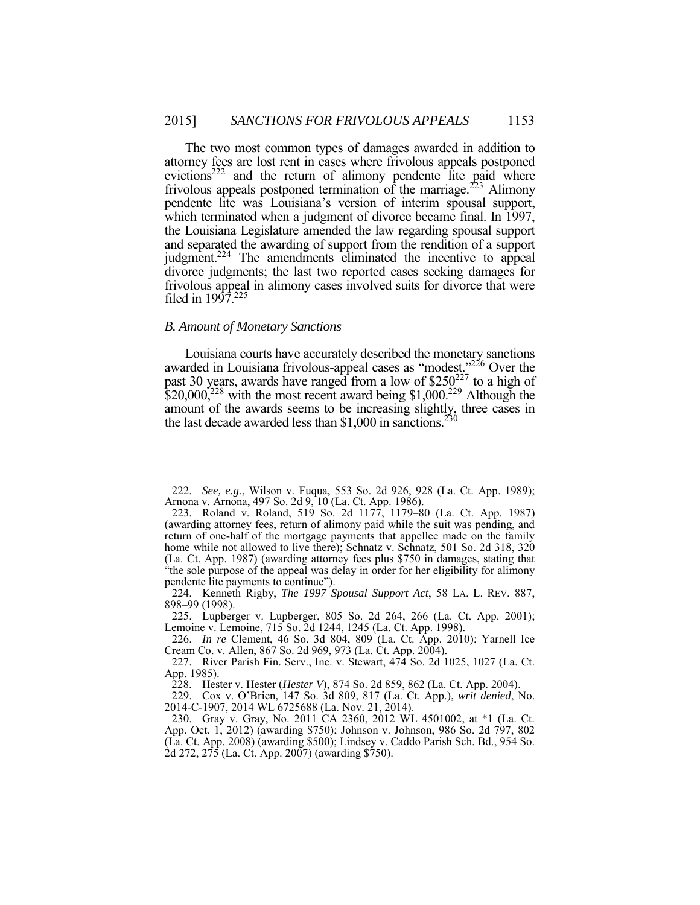The two most common types of damages awarded in addition to attorney fees are lost rent in cases where frivolous appeals postponed evictions[222] and the return of alimony pendente lite paid where frivolous appeals postponed termination of the marriage.[223] Alimony pendente lite was Louisiana's version of interim spousal support, which terminated when a judgment of divorce became final. In 1997, the Louisiana Legislature amended the law regarding spousal support and separated the awarding of support from the rendition of a support judgment.[224] The amendments eliminated the incentive to appeal divorce judgments; the last two reported cases seeking damages for frivolous appeal in alimony cases involved suits for divorce that were filed in 1997.[225]

### *B. Amount of Monetary Sanctions*

Louisiana courts have accurately described the monetary sanctions awarded in Louisiana frivolous-appeal cases as "modest."[226] Over the past 30 years, awards have ranged from a low of $250[227] to a high of $20,000,[228] with the most recent award being $1,000.[229] Although the amount of the awards seems to be increasing slightly, three cases in the last decade awarded less than $1,000 in sanctions.[230]

---

222. *See, e.g.*, Wilson v. Fuqua, 553 So. 2d 926, 928 (La. Ct. App. 1989); Arnona v. Arnona, 497 So. 2d 9, 10 (La. Ct. App. 1986).

223. Roland v. Roland, 519 So. 2d 1177, 1179–80 (La. Ct. App. 1987) (awarding attorney fees, return of alimony paid while the suit was pending, and return of one-half of the mortgage payments that appellee made on the family home while not allowed to live there); Schnatz v. Schnatz, 501 So. 2d 318, 320 (La. Ct. App. 1987) (awarding attorney fees plus $750 in damages, stating that "the sole purpose of the appeal was delay in order for her eligibility for alimony pendente lite payments to continue").

224. Kenneth Rigby, *The 1997 Spousal Support Act*, 58 LA. L. REV. 887, 898–99 (1998).

225. Lupberger v. Lupberger, 805 So. 2d 264, 266 (La. Ct. App. 2001); Lemoine v. Lemoine, 715 So. 2d 1244, 1245 (La. Ct. App. 1998).

226. *In re* Clement, 46 So. 3d 804, 809 (La. Ct. App. 2010); Yarnell Ice Cream Co. v. Allen, 867 So. 2d 969, 973 (La. Ct. App. 2004).

227. River Parish Fin. Serv., Inc. v. Stewart, 474 So. 2d 1025, 1027 (La. Ct. App. 1985).

228. Hester v. Hester (*Hester V*), 874 So. 2d 859, 862 (La. Ct. App. 2004).

229. Cox v. O'Brien, 147 So. 3d 809, 817 (La. Ct. App.), *writ denied*, No. 2014-C-1907, 2014 WL 6725688 (La. Nov. 21, 2014).

230. Gray v. Gray, No. 2011 CA 2360, 2012 WL 4501002, at *1 (La. Ct. App. Oct. 1, 2012) (awarding $750); Johnson v. Johnson, 986 So. 2d 797, 802 (La. Ct. App. 2008) (awarding $500); Lindsey v. Caddo Parish Sch. Bd., 954 So. 2d 272, 275 (La. Ct. App. 2007) (awarding $750).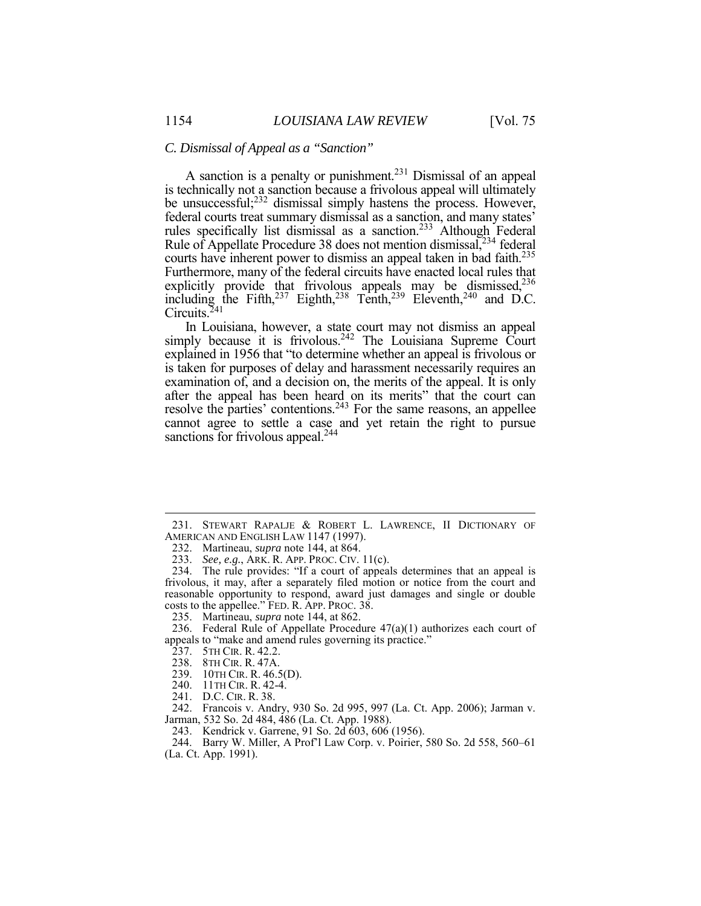### *C. Dismissal of Appeal as a "Sanction"*

A sanction is a penalty or punishment.[231] Dismissal of an appeal is technically not a sanction because a frivolous appeal will ultimately be unsuccessful;[232] dismissal simply hastens the process. However, federal courts treat summary dismissal as a sanction, and many states' rules specifically list dismissal as a sanction.[233] Although Federal Rule of Appellate Procedure 38 does not mention dismissal,[234] federal courts have inherent power to dismiss an appeal taken in bad faith.[235] Furthermore, many of the federal circuits have enacted local rules that explicitly provide that frivolous appeals may be dismissed,[236] including the Fifth,[237] Eighth,[238] Tenth,[239] Eleventh,[240] and D.C. Circuits.[241]

In Louisiana, however, a state court may not dismiss an appeal simply because it is frivolous.[242] The Louisiana Supreme Court explained in 1956 that "to determine whether an appeal is frivolous or is taken for purposes of delay and harassment necessarily requires an examination of, and a decision on, the merits of the appeal. It is only after the appeal has been heard on its merits" that the court can resolve the parties' contentions.[243] For the same reasons, an appellee cannot agree to settle a case and yet retain the right to pursue sanctions for frivolous appeal.[244]

---

231. STEWART RAPALJE & ROBERT L. LAWRENCE, II DICTIONARY OF AMERICAN AND ENGLISH LAW 1147 (1997).

232. Martineau, *supra* note 144, at 864.

233. *See, e.g.*, ARK. R. APP. PROC. CIV. 11(c).

234. The rule provides: "If a court of appeals determines that an appeal is frivolous, it may, after a separately filed motion or notice from the court and reasonable opportunity to respond, award just damages and single or double costs to the appellee." FED. R. APP. PROC. 38.

235. Martineau, *supra* note 144, at 862.

236. Federal Rule of Appellate Procedure 47(a)(1) authorizes each court of appeals to "make and amend rules governing its practice."

237. 5TH CIR. R. 42.2.

238. 8TH CIR. R. 47A.

239. 10TH CIR. R. 46.5(D).

240. 11TH CIR. R. 42-4.

241. D.C. CIR. R. 38.

242. Francois v. Andry, 930 So. 2d 995, 997 (La. Ct. App. 2006); Jarman v. Jarman, 532 So. 2d 484, 486 (La. Ct. App. 1988).

243. Kendrick v. Garrene, 91 So. 2d 603, 606 (1956).

244. Barry W. Miller, A Prof'l Law Corp. v. Poirier, 580 So. 2d 558, 560–61 (La. Ct. App. 1991).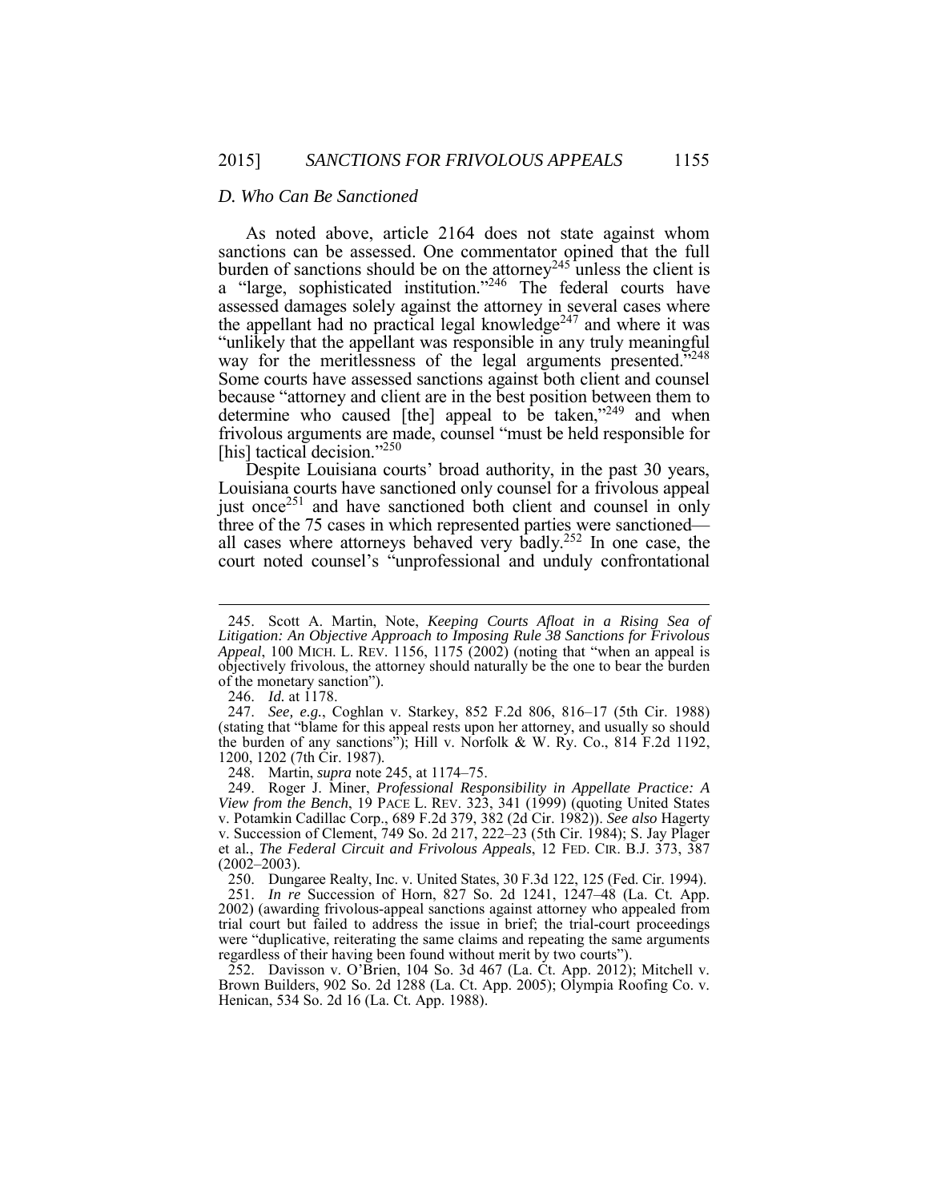### *D. Who Can Be Sanctioned*

As noted above, article 2164 does not state against whom sanctions can be assessed. One commentator opined that the full burden of sanctions should be on the attorney[245] unless the client is a "large, sophisticated institution."[246] The federal courts have assessed damages solely against the attorney in several cases where the appellant had no practical legal knowledge[247] and where it was "unlikely that the appellant was responsible in any truly meaningful way for the meritlessness of the legal arguments presented."[248] Some courts have assessed sanctions against both client and counsel because "attorney and client are in the best position between them to determine who caused [the] appeal to be taken,"[249] and when frivolous arguments are made, counsel "must be held responsible for [his] tactical decision."[250]

Despite Louisiana courts' broad authority, in the past 30 years, Louisiana courts have sanctioned only counsel for a frivolous appeal just once[251] and have sanctioned both client and counsel in only three of the 75 cases in which represented parties were sanctioned—all cases where attorneys behaved very badly.[252] In one case, the court noted counsel's "unprofessional and unduly confrontational

---

245. Scott A. Martin, Note, *Keeping Courts Afloat in a Rising Sea of Litigation: An Objective Approach to Imposing Rule 38 Sanctions for Frivolous Appeal*, 100 MICH. L. REV. 1156, 1175 (2002) (noting that "when an appeal is objectively frivolous, the attorney should naturally be the one to bear the burden of the monetary sanction").

246. *Id.* at 1178.

247. *See, e.g.*, Coghlan v. Starkey, 852 F.2d 806, 816–17 (5th Cir. 1988) (stating that "blame for this appeal rests upon her attorney, and usually so should the burden of any sanctions"); Hill v. Norfolk & W. Ry. Co., 814 F.2d 1192, 1200, 1202 (7th Cir. 1987).

248. Martin, *supra* note 245, at 1174–75.

249. Roger J. Miner, *Professional Responsibility in Appellate Practice: A View from the Bench*, 19 PACE L. REV. 323, 341 (1999) (quoting United States v. Potamkin Cadillac Corp., 689 F.2d 379, 382 (2d Cir. 1982)). *See also* Hagerty v. Succession of Clement, 749 So. 2d 217, 222–23 (5th Cir. 1984); S. Jay Plager et al., *The Federal Circuit and Frivolous Appeals*, 12 FED. CIR. B.J. 373, 387 (2002–2003).

250. Dungaree Realty, Inc. v. United States, 30 F.3d 122, 125 (Fed. Cir. 1994).

251. *In re* Succession of Horn, 827 So. 2d 1241, 1247–48 (La. Ct. App. 2002) (awarding frivolous-appeal sanctions against attorney who appealed from trial court but failed to address the issue in brief; the trial-court proceedings were "duplicative, reiterating the same claims and repeating the same arguments regardless of their having been found without merit by two courts").

252. Davisson v. O'Brien, 104 So. 3d 467 (La. Ct. App. 2012); Mitchell v. Brown Builders, 902 So. 2d 1288 (La. Ct. App. 2005); Olympia Roofing Co. v. Henican, 534 So. 2d 16 (La. Ct. App. 1988).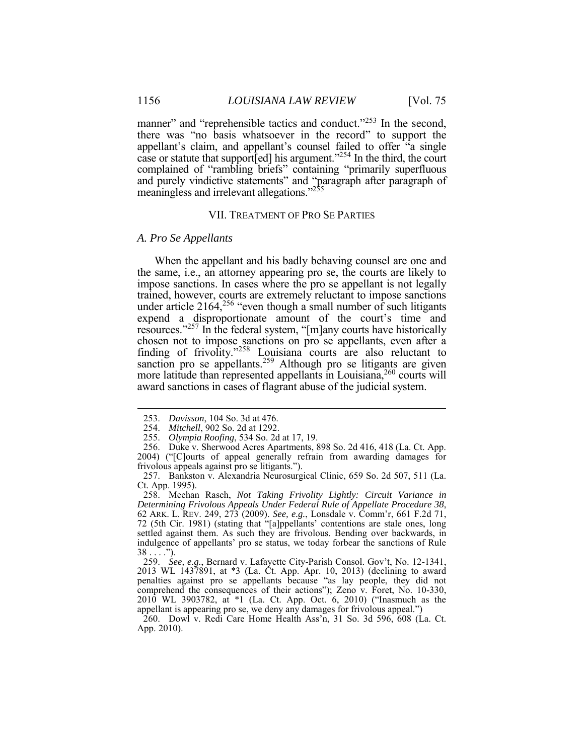manner" and "reprehensible tactics and conduct."[253] In the second, there was "no basis whatsoever in the record" to support the appellant's claim, and appellant's counsel failed to offer "a single case or statute that support[ed] his argument."[254] In the third, the court complained of "rambling briefs" containing "primarily superfluous and purely vindictive statements" and "paragraph after paragraph of meaningless and irrelevant allegations."[255]

## VII. TREATMENT OF PRO SE PARTIES

### *A. Pro Se Appellants*

When the appellant and his badly behaving counsel are one and the same, i.e., an attorney appearing pro se, the courts are likely to impose sanctions. In cases where the pro se appellant is not legally trained, however, courts are extremely reluctant to impose sanctions under article 2164,[256] "even though a small number of such litigants expend a disproportionate amount of the court's time and resources."[257] In the federal system, "[m]any courts have historically chosen not to impose sanctions on pro se appellants, even after a finding of frivolity."[258] Louisiana courts are also reluctant to sanction pro se appellants.[259] Although pro se litigants are given more latitude than represented appellants in Louisiana,[260] courts will award sanctions in cases of flagrant abuse of the judicial system.

---

253. *Davisson*, 104 So. 3d at 476.

254. *Mitchell*, 902 So. 2d at 1292.

255. *Olympia Roofing*, 534 So. 2d at 17, 19.

256. Duke v. Sherwood Acres Apartments, 898 So. 2d 416, 418 (La. Ct. App. 2004) ("[C]ourts of appeal generally refrain from awarding damages for frivolous appeals against pro se litigants.").

257. Bankston v. Alexandria Neurosurgical Clinic, 659 So. 2d 507, 511 (La. Ct. App. 1995).

258. Meehan Rasch, *Not Taking Frivolity Lightly: Circuit Variance in Determining Frivolous Appeals Under Federal Rule of Appellate Procedure 38*, 62 ARK. L. REV. 249, 273 (2009). *See, e.g.*, Lonsdale v. Comm'r, 661 F.2d 71, 72 (5th Cir. 1981) (stating that "[a]ppellants' contentions are stale ones, long settled against them. As such they are frivolous. Bending over backwards, in indulgence of appellants' pro se status, we today forbear the sanctions of Rule 38 . . . .").

259. *See, e.g.*, Bernard v. Lafayette City-Parish Consol. Gov't, No. 12-1341, 2013 WL 1437891, at *3 (La. Ct. App. Apr. 10, 2013) (declining to award penalties against pro se appellants because "as lay people, they did not comprehend the consequences of their actions"); Zeno v. Foret, No. 10-330, 2010 WL 3903782, at *1 (La. Ct. App. Oct. 6, 2010) ("Inasmuch as the appellant is appearing pro se, we deny any damages for frivolous appeal.")

260. Dowl v. Redi Care Home Health Ass'n, 31 So. 3d 596, 608 (La. Ct. App. 2010).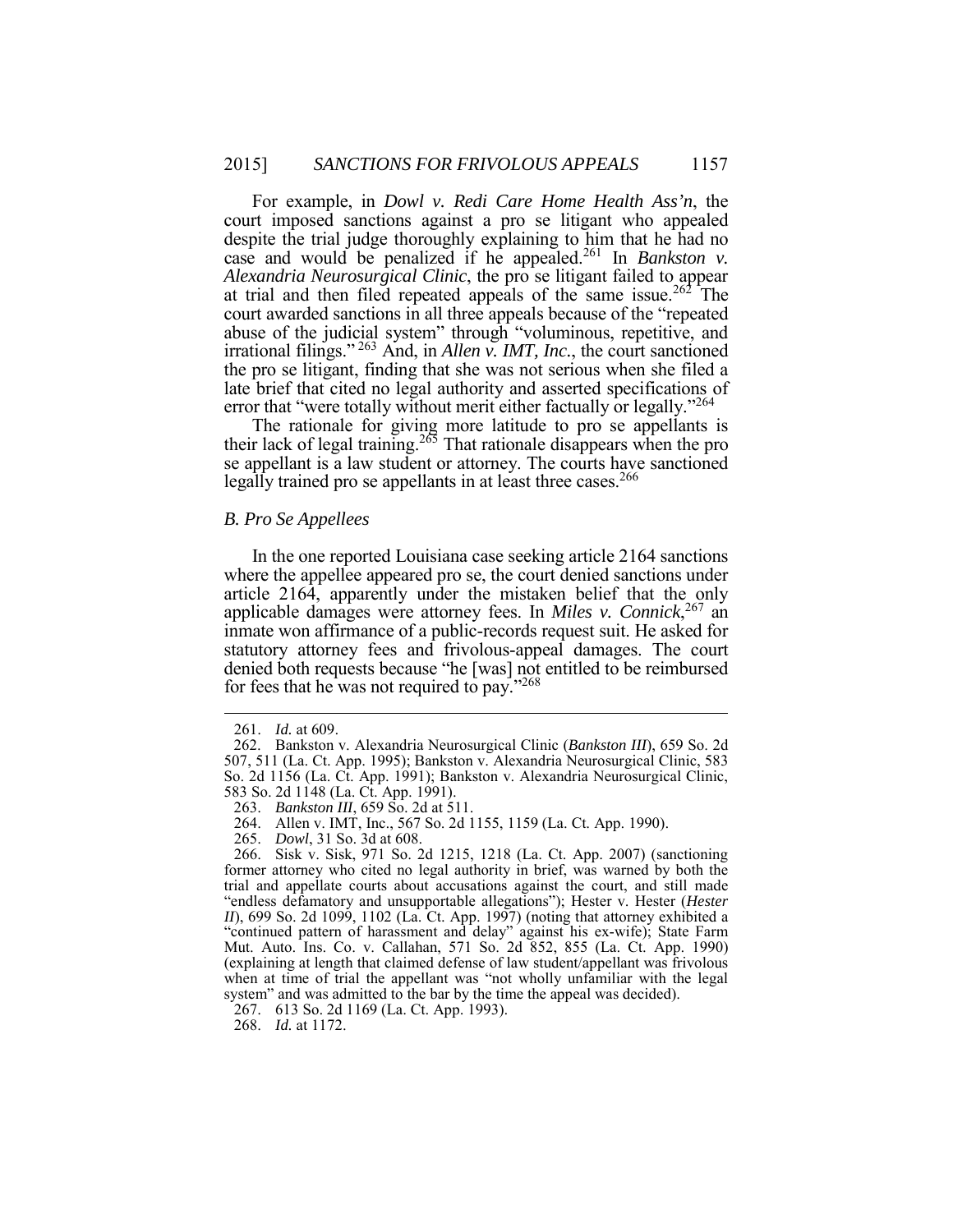For example, in *Dowl v. Redi Care Home Health Ass'n*, the court imposed sanctions against a pro se litigant who appealed despite the trial judge thoroughly explaining to him that he had no case and would be penalized if he appealed.[261] In *Bankston v. Alexandria Neurosurgical Clinic*, the pro se litigant failed to appear at trial and then filed repeated appeals of the same issue.[262] The court awarded sanctions in all three appeals because of the "repeated abuse of the judicial system" through "voluminous, repetitive, and irrational filings."[263] And, in *Allen v. IMT, Inc.*, the court sanctioned the pro se litigant, finding that she was not serious when she filed a late brief that cited no legal authority and asserted specifications of error that "were totally without merit either factually or legally."[264]

The rationale for giving more latitude to pro se appellants is their lack of legal training.[265] That rationale disappears when the pro se appellant is a law student or attorney. The courts have sanctioned legally trained pro se appellants in at least three cases.[266]

### *B. Pro Se Appellees*

In the one reported Louisiana case seeking article 2164 sanctions where the appellee appeared pro se, the court denied sanctions under article 2164, apparently under the mistaken belief that the only applicable damages were attorney fees. In *Miles v. Connick*,[267] an inmate won affirmance of a public-records request suit. He asked for statutory attorney fees and frivolous-appeal damages. The court denied both requests because "he [was] not entitled to be reimbursed for fees that he was not required to pay."[268]

---

261. *Id.* at 609.

262. Bankston v. Alexandria Neurosurgical Clinic (*Bankston III*), 659 So. 2d 507, 511 (La. Ct. App. 1995); Bankston v. Alexandria Neurosurgical Clinic, 583 So. 2d 1156 (La. Ct. App. 1991); Bankston v. Alexandria Neurosurgical Clinic, 583 So. 2d 1148 (La. Ct. App. 1991).

263. *Bankston III*, 659 So. 2d at 511.

264. Allen v. IMT, Inc., 567 So. 2d 1155, 1159 (La. Ct. App. 1990).

265. *Dowl*, 31 So. 3d at 608.

266. Sisk v. Sisk, 971 So. 2d 1215, 1218 (La. Ct. App. 2007) (sanctioning former attorney who cited no legal authority in brief, was warned by both the trial and appellate courts about accusations against the court, and still made "endless defamatory and unsupportable allegations"); Hester v. Hester (*Hester II*), 699 So. 2d 1099, 1102 (La. Ct. App. 1997) (noting that attorney exhibited a "continued pattern of harassment and delay" against his ex-wife); State Farm Mut. Auto. Ins. Co. v. Callahan, 571 So. 2d 852, 855 (La. Ct. App. 1990) (explaining at length that claimed defense of law student/appellant was frivolous when at time of trial the appellant was "not wholly unfamiliar with the legal system" and was admitted to the bar by the time the appeal was decided).

267. 613 So. 2d 1169 (La. Ct. App. 1993).

268. *Id.* at 1172.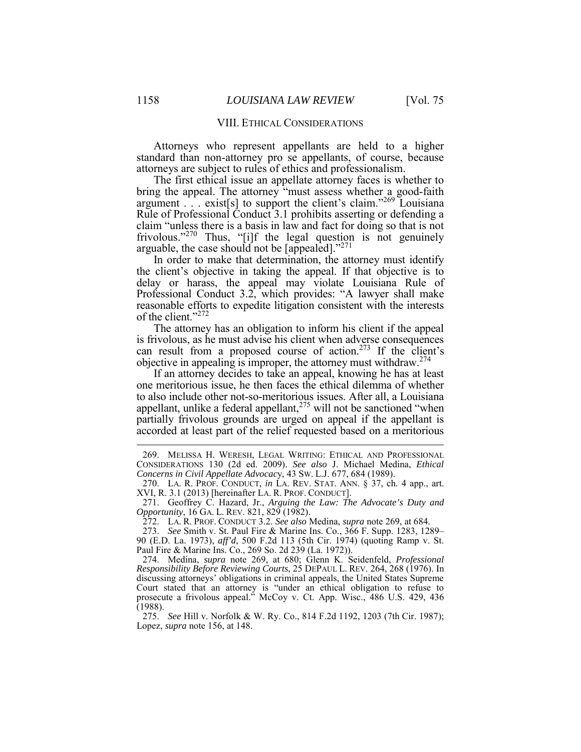## VIII. ETHICAL CONSIDERATIONS

Attorneys who represent appellants are held to a higher standard than non-attorney pro se appellants, of course, because attorneys are subject to rules of ethics and professionalism.

The first ethical issue an appellate attorney faces is whether to bring the appeal. The attorney "must assess whether a good-faith argument . . . exist[s] to support the client's claim."[269] Louisiana Rule of Professional Conduct 3.1 prohibits asserting or defending a claim "unless there is a basis in law and fact for doing so that is not frivolous."[270] Thus, "[i]f the legal question is not genuinely arguable, the case should not be [appealed]."[271]

In order to make that determination, the attorney must identify the client's objective in taking the appeal. If that objective is to delay or harass, the appeal may violate Louisiana Rule of Professional Conduct 3.2, which provides: "A lawyer shall make reasonable efforts to expedite litigation consistent with the interests of the client."[272]

The attorney has an obligation to inform his client if the appeal is frivolous, as he must advise his client when adverse consequences can result from a proposed course of action.[273] If the client's objective in appealing is improper, the attorney must withdraw.[274]

If an attorney decides to take an appeal, knowing he has at least one meritorious issue, he then faces the ethical dilemma of whether to also include other not-so-meritorious issues. After all, a Louisiana appellant, unlike a federal appellant,[275] will not be sanctioned "when partially frivolous grounds are urged on appeal if the appellant is accorded at least part of the relief requested based on a meritorious

---

269. MELISSA H. WERESH, LEGAL WRITING: ETHICAL AND PROFESSIONAL CONSIDERATIONS 130 (2d ed. 2009). *See also* J. Michael Medina, *Ethical Concerns in Civil Appellate Advocacy*, 43 SW. L.J. 677, 684 (1989).

270. LA. R. PROF. CONDUCT, *in* LA. REV. STAT. ANN. § 37, ch. 4 app., art. XVI, R. 3.1 (2013) [hereinafter LA. R. PROF. CONDUCT].

271. Geoffrey C. Hazard, Jr., *Arguing the Law: The Advocate's Duty and Opportunity*, 16 GA. L. REV. 821, 829 (1982).

272. LA. R. PROF. CONDUCT 3.2. *See also* Medina, *supra* note 269, at 684.

273. *See* Smith v. St. Paul Fire & Marine Ins. Co., 366 F. Supp. 1283, 1289–90 (E.D. La. 1973), *aff'd*, 500 F.2d 113 (5th Cir. 1974) (quoting Ramp v. St. Paul Fire & Marine Ins. Co., 269 So. 2d 239 (La. 1972)).

274. Medina, *supra* note 269, at 680; Glenn K. Seidenfeld, *Professional Responsibility Before Reviewing Courts*, 25 DEPAUL L. REV. 264, 268 (1976). In discussing attorneys' obligations in criminal appeals, the United States Supreme Court stated that an attorney is "under an ethical obligation to refuse to prosecute a frivolous appeal." McCoy v. Ct. App. Wisc., 486 U.S. 429, 436 (1988).

275. *See* Hill v. Norfolk & W. Ry. Co., 814 F.2d 1192, 1203 (7th Cir. 1987); Lopez, *supra* note 156, at 148.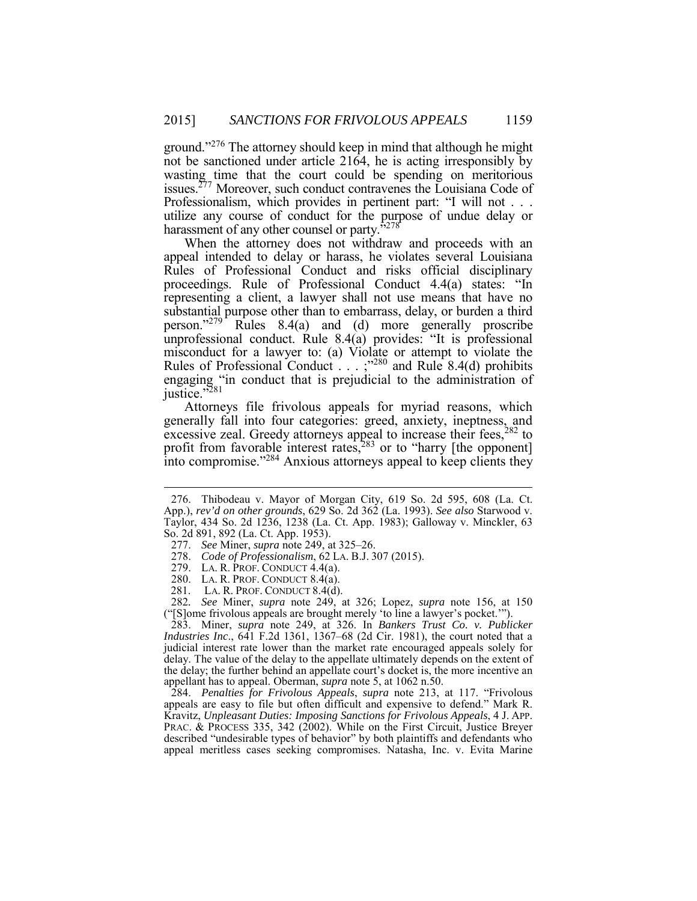ground."[276] The attorney should keep in mind that although he might not be sanctioned under article 2164, he is acting irresponsibly by wasting time that the court could be spending on meritorious issues.[277] Moreover, such conduct contravenes the Louisiana Code of Professionalism, which provides in pertinent part: "I will not . . . utilize any course of conduct for the purpose of undue delay or harassment of any other counsel or party."[278]

When the attorney does not withdraw and proceeds with an appeal intended to delay or harass, he violates several Louisiana Rules of Professional Conduct and risks official disciplinary proceedings. Rule of Professional Conduct 4.4(a) states: "In representing a client, a lawyer shall not use means that have no substantial purpose other than to embarrass, delay, or burden a third person."[279] Rules 8.4(a) and (d) more generally proscribe unprofessional conduct. Rule 8.4(a) provides: "It is professional misconduct for a lawyer to: (a) Violate or attempt to violate the Rules of Professional Conduct . . . ;"[280] and Rule 8.4(d) prohibits engaging "in conduct that is prejudicial to the administration of justice."[281]

Attorneys file frivolous appeals for myriad reasons, which generally fall into four categories: greed, anxiety, ineptness, and excessive zeal. Greedy attorneys appeal to increase their fees,[282] to profit from favorable interest rates,[283] or to "harry [the opponent] into compromise."[284] Anxious attorneys appeal to keep clients they

---

276. Thibodeau v. Mayor of Morgan City, 619 So. 2d 595, 608 (La. Ct. App.), *rev'd on other grounds*, 629 So. 2d 362 (La. 1993). *See also* Starwood v. Taylor, 434 So. 2d 1236, 1238 (La. Ct. App. 1983); Galloway v. Minckler, 63 So. 2d 891, 892 (La. Ct. App. 1953).

277. *See* Miner, *supra* note 249, at 325–26.

278. *Code of Professionalism*, 62 LA. B.J. 307 (2015).

279. LA. R. PROF. CONDUCT 4.4(a).

280. LA. R. PROF. CONDUCT 8.4(a).

281. LA. R. PROF. CONDUCT 8.4(d).

282. *See* Miner, *supra* note 249, at 326; Lopez, *supra* note 156, at 150 ("[S]ome frivolous appeals are brought merely 'to line a lawyer's pocket.'").

283. Miner, *supra* note 249, at 326. In *Bankers Trust Co. v. Publicker Industries Inc*., 641 F.2d 1361, 1367–68 (2d Cir. 1981), the court noted that a judicial interest rate lower than the market rate encouraged appeals solely for delay. The value of the delay to the appellate ultimately depends on the extent of the delay; the further behind an appellate court's docket is, the more incentive an appellant has to appeal. Oberman, *supra* note 5, at 1062 n.50.

284. *Penalties for Frivolous Appeals*, *supra* note 213, at 117. "Frivolous appeals are easy to file but often difficult and expensive to defend." Mark R. Kravitz, *Unpleasant Duties: Imposing Sanctions for Frivolous Appeals*, 4 J. APP. PRAC. & PROCESS 335, 342 (2002). While on the First Circuit, Justice Breyer described "undesirable types of behavior" by both plaintiffs and defendants who appeal meritless cases seeking compromises. Natasha, Inc. v. Evita Marine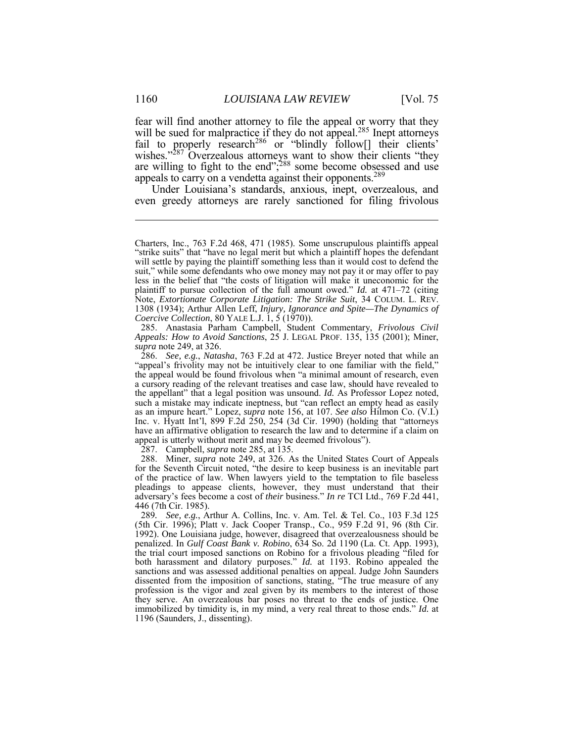fear will find another attorney to file the appeal or worry that they will be sued for malpractice if they do not appeal.[285] Inept attorneys fail to properly research[286] or "blindly follow[] their clients' wishes."[287] Overzealous attorneys want to show their clients "they are willing to fight to the end";[288] some become obsessed and use appeals to carry on a vendetta against their opponents.[289]

Under Louisiana's standards, anxious, inept, overzealous, and even greedy attorneys are rarely sanctioned for filing frivolous

---

Charters, Inc., 763 F.2d 468, 471 (1985). Some unscrupulous plaintiffs appeal "strike suits" that "have no legal merit but which a plaintiff hopes the defendant will settle by paying the plaintiff something less than it would cost to defend the suit," while some defendants who owe money may not pay it or may offer to pay less in the belief that "the costs of litigation will make it uneconomic for the plaintiff to pursue collection of the full amount owed." *Id.* at 471–72 (citing Note, *Extortionate Corporate Litigation: The Strike Suit*, 34 COLUM. L. REV. 1308 (1934); Arthur Allen Leff, *Injury, Ignorance and Spite—The Dynamics of Coercive Collection*, 80 YALE L.J. 1, 5 (1970)).

285. Anastasia Parham Campbell, Student Commentary, *Frivolous Civil Appeals: How to Avoid Sanctions*, 25 J. LEGAL PROF. 135, 135 (2001); Miner, *supra* note 249, at 326.

286. *See, e.g.*, *Natasha*, 763 F.2d at 472. Justice Breyer noted that while an "appeal's frivolity may not be intuitively clear to one familiar with the field," the appeal would be found frivolous when "a minimal amount of research, even a cursory reading of the relevant treatises and case law, should have revealed to the appellant" that a legal position was unsound. *Id.* As Professor Lopez noted, such a mistake may indicate ineptness, but "can reflect an empty head as easily as an impure heart." Lopez, *supra* note 156, at 107. *See also* Hilmon Co. (V.I.) Inc. v. Hyatt Int'l, 899 F.2d 250, 254 (3d Cir. 1990) (holding that "attorneys have an affirmative obligation to research the law and to determine if a claim on appeal is utterly without merit and may be deemed frivolous").

287. Campbell, *supra* note 285, at 135.

288. Miner, *supra* note 249, at 326. As the United States Court of Appeals for the Seventh Circuit noted, "the desire to keep business is an inevitable part of the practice of law. When lawyers yield to the temptation to file baseless pleadings to appease clients, however, they must understand that their adversary's fees become a cost of *their* business." *In re* TCI Ltd., 769 F.2d 441, 446 (7th Cir. 1985).

289. *See, e.g.*, Arthur A. Collins, Inc. v. Am. Tel. & Tel. Co., 103 F.3d 125 (5th Cir. 1996); Platt v. Jack Cooper Transp., Co., 959 F.2d 91, 96 (8th Cir. 1992). One Louisiana judge, however, disagreed that overzealousness should be penalized. In *Gulf Coast Bank v. Robino*, 634 So. 2d 1190 (La. Ct. App. 1993), the trial court imposed sanctions on Robino for a frivolous pleading "filed for both harassment and dilatory purposes." *Id.* at 1193. Robino appealed the sanctions and was assessed additional penalties on appeal. Judge John Saunders dissented from the imposition of sanctions, stating, "The true measure of any profession is the vigor and zeal given by its members to the interest of those they serve. An overzealous bar poses no threat to the ends of justice. One immobilized by timidity is, in my mind, a very real threat to those ends." *Id.* at 1196 (Saunders, J., dissenting).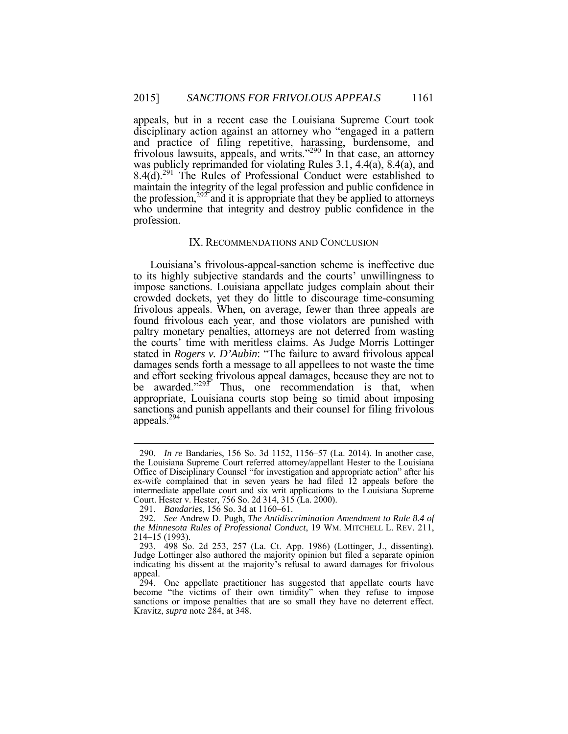appeals, but in a recent case the Louisiana Supreme Court took disciplinary action against an attorney who "engaged in a pattern and practice of filing repetitive, harassing, burdensome, and frivolous lawsuits, appeals, and writs."[290] In that case, an attorney was publicly reprimanded for violating Rules 3.1, 4.4(a), 8.4(a), and 8.4(d).[291] The Rules of Professional Conduct were established to maintain the integrity of the legal profession and public confidence in the profession,[292] and it is appropriate that they be applied to attorneys who undermine that integrity and destroy public confidence in the profession.

## IX. RECOMMENDATIONS AND CONCLUSION

Louisiana's frivolous-appeal-sanction scheme is ineffective due to its highly subjective standards and the courts' unwillingness to impose sanctions. Louisiana appellate judges complain about their crowded dockets, yet they do little to discourage time-consuming frivolous appeals. When, on average, fewer than three appeals are found frivolous each year, and those violators are punished with paltry monetary penalties, attorneys are not deterred from wasting the courts' time with meritless claims. As Judge Morris Lottinger stated in *Rogers v. D'Aubin*: "The failure to award frivolous appeal damages sends forth a message to all appellees to not waste the time and effort seeking frivolous appeal damages, because they are not to be awarded."[293] Thus, one recommendation is that, when appropriate, Louisiana courts stop being so timid about imposing sanctions and punish appellants and their counsel for filing frivolous appeals.[294]

---

290. *In re* Bandaries, 156 So. 3d 1152, 1156–57 (La. 2014). In another case, the Louisiana Supreme Court referred attorney/appellant Hester to the Louisiana Office of Disciplinary Counsel "for investigation and appropriate action" after his ex-wife complained that in seven years he had filed 12 appeals before the intermediate appellate court and six writ applications to the Louisiana Supreme Court. Hester v. Hester, 756 So. 2d 314, 315 (La. 2000).

291. *Bandaries*, 156 So. 3d at 1160–61.

292. *See* Andrew D. Pugh, *The Antidiscrimination Amendment to Rule 8.4 of the Minnesota Rules of Professional Conduct*, 19 WM. MITCHELL L. REV. 211, 214–15 (1993).

293. 498 So. 2d 253, 257 (La. Ct. App. 1986) (Lottinger, J., dissenting). Judge Lottinger also authored the majority opinion but filed a separate opinion indicating his dissent at the majority's refusal to award damages for frivolous appeal.

294. One appellate practitioner has suggested that appellate courts have become "the victims of their own timidity" when they refuse to impose sanctions or impose penalties that are so small they have no deterrent effect. Kravitz, *supra* note 284, at 348.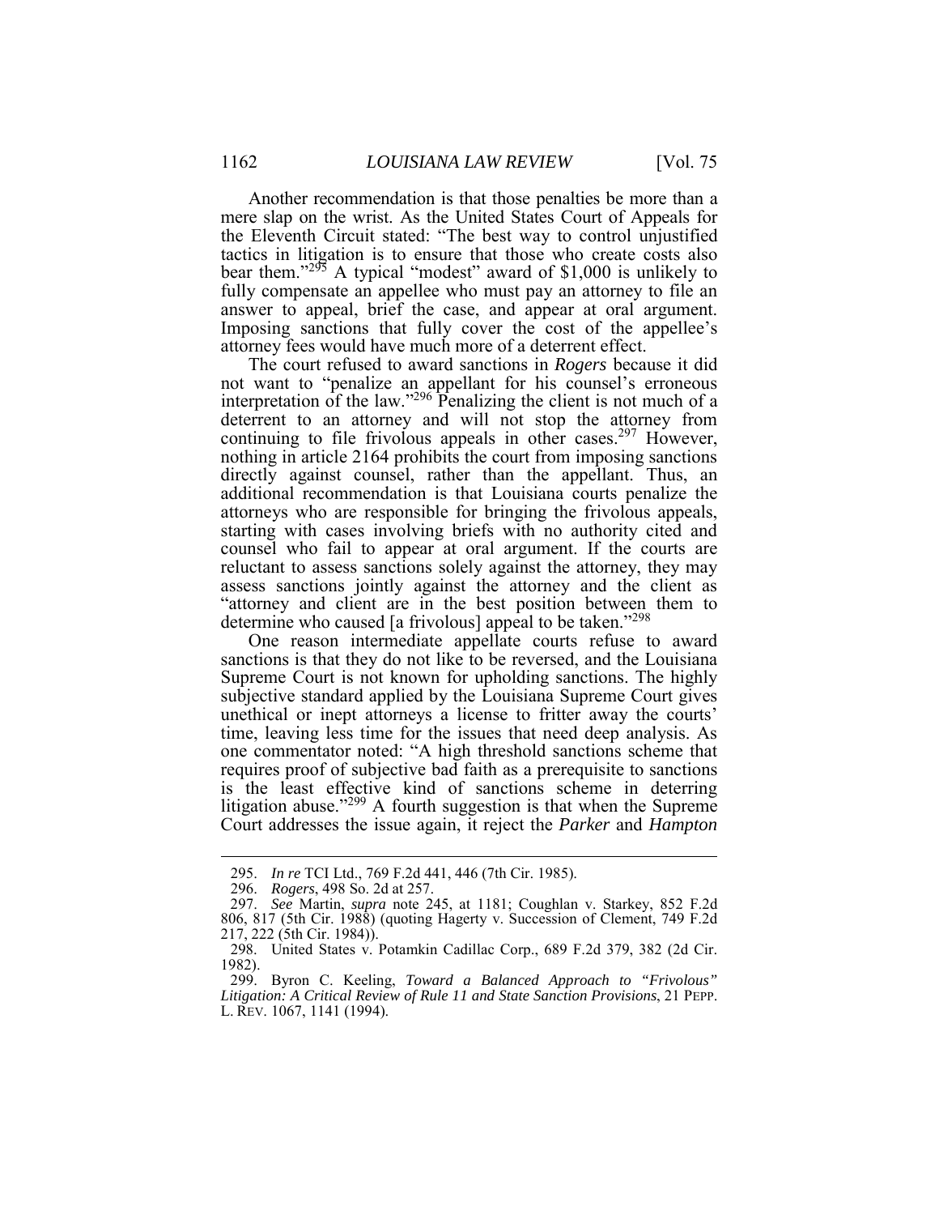Another recommendation is that those penalties be more than a mere slap on the wrist. As the United States Court of Appeals for the Eleventh Circuit stated: "The best way to control unjustified tactics in litigation is to ensure that those who create costs also bear them."[295] A typical "modest" award of $1,000 is unlikely to fully compensate an appellee who must pay an attorney to file an answer to appeal, brief the case, and appear at oral argument. Imposing sanctions that fully cover the cost of the appellee's attorney fees would have much more of a deterrent effect.

The court refused to award sanctions in *Rogers* because it did not want to "penalize an appellant for his counsel's erroneous interpretation of the law."[296] Penalizing the client is not much of a deterrent to an attorney and will not stop the attorney from continuing to file frivolous appeals in other cases.[297] However, nothing in article 2164 prohibits the court from imposing sanctions directly against counsel, rather than the appellant. Thus, an additional recommendation is that Louisiana courts penalize the attorneys who are responsible for bringing the frivolous appeals, starting with cases involving briefs with no authority cited and counsel who fail to appear at oral argument. If the courts are reluctant to assess sanctions solely against the attorney, they may assess sanctions jointly against the attorney and the client as "attorney and client are in the best position between them to determine who caused [a frivolous] appeal to be taken."[298]

One reason intermediate appellate courts refuse to award sanctions is that they do not like to be reversed, and the Louisiana Supreme Court is not known for upholding sanctions. The highly subjective standard applied by the Louisiana Supreme Court gives unethical or inept attorneys a license to fritter away the courts' time, leaving less time for the issues that need deep analysis. As one commentator noted: "A high threshold sanctions scheme that requires proof of subjective bad faith as a prerequisite to sanctions is the least effective kind of sanctions scheme in deterring litigation abuse."[299] A fourth suggestion is that when the Supreme Court addresses the issue again, it reject the *Parker* and *Hampton*

---

295. *In re* TCI Ltd., 769 F.2d 441, 446 (7th Cir. 1985).

296. *Rogers*, 498 So. 2d at 257.

297. *See* Martin, *supra* note 245, at 1181; Coughlan v. Starkey, 852 F.2d 806, 817 (5th Cir. 1988) (quoting Hagerty v. Succession of Clement, 749 F.2d 217, 222 (5th Cir. 1984)).

298. United States v. Potamkin Cadillac Corp., 689 F.2d 379, 382 (2d Cir. 1982).

299. Byron C. Keeling, *Toward a Balanced Approach to "Frivolous" Litigation: A Critical Review of Rule 11 and State Sanction Provisions*, 21 PEPP. L. REV. 1067, 1141 (1994).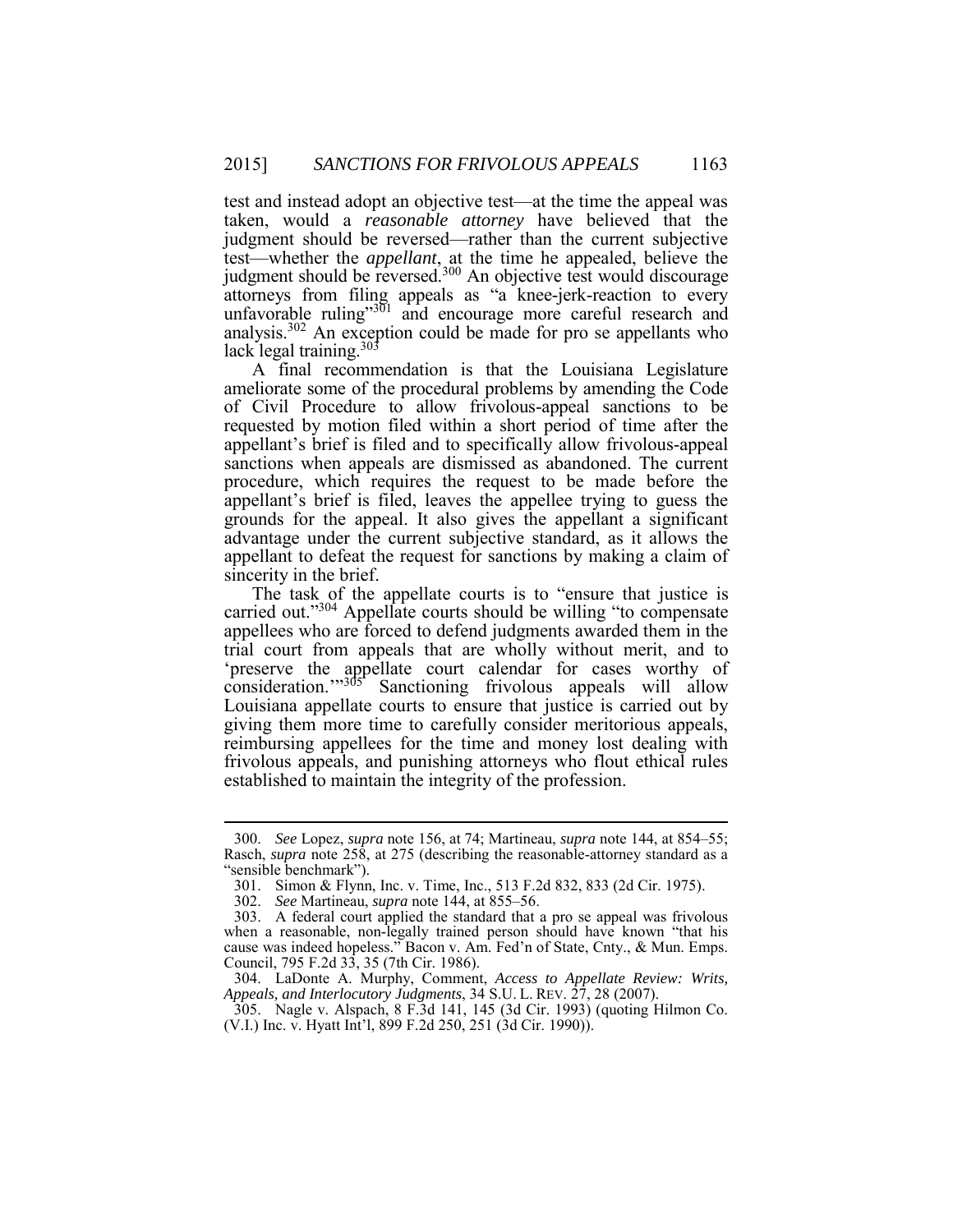test and instead adopt an objective test—at the time the appeal was taken, would a *reasonable attorney* have believed that the judgment should be reversed—rather than the current subjective test—whether the *appellant*, at the time he appealed, believe the judgment should be reversed.[300] An objective test would discourage attorneys from filing appeals as "a knee-jerk-reaction to every unfavorable ruling"[301] and encourage more careful research and analysis.[302] An exception could be made for pro se appellants who lack legal training.[303]

A final recommendation is that the Louisiana Legislature ameliorate some of the procedural problems by amending the Code of Civil Procedure to allow frivolous-appeal sanctions to be requested by motion filed within a short period of time after the appellant's brief is filed and to specifically allow frivolous-appeal sanctions when appeals are dismissed as abandoned. The current procedure, which requires the request to be made before the appellant's brief is filed, leaves the appellee trying to guess the grounds for the appeal. It also gives the appellant a significant advantage under the current subjective standard, as it allows the appellant to defeat the request for sanctions by making a claim of sincerity in the brief.

The task of the appellate courts is to "ensure that justice is carried out."[304] Appellate courts should be willing "to compensate appellees who are forced to defend judgments awarded them in the trial court from appeals that are wholly without merit, and to 'preserve the appellate court calendar for cases worthy of consideration.'"[305] Sanctioning frivolous appeals will allow Louisiana appellate courts to ensure that justice is carried out by giving them more time to carefully consider meritorious appeals, reimbursing appellees for the time and money lost dealing with frivolous appeals, and punishing attorneys who flout ethical rules established to maintain the integrity of the profession.

---

300. *See* Lopez, *supra* note 156, at 74; Martineau, *supra* note 144, at 854–55; Rasch, *supra* note 258, at 275 (describing the reasonable-attorney standard as a "sensible benchmark").

301. Simon & Flynn, Inc. v. Time, Inc., 513 F.2d 832, 833 (2d Cir. 1975).

302. *See* Martineau, *supra* note 144, at 855–56.

303. A federal court applied the standard that a pro se appeal was frivolous when a reasonable, non-legally trained person should have known "that his cause was indeed hopeless." Bacon v. Am. Fed'n of State, Cnty., & Mun. Emps. Council, 795 F.2d 33, 35 (7th Cir. 1986).

304. LaDonte A. Murphy, Comment, *Access to Appellate Review: Writs, Appeals, and Interlocutory Judgments*, 34 S.U. L. REV. 27, 28 (2007).

305. Nagle v. Alspach, 8 F.3d 141, 145 (3d Cir. 1993) (quoting Hilmon Co. (V.I.) Inc. v. Hyatt Int'l, 899 F.2d 250, 251 (3d Cir. 1990)).